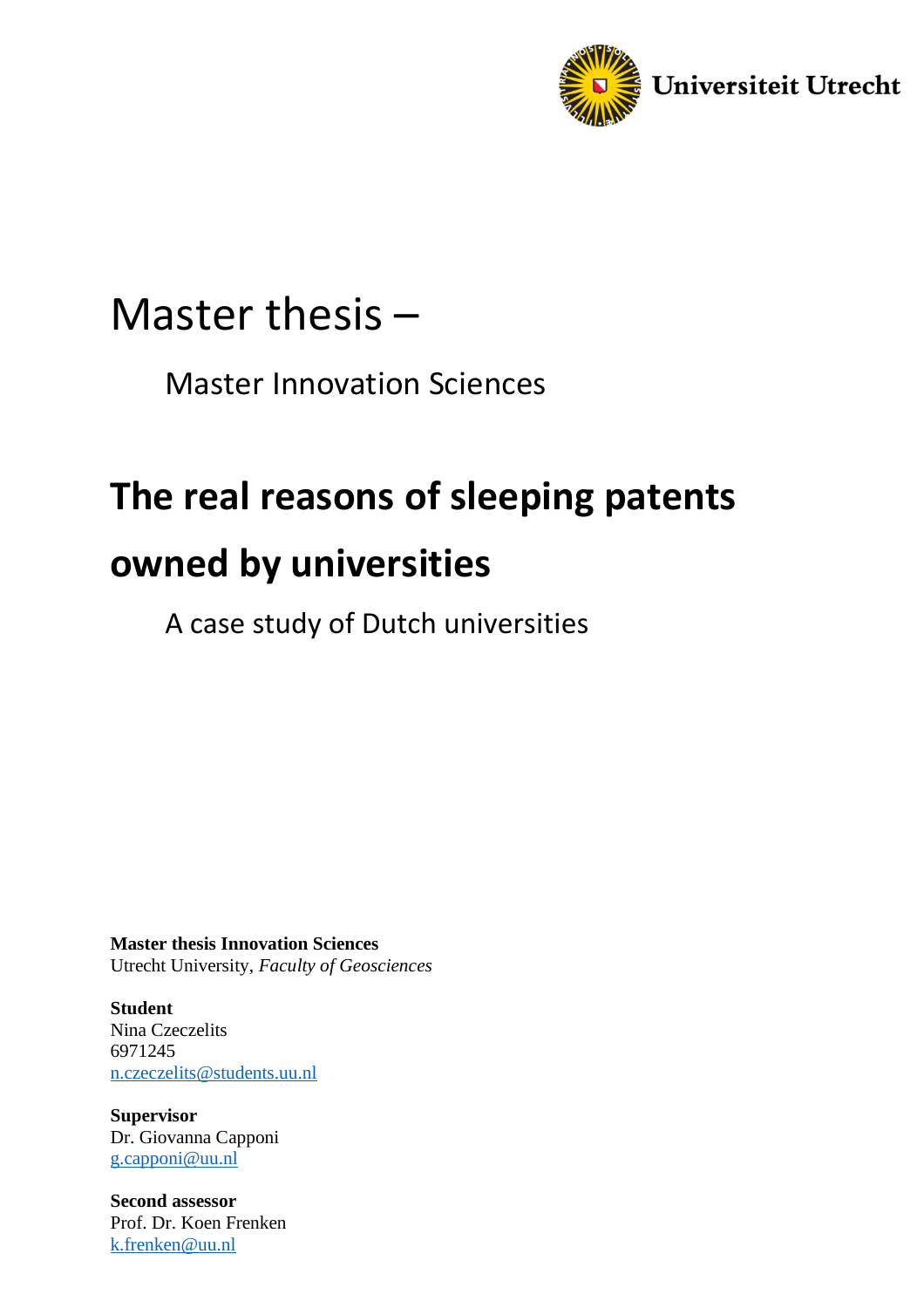Universiteit Utrecht

# Master thesis –

Master Innovation Sciences

# The real reasons of sleeping patents owned by universities

A case study of Dutch universities

**Master thesis Innovation Sciences**
Utrecht University, *Faculty of Geosciences*

**Student**
Nina Czeczelits
6971245
n.czeczelits@students.uu.nl

**Supervisor**
Dr. Giovanna Capponi
g.capponi@uu.nl

**Second assessor**
Prof. Dr. Koen Frenken
k.frenken@uu.nl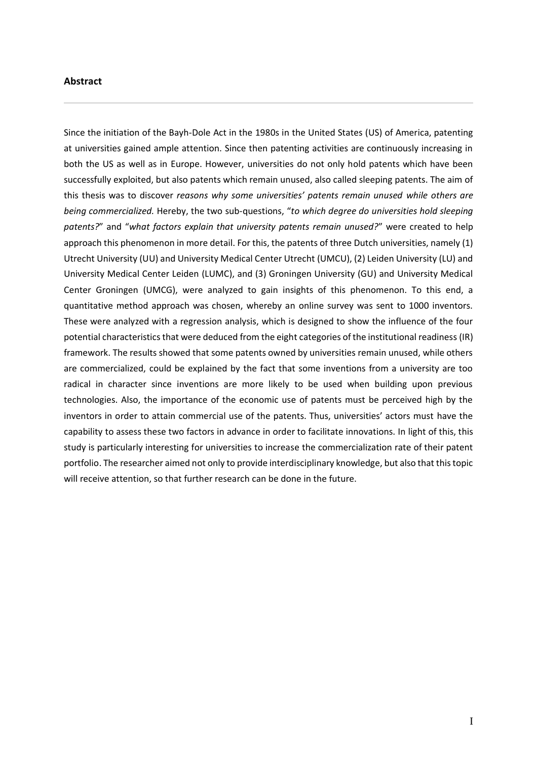## Abstract

Since the initiation of the Bayh-Dole Act in the 1980s in the United States (US) of America, patenting at universities gained ample attention. Since then patenting activities are continuously increasing in both the US as well as in Europe. However, universities do not only hold patents which have been successfully exploited, but also patents which remain unused, also called sleeping patents. The aim of this thesis was to discover *reasons why some universities' patents remain unused while others are being commercialized.* Hereby, the two sub-questions, "*to which degree do universities hold sleeping patents?*" and "*what factors explain that university patents remain unused?*" were created to help approach this phenomenon in more detail. For this, the patents of three Dutch universities, namely (1) Utrecht University (UU) and University Medical Center Utrecht (UMCU), (2) Leiden University (LU) and University Medical Center Leiden (LUMC), and (3) Groningen University (GU) and University Medical Center Groningen (UMCG), were analyzed to gain insights of this phenomenon. To this end, a quantitative method approach was chosen, whereby an online survey was sent to 1000 inventors. These were analyzed with a regression analysis, which is designed to show the influence of the four potential characteristics that were deduced from the eight categories of the institutional readiness (IR) framework. The results showed that some patents owned by universities remain unused, while others are commercialized, could be explained by the fact that some inventions from a university are too radical in character since inventions are more likely to be used when building upon previous technologies. Also, the importance of the economic use of patents must be perceived high by the inventors in order to attain commercial use of the patents. Thus, universities' actors must have the capability to assess these two factors in advance in order to facilitate innovations. In light of this, this study is particularly interesting for universities to increase the commercialization rate of their patent portfolio. The researcher aimed not only to provide interdisciplinary knowledge, but also that this topic will receive attention, so that further research can be done in the future.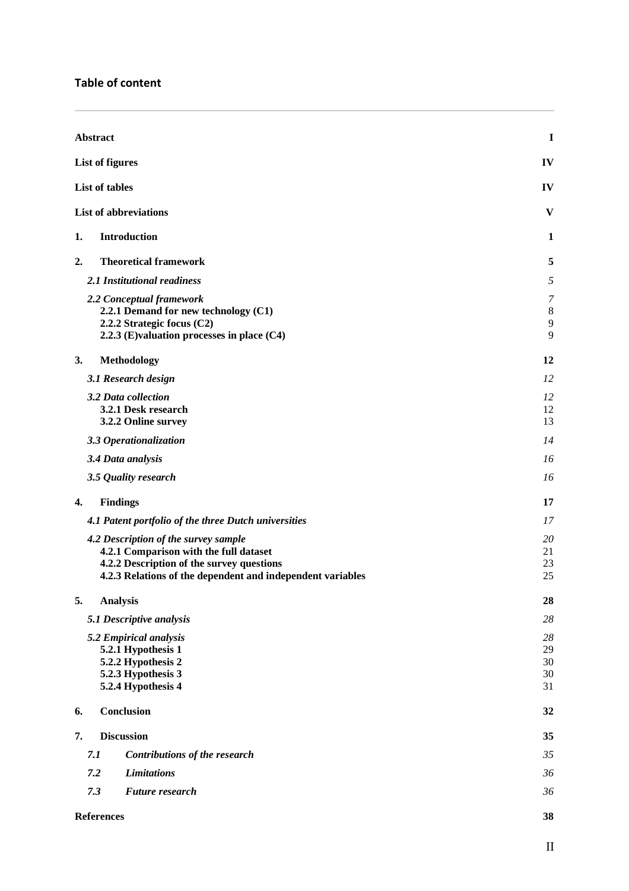## Table of content

| | |
|---|---|
| **Abstract** | **I** |
| **List of figures** | **IV** |
| **List of tables** | **IV** |
| **List of abbreviations** | **V** |
| **1. Introduction** | **1** |
| **2. Theoretical framework** | **5** |
| *2.1 Institutional readiness* | *5* |
| *2.2 Conceptual framework* | *7* |
| 2.2.1 Demand for new technology (C1) | 8 |
| 2.2.2 Strategic focus (C2) | 9 |
| 2.2.3 (E)valuation processes in place (C4) | 9 |
| **3. Methodology** | **12** |
| *3.1 Research design* | *12* |
| *3.2 Data collection* | *12* |
| 3.2.1 Desk research | 12 |
| 3.2.2 Online survey | 13 |
| *3.3 Operationalization* | *14* |
| *3.4 Data analysis* | *16* |
| *3.5 Quality research* | *16* |
| **4. Findings** | **17** |
| *4.1 Patent portfolio of the three Dutch universities* | *17* |
| *4.2 Description of the survey sample* | *20* |
| 4.2.1 Comparison with the full dataset | 21 |
| 4.2.2 Description of the survey questions | 23 |
| 4.2.3 Relations of the dependent and independent variables | 25 |
| **5. Analysis** | **28** |
| *5.1 Descriptive analysis* | *28* |
| *5.2 Empirical analysis* | *28* |
| 5.2.1 Hypothesis 1 | 29 |
| 5.2.2 Hypothesis 2 | 30 |
| 5.2.3 Hypothesis 3 | 30 |
| 5.2.4 Hypothesis 4 | 31 |
| **6. Conclusion** | **32** |
| **7. Discussion** | **35** |
| *7.1 Contributions of the research* | *35* |
| *7.2 Limitations* | *36* |
| *7.3 Future research* | *36* |
| **References** | **38** |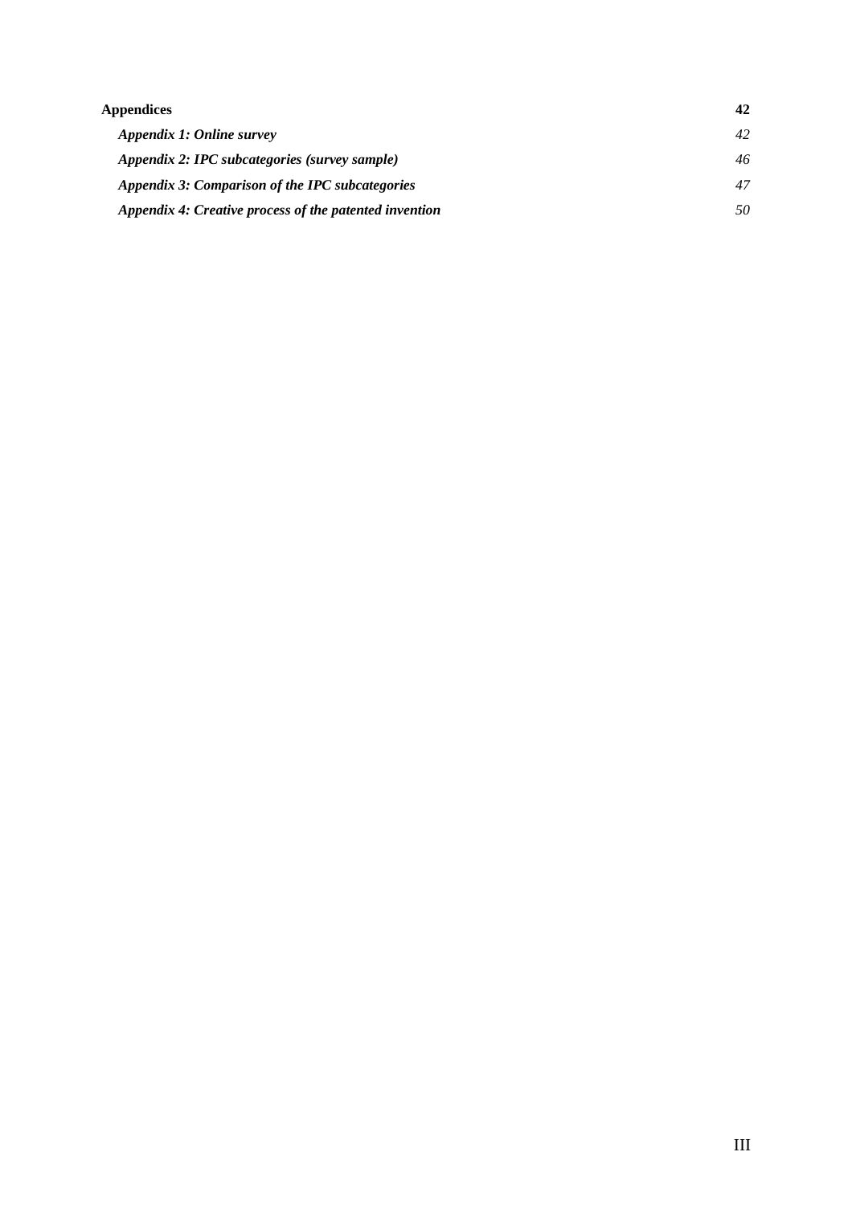**Appendices** **42**

*Appendix 1: Online survey* *42*

*Appendix 2: IPC subcategories (survey sample)* *46*

*Appendix 3: Comparison of the IPC subcategories* *47*

*Appendix 4: Creative process of the patented invention* *50*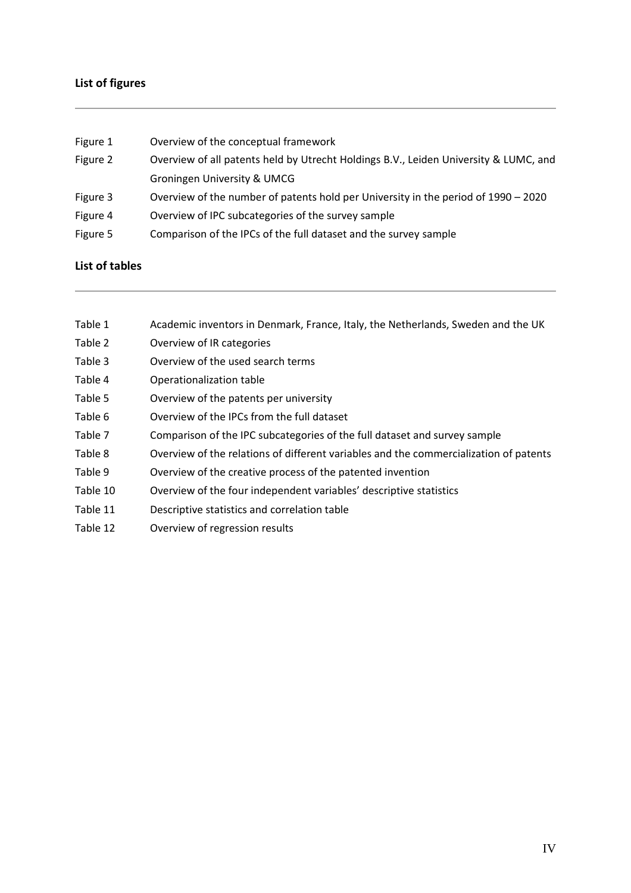## List of figures

| | |
|---|---|
| Figure 1 | Overview of the conceptual framework |
| Figure 2 | Overview of all patents held by Utrecht Holdings B.V., Leiden University & LUMC, and Groningen University & UMCG |
| Figure 3 | Overview of the number of patents hold per University in the period of 1990 – 2020 |
| Figure 4 | Overview of IPC subcategories of the survey sample |
| Figure 5 | Comparison of the IPCs of the full dataset and the survey sample |

## List of tables

| | |
|---|---|
| Table 1 | Academic inventors in Denmark, France, Italy, the Netherlands, Sweden and the UK |
| Table 2 | Overview of IR categories |
| Table 3 | Overview of the used search terms |
| Table 4 | Operationalization table |
| Table 5 | Overview of the patents per university |
| Table 6 | Overview of the IPCs from the full dataset |
| Table 7 | Comparison of the IPC subcategories of the full dataset and survey sample |
| Table 8 | Overview of the relations of different variables and the commercialization of patents |
| Table 9 | Overview of the creative process of the patented invention |
| Table 10 | Overview of the four independent variables' descriptive statistics |
| Table 11 | Descriptive statistics and correlation table |
| Table 12 | Overview of regression results |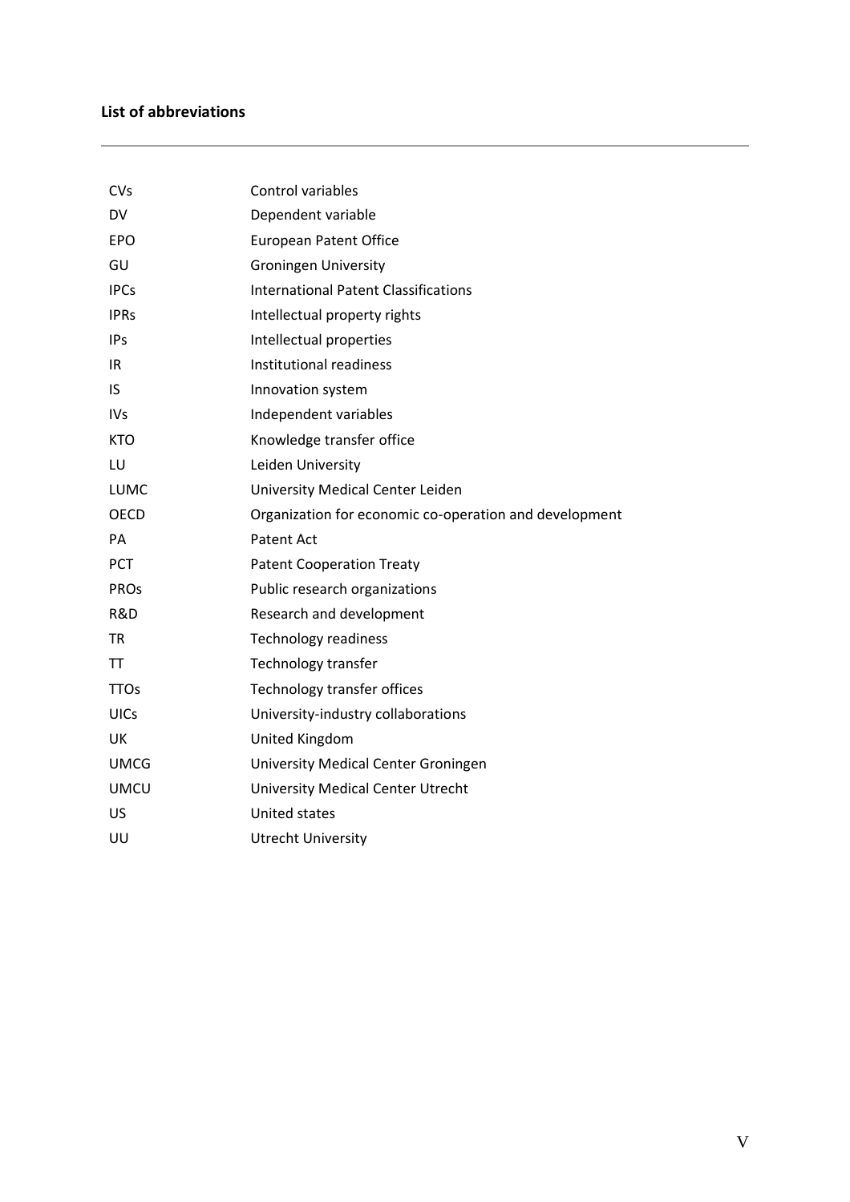# List of abbreviations

| | |
|---|---|
| CVs | Control variables |
| DV | Dependent variable |
| EPO | European Patent Office |
| GU | Groningen University |
| IPCs | International Patent Classifications |
| IPRs | Intellectual property rights |
| IPs | Intellectual properties |
| IR | Institutional readiness |
| IS | Innovation system |
| IVs | Independent variables |
| KTO | Knowledge transfer office |
| LU | Leiden University |
| LUMC | University Medical Center Leiden |
| OECD | Organization for economic co-operation and development |
| PA | Patent Act |
| PCT | Patent Cooperation Treaty |
| PROs | Public research organizations |
| R&D | Research and development |
| TR | Technology readiness |
| TT | Technology transfer |
| TTOs | Technology transfer offices |
| UICs | University-industry collaborations |
| UK | United Kingdom |
| UMCG | University Medical Center Groningen |
| UMCU | University Medical Center Utrecht |
| US | United states |
| UU | Utrecht University |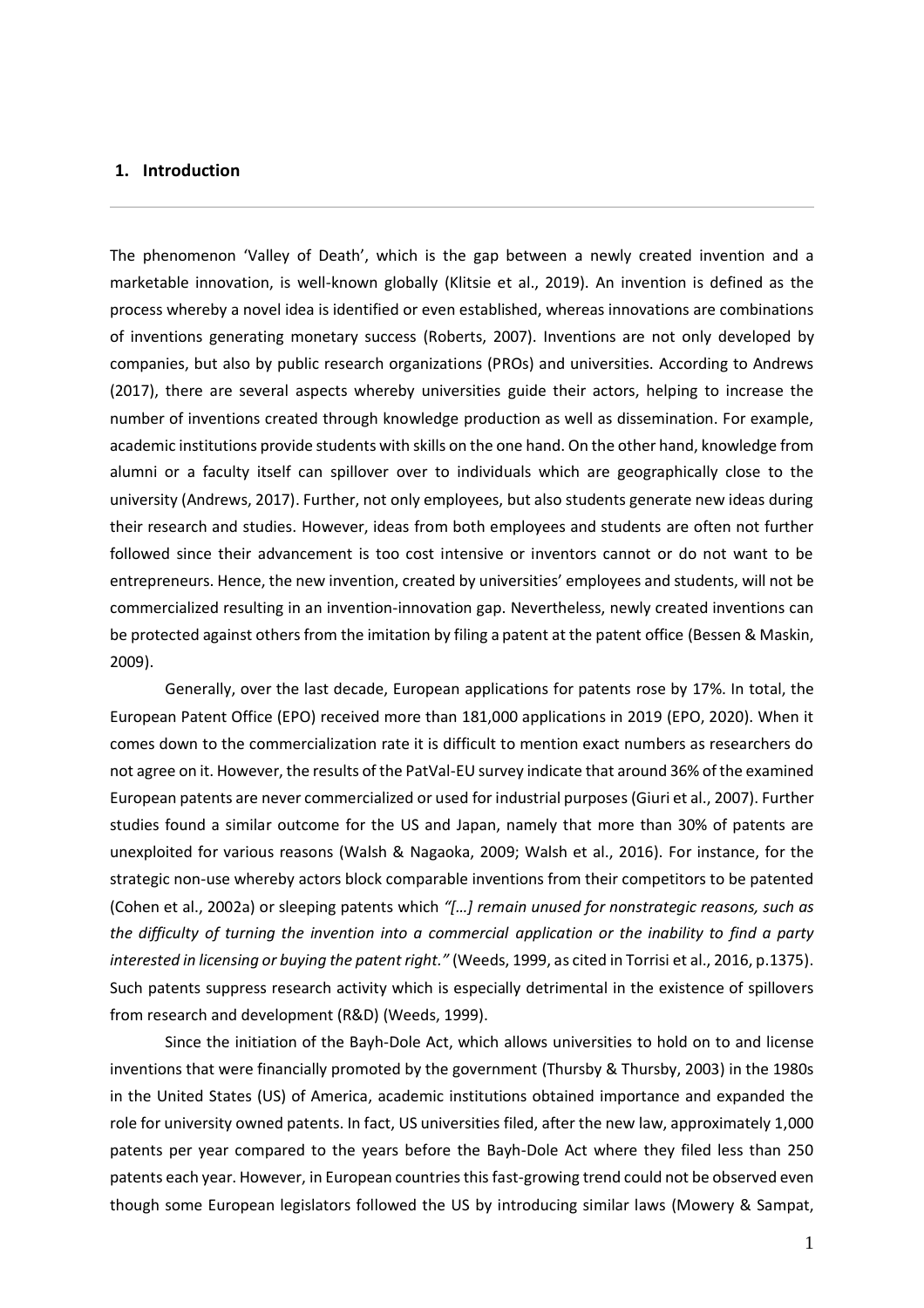## 1. Introduction

The phenomenon 'Valley of Death', which is the gap between a newly created invention and a marketable innovation, is well-known globally (Klitsie et al., 2019). An invention is defined as the process whereby a novel idea is identified or even established, whereas innovations are combinations of inventions generating monetary success (Roberts, 2007). Inventions are not only developed by companies, but also by public research organizations (PROs) and universities. According to Andrews (2017), there are several aspects whereby universities guide their actors, helping to increase the number of inventions created through knowledge production as well as dissemination. For example, academic institutions provide students with skills on the one hand. On the other hand, knowledge from alumni or a faculty itself can spillover over to individuals which are geographically close to the university (Andrews, 2017). Further, not only employees, but also students generate new ideas during their research and studies. However, ideas from both employees and students are often not further followed since their advancement is too cost intensive or inventors cannot or do not want to be entrepreneurs. Hence, the new invention, created by universities' employees and students, will not be commercialized resulting in an invention-innovation gap. Nevertheless, newly created inventions can be protected against others from the imitation by filing a patent at the patent office (Bessen & Maskin, 2009).

Generally, over the last decade, European applications for patents rose by 17%. In total, the European Patent Office (EPO) received more than 181,000 applications in 2019 (EPO, 2020). When it comes down to the commercialization rate it is difficult to mention exact numbers as researchers do not agree on it. However, the results of the PatVal-EU survey indicate that around 36% of the examined European patents are never commercialized or used for industrial purposes (Giuri et al., 2007). Further studies found a similar outcome for the US and Japan, namely that more than 30% of patents are unexploited for various reasons (Walsh & Nagaoka, 2009; Walsh et al., 2016). For instance, for the strategic non-use whereby actors block comparable inventions from their competitors to be patented (Cohen et al., 2002a) or sleeping patents which *"[…] remain unused for nonstrategic reasons, such as the difficulty of turning the invention into a commercial application or the inability to find a party interested in licensing or buying the patent right."* (Weeds, 1999, as cited in Torrisi et al., 2016, p.1375). Such patents suppress research activity which is especially detrimental in the existence of spillovers from research and development (R&D) (Weeds, 1999).

Since the initiation of the Bayh-Dole Act, which allows universities to hold on to and license inventions that were financially promoted by the government (Thursby & Thursby, 2003) in the 1980s in the United States (US) of America, academic institutions obtained importance and expanded the role for university owned patents. In fact, US universities filed, after the new law, approximately 1,000 patents per year compared to the years before the Bayh-Dole Act where they filed less than 250 patents each year. However, in European countries this fast-growing trend could not be observed even though some European legislators followed the US by introducing similar laws (Mowery & Sampat,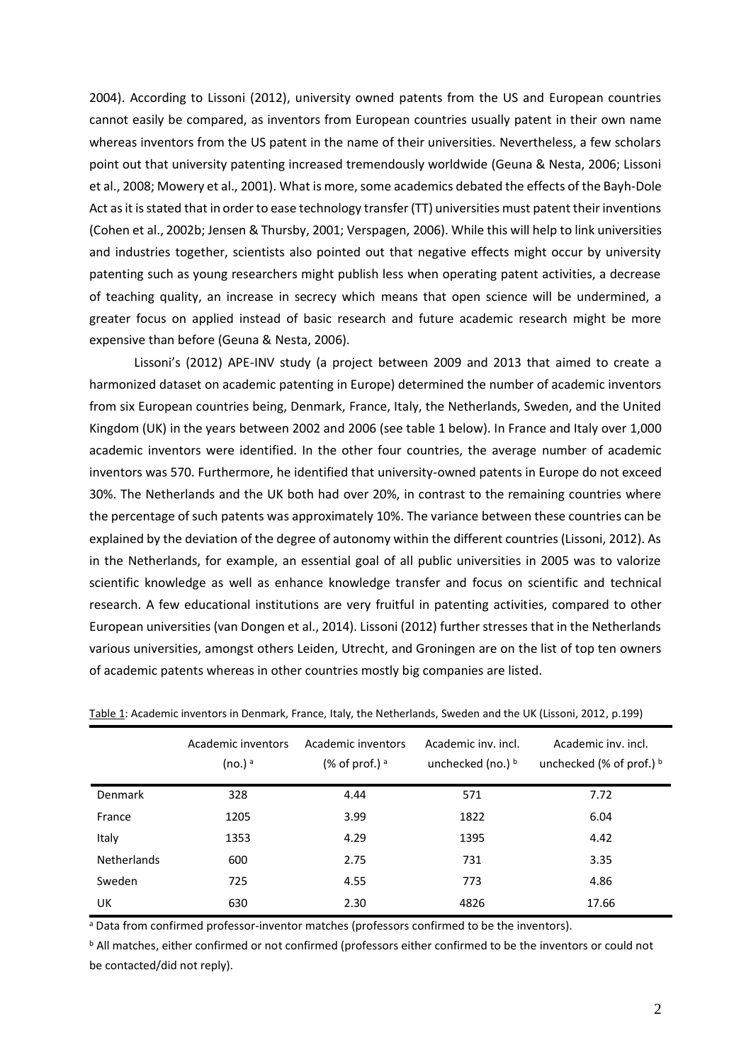2004). According to Lissoni (2012), university owned patents from the US and European countries cannot easily be compared, as inventors from European countries usually patent in their own name whereas inventors from the US patent in the name of their universities. Nevertheless, a few scholars point out that university patenting increased tremendously worldwide (Geuna & Nesta, 2006; Lissoni et al., 2008; Mowery et al., 2001). What is more, some academics debated the effects of the Bayh-Dole Act as it is stated that in order to ease technology transfer (TT) universities must patent their inventions (Cohen et al., 2002b; Jensen & Thursby, 2001; Verspagen, 2006). While this will help to link universities and industries together, scientists also pointed out that negative effects might occur by university patenting such as young researchers might publish less when operating patent activities, a decrease of teaching quality, an increase in secrecy which means that open science will be undermined, a greater focus on applied instead of basic research and future academic research might be more expensive than before (Geuna & Nesta, 2006).

Lissoni's (2012) APE-INV study (a project between 2009 and 2013 that aimed to create a harmonized dataset on academic patenting in Europe) determined the number of academic inventors from six European countries being, Denmark, France, Italy, the Netherlands, Sweden, and the United Kingdom (UK) in the years between 2002 and 2006 (see table 1 below). In France and Italy over 1,000 academic inventors were identified. In the other four countries, the average number of academic inventors was 570. Furthermore, he identified that university-owned patents in Europe do not exceed 30%. The Netherlands and the UK both had over 20%, in contrast to the remaining countries where the percentage of such patents was approximately 10%. The variance between these countries can be explained by the deviation of the degree of autonomy within the different countries (Lissoni, 2012). As in the Netherlands, for example, an essential goal of all public universities in 2005 was to valorize scientific knowledge as well as enhance knowledge transfer and focus on scientific and technical research. A few educational institutions are very fruitful in patenting activities, compared to other European universities (van Dongen et al., 2014). Lissoni (2012) further stresses that in the Netherlands various universities, amongst others Leiden, Utrecht, and Groningen are on the list of top ten owners of academic patents whereas in other countries mostly big companies are listed.

Table 1: Academic inventors in Denmark, France, Italy, the Netherlands, Sweden and the UK (Lissoni, 2012, p.199)

| | Academic inventors (no.) [a] | Academic inventors (% of prof.) [a] | Academic inv. incl. unchecked (no.) [b] | Academic inv. incl. unchecked (% of prof.) [b] |
|---|---|---|---|---|
| Denmark | 328 | 4.44 | 571 | 7.72 |
| France | 1205 | 3.99 | 1822 | 6.04 |
| Italy | 1353 | 4.29 | 1395 | 4.42 |
| Netherlands | 600 | 2.75 | 731 | 3.35 |
| Sweden | 725 | 4.55 | 773 | 4.86 |
| UK | 630 | 2.30 | 4826 | 17.66 |

[a] Data from confirmed professor-inventor matches (professors confirmed to be the inventors).

[b] All matches, either confirmed or not confirmed (professors either confirmed to be the inventors or could not be contacted/did not reply).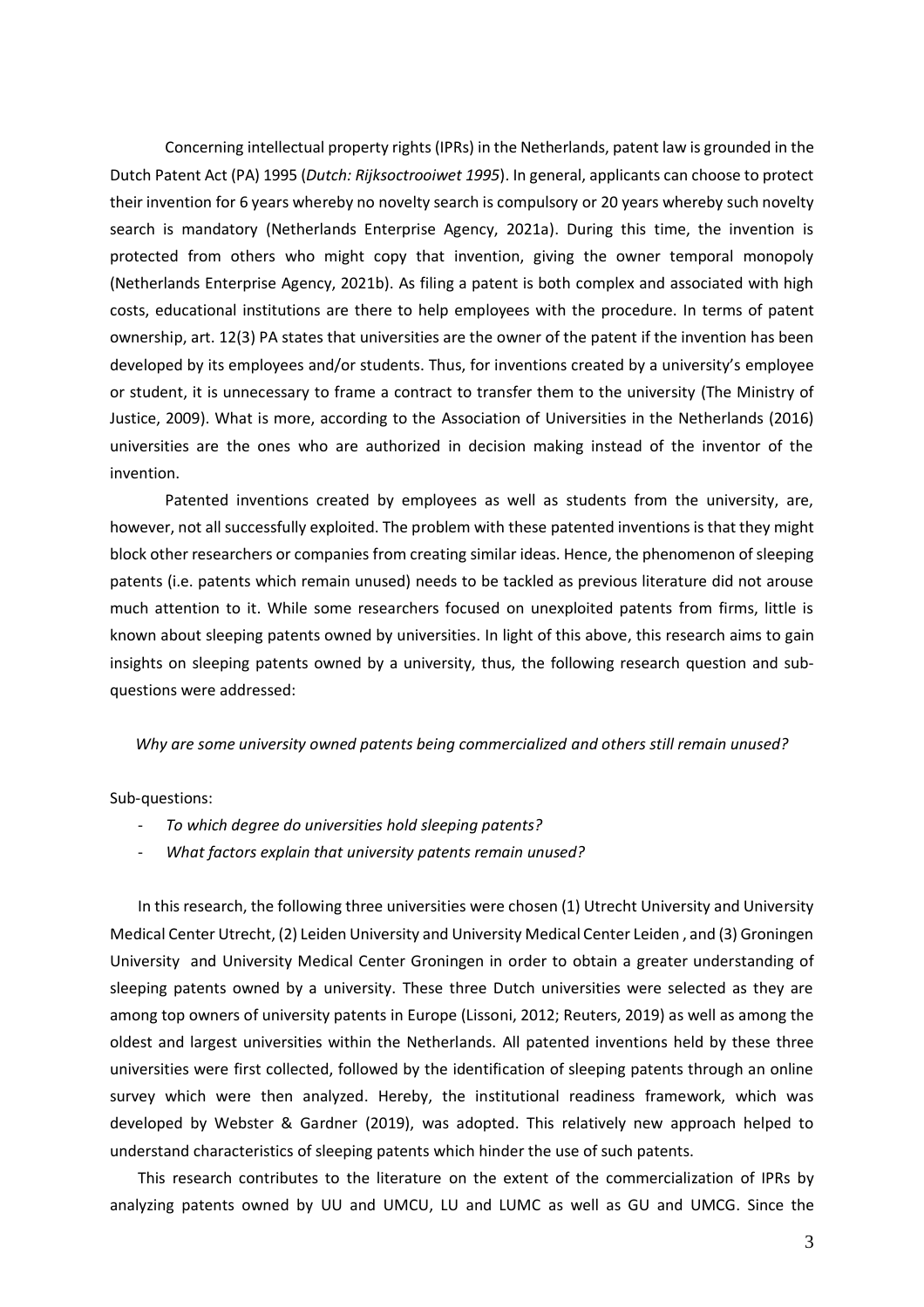Concerning intellectual property rights (IPRs) in the Netherlands, patent law is grounded in the Dutch Patent Act (PA) 1995 (*Dutch: Rijksoctrooiwet 1995*). In general, applicants can choose to protect their invention for 6 years whereby no novelty search is compulsory or 20 years whereby such novelty search is mandatory (Netherlands Enterprise Agency, 2021a). During this time, the invention is protected from others who might copy that invention, giving the owner temporal monopoly (Netherlands Enterprise Agency, 2021b). As filing a patent is both complex and associated with high costs, educational institutions are there to help employees with the procedure. In terms of patent ownership, art. 12(3) PA states that universities are the owner of the patent if the invention has been developed by its employees and/or students. Thus, for inventions created by a university's employee or student, it is unnecessary to frame a contract to transfer them to the university (The Ministry of Justice, 2009). What is more, according to the Association of Universities in the Netherlands (2016) universities are the ones who are authorized in decision making instead of the inventor of the invention.

Patented inventions created by employees as well as students from the university, are, however, not all successfully exploited. The problem with these patented inventions is that they might block other researchers or companies from creating similar ideas. Hence, the phenomenon of sleeping patents (i.e. patents which remain unused) needs to be tackled as previous literature did not arouse much attention to it. While some researchers focused on unexploited patents from firms, little is known about sleeping patents owned by universities. In light of this above, this research aims to gain insights on sleeping patents owned by a university, thus, the following research question and sub-questions were addressed:

*Why are some university owned patents being commercialized and others still remain unused?*

Sub-questions:

- *To which degree do universities hold sleeping patents?*
- *What factors explain that university patents remain unused?*

In this research, the following three universities were chosen (1) Utrecht University and University Medical Center Utrecht, (2) Leiden University and University Medical Center Leiden , and (3) Groningen University and University Medical Center Groningen in order to obtain a greater understanding of sleeping patents owned by a university. These three Dutch universities were selected as they are among top owners of university patents in Europe (Lissoni, 2012; Reuters, 2019) as well as among the oldest and largest universities within the Netherlands. All patented inventions held by these three universities were first collected, followed by the identification of sleeping patents through an online survey which were then analyzed. Hereby, the institutional readiness framework, which was developed by Webster & Gardner (2019), was adopted. This relatively new approach helped to understand characteristics of sleeping patents which hinder the use of such patents.

This research contributes to the literature on the extent of the commercialization of IPRs by analyzing patents owned by UU and UMCU, LU and LUMC as well as GU and UMCG. Since the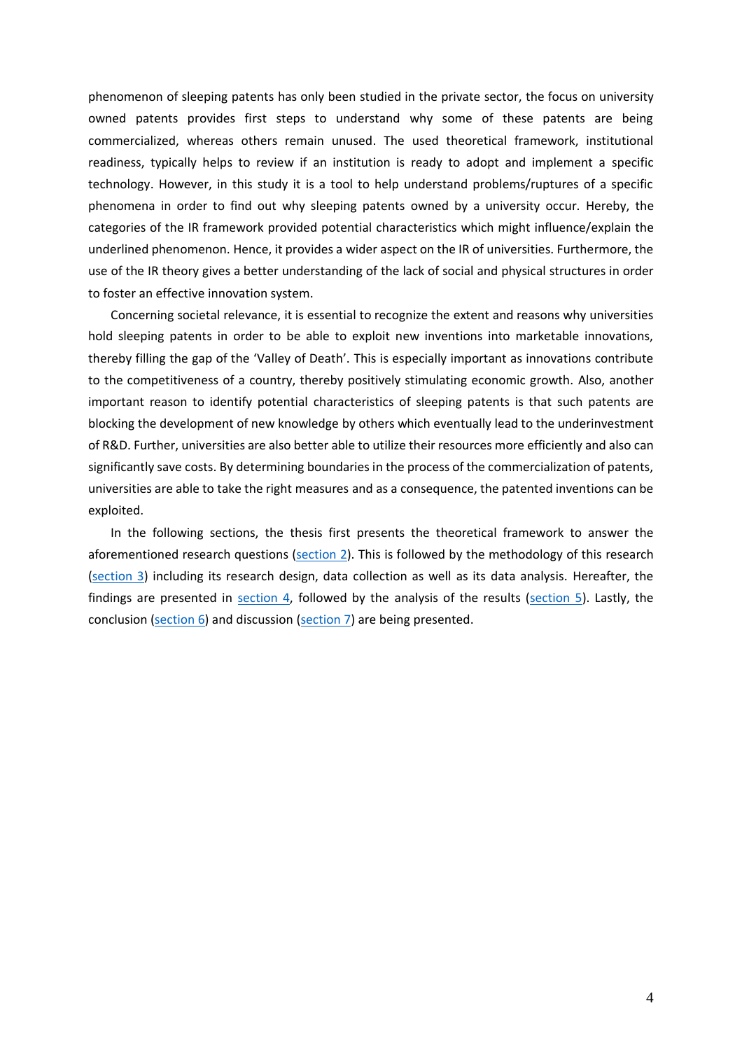phenomenon of sleeping patents has only been studied in the private sector, the focus on university owned patents provides first steps to understand why some of these patents are being commercialized, whereas others remain unused. The used theoretical framework, institutional readiness, typically helps to review if an institution is ready to adopt and implement a specific technology. However, in this study it is a tool to help understand problems/ruptures of a specific phenomena in order to find out why sleeping patents owned by a university occur. Hereby, the categories of the IR framework provided potential characteristics which might influence/explain the underlined phenomenon. Hence, it provides a wider aspect on the IR of universities. Furthermore, the use of the IR theory gives a better understanding of the lack of social and physical structures in order to foster an effective innovation system.

Concerning societal relevance, it is essential to recognize the extent and reasons why universities hold sleeping patents in order to be able to exploit new inventions into marketable innovations, thereby filling the gap of the 'Valley of Death'. This is especially important as innovations contribute to the competitiveness of a country, thereby positively stimulating economic growth. Also, another important reason to identify potential characteristics of sleeping patents is that such patents are blocking the development of new knowledge by others which eventually lead to the underinvestment of R&D. Further, universities are also better able to utilize their resources more efficiently and also can significantly save costs. By determining boundaries in the process of the commercialization of patents, universities are able to take the right measures and as a consequence, the patented inventions can be exploited.

In the following sections, the thesis first presents the theoretical framework to answer the aforementioned research questions (section 2). This is followed by the methodology of this research (section 3) including its research design, data collection as well as its data analysis. Hereafter, the findings are presented in section 4, followed by the analysis of the results (section 5). Lastly, the conclusion (section 6) and discussion (section 7) are being presented.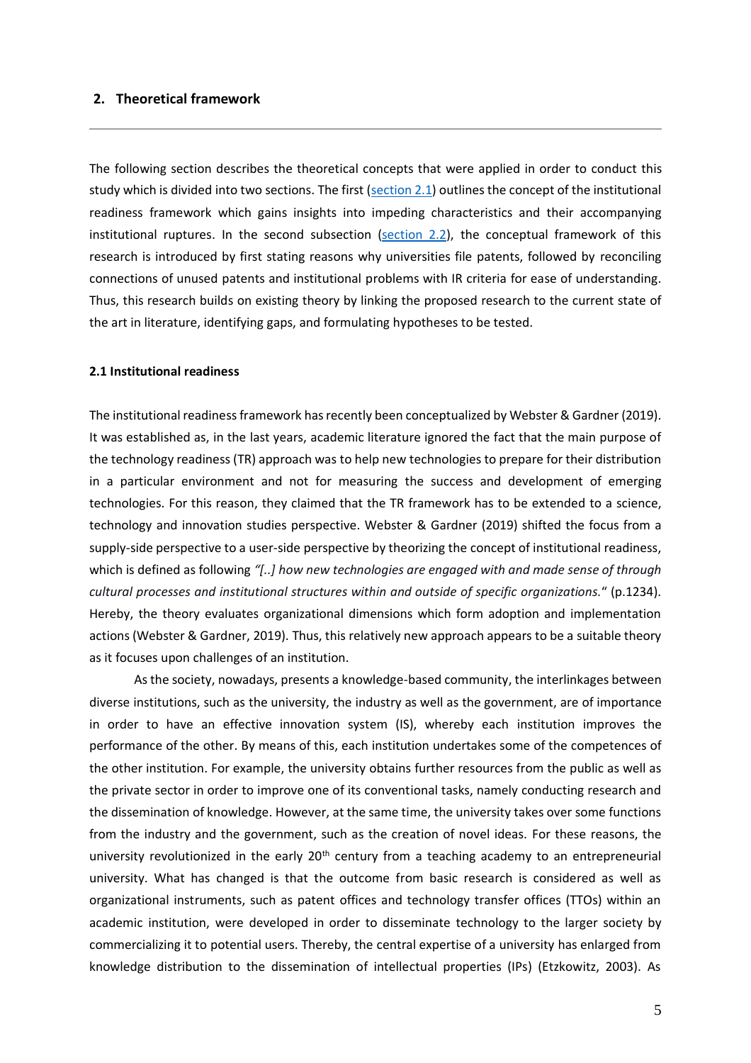## 2. Theoretical framework

The following section describes the theoretical concepts that were applied in order to conduct this study which is divided into two sections. The first (section 2.1) outlines the concept of the institutional readiness framework which gains insights into impeding characteristics and their accompanying institutional ruptures. In the second subsection (section 2.2), the conceptual framework of this research is introduced by first stating reasons why universities file patents, followed by reconciling connections of unused patents and institutional problems with IR criteria for ease of understanding. Thus, this research builds on existing theory by linking the proposed research to the current state of the art in literature, identifying gaps, and formulating hypotheses to be tested.

### 2.1 Institutional readiness

The institutional readiness framework has recently been conceptualized by Webster & Gardner (2019). It was established as, in the last years, academic literature ignored the fact that the main purpose of the technology readiness (TR) approach was to help new technologies to prepare for their distribution in a particular environment and not for measuring the success and development of emerging technologies. For this reason, they claimed that the TR framework has to be extended to a science, technology and innovation studies perspective. Webster & Gardner (2019) shifted the focus from a supply-side perspective to a user-side perspective by theorizing the concept of institutional readiness, which is defined as following *"[..] how new technologies are engaged with and made sense of through cultural processes and institutional structures within and outside of specific organizations.*" (p.1234). Hereby, the theory evaluates organizational dimensions which form adoption and implementation actions (Webster & Gardner, 2019). Thus, this relatively new approach appears to be a suitable theory as it focuses upon challenges of an institution.

As the society, nowadays, presents a knowledge-based community, the interlinkages between diverse institutions, such as the university, the industry as well as the government, are of importance in order to have an effective innovation system (IS), whereby each institution improves the performance of the other. By means of this, each institution undertakes some of the competences of the other institution. For example, the university obtains further resources from the public as well as the private sector in order to improve one of its conventional tasks, namely conducting research and the dissemination of knowledge. However, at the same time, the university takes over some functions from the industry and the government, such as the creation of novel ideas. For these reasons, the university revolutionized in the early 20th century from a teaching academy to an entrepreneurial university. What has changed is that the outcome from basic research is considered as well as organizational instruments, such as patent offices and technology transfer offices (TTOs) within an academic institution, were developed in order to disseminate technology to the larger society by commercializing it to potential users. Thereby, the central expertise of a university has enlarged from knowledge distribution to the dissemination of intellectual properties (IPs) (Etzkowitz, 2003). As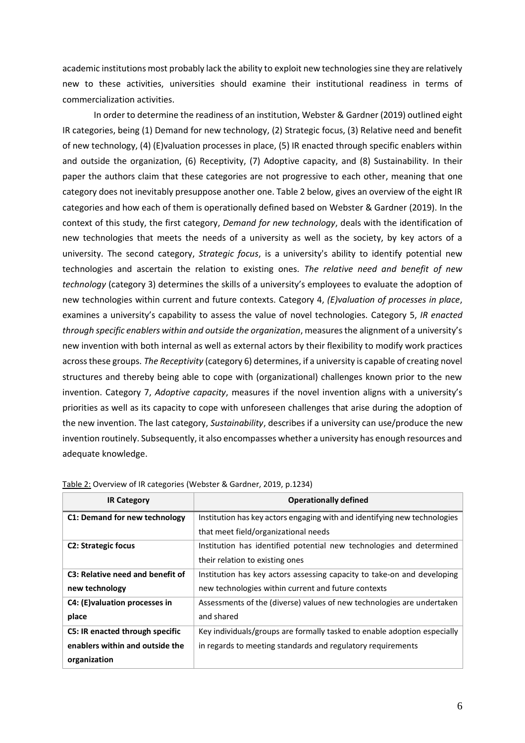academic institutions most probably lack the ability to exploit new technologies sine they are relatively new to these activities, universities should examine their institutional readiness in terms of commercialization activities.

In order to determine the readiness of an institution, Webster & Gardner (2019) outlined eight IR categories, being (1) Demand for new technology, (2) Strategic focus, (3) Relative need and benefit of new technology, (4) (E)valuation processes in place, (5) IR enacted through specific enablers within and outside the organization, (6) Receptivity, (7) Adoptive capacity, and (8) Sustainability. In their paper the authors claim that these categories are not progressive to each other, meaning that one category does not inevitably presuppose another one. Table 2 below, gives an overview of the eight IR categories and how each of them is operationally defined based on Webster & Gardner (2019). In the context of this study, the first category, *Demand for new technology*, deals with the identification of new technologies that meets the needs of a university as well as the society, by key actors of a university. The second category, *Strategic focus*, is a university's ability to identify potential new technologies and ascertain the relation to existing ones. *The relative need and benefit of new technology* (category 3) determines the skills of a university's employees to evaluate the adoption of new technologies within current and future contexts. Category 4, *(E)valuation of processes in place*, examines a university's capability to assess the value of novel technologies. Category 5, *IR enacted through specific enablers within and outside the organization*, measures the alignment of a university's new invention with both internal as well as external actors by their flexibility to modify work practices across these groups. *The Receptivity* (category 6) determines, if a university is capable of creating novel structures and thereby being able to cope with (organizational) challenges known prior to the new invention. Category 7, *Adoptive capacity*, measures if the novel invention aligns with a university's priorities as well as its capacity to cope with unforeseen challenges that arise during the adoption of the new invention. The last category, *Sustainability*, describes if a university can use/produce the new invention routinely. Subsequently, it also encompasses whether a university has enough resources and adequate knowledge.

Table 2: Overview of IR categories (Webster & Gardner, 2019, p.1234)

| IR Category | Operationally defined |
|---|---|
| **C1: Demand for new technology** | Institution has key actors engaging with and identifying new technologies that meet field/organizational needs |
| **C2: Strategic focus** | Institution has identified potential new technologies and determined their relation to existing ones |
| **C3: Relative need and benefit of new technology** | Institution has key actors assessing capacity to take-on and developing new technologies within current and future contexts |
| **C4: (E)valuation processes in place** | Assessments of the (diverse) values of new technologies are undertaken and shared |
| **C5: IR enacted through specific enablers within and outside the organization** | Key individuals/groups are formally tasked to enable adoption especially in regards to meeting standards and regulatory requirements |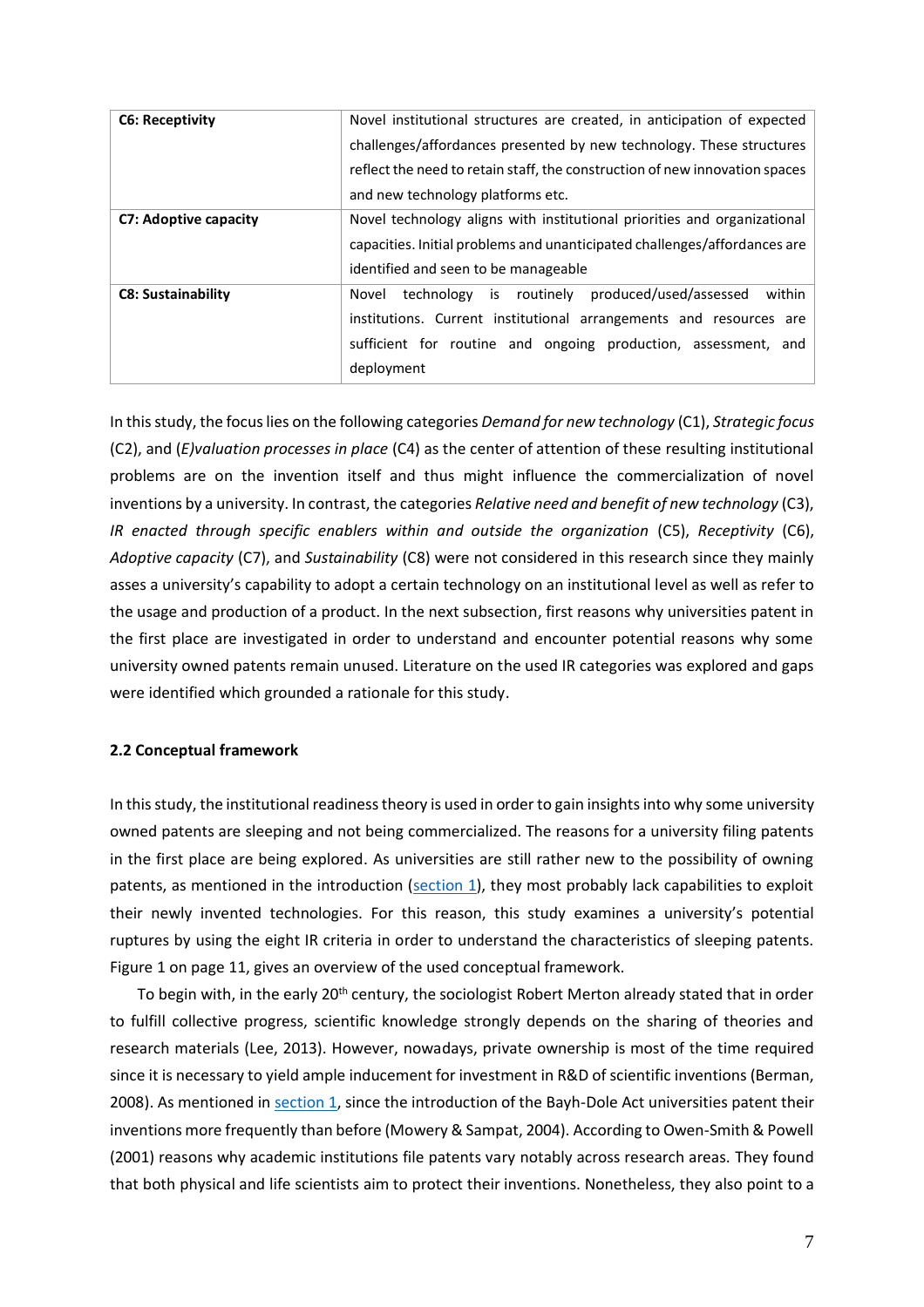| C6: Receptivity | Novel institutional structures are created, in anticipation of expected challenges/affordances presented by new technology. These structures reflect the need to retain staff, the construction of new innovation spaces and new technology platforms etc. |
|---|---|
| **C7: Adoptive capacity** | Novel technology aligns with institutional priorities and organizational capacities. Initial problems and unanticipated challenges/affordances are identified and seen to be manageable |
| **C8: Sustainability** | Novel technology is routinely produced/used/assessed within institutions. Current institutional arrangements and resources are sufficient for routine and ongoing production, assessment, and deployment |

In this study, the focus lies on the following categories *Demand for new technology* (C1), *Strategic focus* (C2), and *(E)valuation processes in place* (C4) as the center of attention of these resulting institutional problems are on the invention itself and thus might influence the commercialization of novel inventions by a university. In contrast, the categories *Relative need and benefit of new technology* (C3), *IR enacted through specific enablers within and outside the organization* (C5), *Receptivity* (C6), *Adoptive capacity* (C7), and *Sustainability* (C8) were not considered in this research since they mainly asses a university's capability to adopt a certain technology on an institutional level as well as refer to the usage and production of a product. In the next subsection, first reasons why universities patent in the first place are investigated in order to understand and encounter potential reasons why some university owned patents remain unused. Literature on the used IR categories was explored and gaps were identified which grounded a rationale for this study.

### 2.2 Conceptual framework

In this study, the institutional readiness theory is used in order to gain insights into why some university owned patents are sleeping and not being commercialized. The reasons for a university filing patents in the first place are being explored. As universities are still rather new to the possibility of owning patents, as mentioned in the introduction (section 1), they most probably lack capabilities to exploit their newly invented technologies. For this reason, this study examines a university's potential ruptures by using the eight IR criteria in order to understand the characteristics of sleeping patents. Figure 1 on page 11, gives an overview of the used conceptual framework.

To begin with, in the early 20th century, the sociologist Robert Merton already stated that in order to fulfill collective progress, scientific knowledge strongly depends on the sharing of theories and research materials (Lee, 2013). However, nowadays, private ownership is most of the time required since it is necessary to yield ample inducement for investment in R&D of scientific inventions (Berman, 2008). As mentioned in section 1, since the introduction of the Bayh-Dole Act universities patent their inventions more frequently than before (Mowery & Sampat, 2004). According to Owen-Smith & Powell (2001) reasons why academic institutions file patents vary notably across research areas. They found that both physical and life scientists aim to protect their inventions. Nonetheless, they also point to a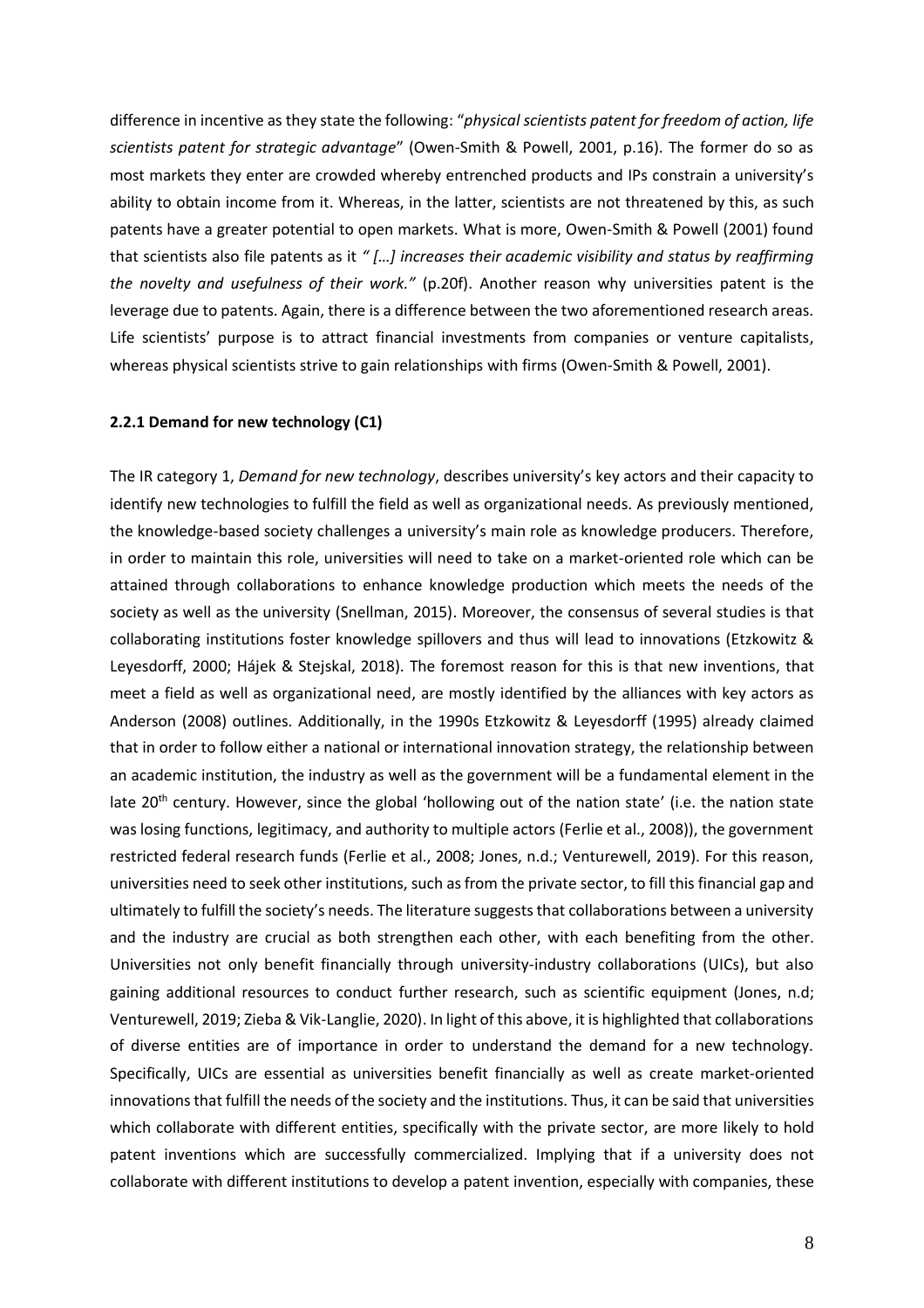difference in incentive as they state the following: "*physical scientists patent for freedom of action, life scientists patent for strategic advantage*" (Owen-Smith & Powell, 2001, p.16). The former do so as most markets they enter are crowded whereby entrenched products and IPs constrain a university's ability to obtain income from it. Whereas, in the latter, scientists are not threatened by this, as such patents have a greater potential to open markets. What is more, Owen-Smith & Powell (2001) found that scientists also file patents as it *" […] increases their academic visibility and status by reaffirming the novelty and usefulness of their work."* (p.20f). Another reason why universities patent is the leverage due to patents. Again, there is a difference between the two aforementioned research areas. Life scientists' purpose is to attract financial investments from companies or venture capitalists, whereas physical scientists strive to gain relationships with firms (Owen-Smith & Powell, 2001).

### 2.2.1 Demand for new technology (C1)

The IR category 1, *Demand for new technology*, describes university's key actors and their capacity to identify new technologies to fulfill the field as well as organizational needs. As previously mentioned, the knowledge-based society challenges a university's main role as knowledge producers. Therefore, in order to maintain this role, universities will need to take on a market-oriented role which can be attained through collaborations to enhance knowledge production which meets the needs of the society as well as the university (Snellman, 2015). Moreover, the consensus of several studies is that collaborating institutions foster knowledge spillovers and thus will lead to innovations (Etzkowitz & Leyesdorff, 2000; Hájek & Stejskal, 2018). The foremost reason for this is that new inventions, that meet a field as well as organizational need, are mostly identified by the alliances with key actors as Anderson (2008) outlines. Additionally, in the 1990s Etzkowitz & Leyesdorff (1995) already claimed that in order to follow either a national or international innovation strategy, the relationship between an academic institution, the industry as well as the government will be a fundamental element in the late 20th century. However, since the global 'hollowing out of the nation state' (i.e. the nation state was losing functions, legitimacy, and authority to multiple actors (Ferlie et al., 2008)), the government restricted federal research funds (Ferlie et al., 2008; Jones, n.d.; Venturewell, 2019). For this reason, universities need to seek other institutions, such as from the private sector, to fill this financial gap and ultimately to fulfill the society's needs. The literature suggests that collaborations between a university and the industry are crucial as both strengthen each other, with each benefiting from the other. Universities not only benefit financially through university-industry collaborations (UICs), but also gaining additional resources to conduct further research, such as scientific equipment (Jones, n.d; Venturewell, 2019; Zieba & Vik-Langlie, 2020). In light of this above, it is highlighted that collaborations of diverse entities are of importance in order to understand the demand for a new technology. Specifically, UICs are essential as universities benefit financially as well as create market-oriented innovations that fulfill the needs of the society and the institutions. Thus, it can be said that universities which collaborate with different entities, specifically with the private sector, are more likely to hold patent inventions which are successfully commercialized. Implying that if a university does not collaborate with different institutions to develop a patent invention, especially with companies, these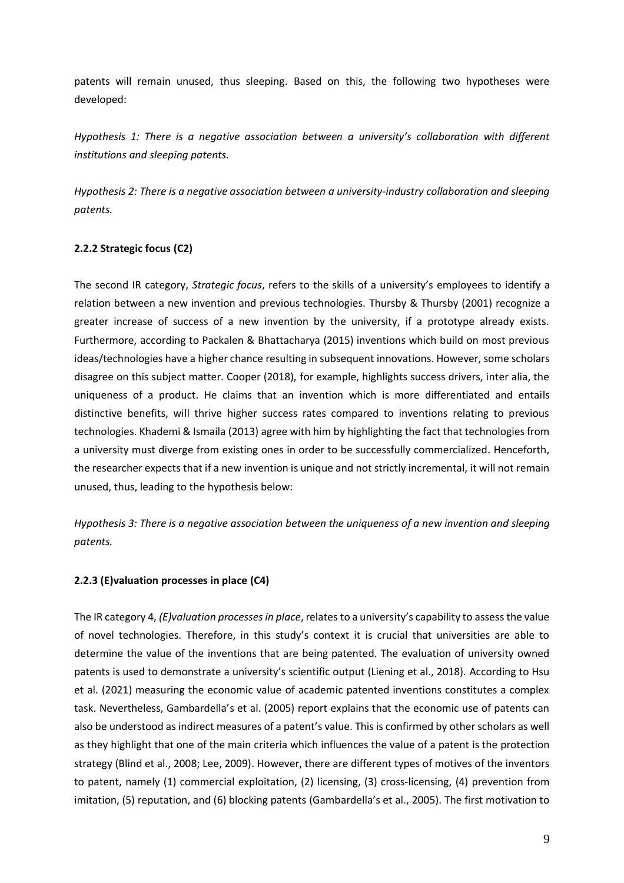patents will remain unused, thus sleeping. Based on this, the following two hypotheses were developed:

*Hypothesis 1: There is a negative association between a university's collaboration with different institutions and sleeping patents.*

*Hypothesis 2: There is a negative association between a university-industry collaboration and sleeping patents.*

### 2.2.2 Strategic focus (C2)

The second IR category, *Strategic focus*, refers to the skills of a university's employees to identify a relation between a new invention and previous technologies. Thursby & Thursby (2001) recognize a greater increase of success of a new invention by the university, if a prototype already exists. Furthermore, according to Packalen & Bhattacharya (2015) inventions which build on most previous ideas/technologies have a higher chance resulting in subsequent innovations. However, some scholars disagree on this subject matter. Cooper (2018), for example, highlights success drivers, inter alia, the uniqueness of a product. He claims that an invention which is more differentiated and entails distinctive benefits, will thrive higher success rates compared to inventions relating to previous technologies. Khademi & Ismaila (2013) agree with him by highlighting the fact that technologies from a university must diverge from existing ones in order to be successfully commercialized. Henceforth, the researcher expects that if a new invention is unique and not strictly incremental, it will not remain unused, thus, leading to the hypothesis below:

*Hypothesis 3: There is a negative association between the uniqueness of a new invention and sleeping patents.*

### 2.2.3 (E)valuation processes in place (C4)

The IR category 4, *(E)valuation processes in place*, relates to a university's capability to assess the value of novel technologies. Therefore, in this study's context it is crucial that universities are able to determine the value of the inventions that are being patented. The evaluation of university owned patents is used to demonstrate a university's scientific output (Liening et al., 2018). According to Hsu et al. (2021) measuring the economic value of academic patented inventions constitutes a complex task. Nevertheless, Gambardella's et al. (2005) report explains that the economic use of patents can also be understood as indirect measures of a patent's value. This is confirmed by other scholars as well as they highlight that one of the main criteria which influences the value of a patent is the protection strategy (Blind et al., 2008; Lee, 2009). However, there are different types of motives of the inventors to patent, namely (1) commercial exploitation, (2) licensing, (3) cross-licensing, (4) prevention from imitation, (5) reputation, and (6) blocking patents (Gambardella's et al., 2005). The first motivation to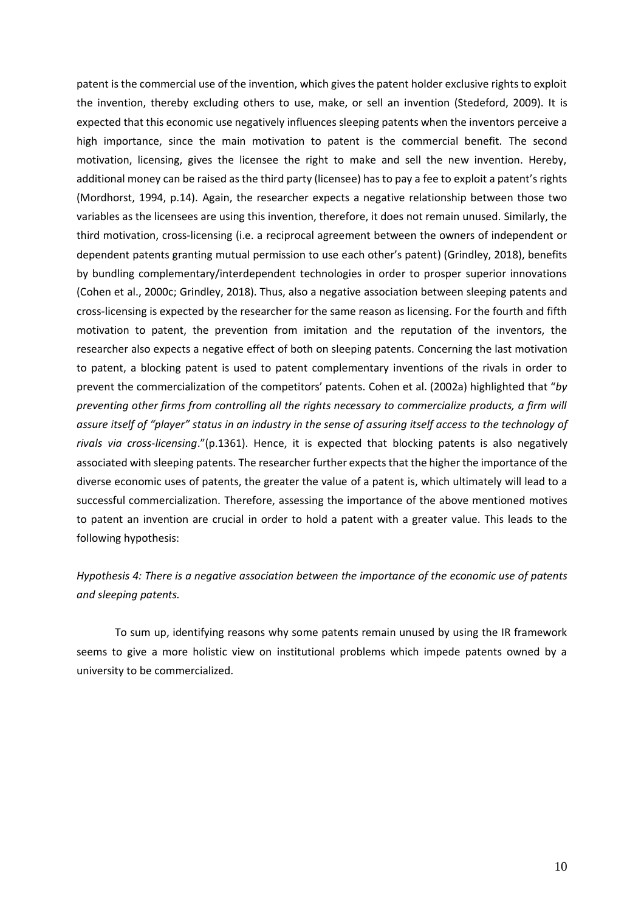patent is the commercial use of the invention, which gives the patent holder exclusive rights to exploit the invention, thereby excluding others to use, make, or sell an invention (Stedeford, 2009). It is expected that this economic use negatively influences sleeping patents when the inventors perceive a high importance, since the main motivation to patent is the commercial benefit. The second motivation, licensing, gives the licensee the right to make and sell the new invention. Hereby, additional money can be raised as the third party (licensee) has to pay a fee to exploit a patent's rights (Mordhorst, 1994, p.14). Again, the researcher expects a negative relationship between those two variables as the licensees are using this invention, therefore, it does not remain unused. Similarly, the third motivation, cross-licensing (i.e. a reciprocal agreement between the owners of independent or dependent patents granting mutual permission to use each other's patent) (Grindley, 2018), benefits by bundling complementary/interdependent technologies in order to prosper superior innovations (Cohen et al., 2000c; Grindley, 2018). Thus, also a negative association between sleeping patents and cross-licensing is expected by the researcher for the same reason as licensing. For the fourth and fifth motivation to patent, the prevention from imitation and the reputation of the inventors, the researcher also expects a negative effect of both on sleeping patents. Concerning the last motivation to patent, a blocking patent is used to patent complementary inventions of the rivals in order to prevent the commercialization of the competitors' patents. Cohen et al. (2002a) highlighted that "*by preventing other firms from controlling all the rights necessary to commercialize products, a firm will assure itself of "player" status in an industry in the sense of assuring itself access to the technology of rivals via cross-licensing*."(p.1361). Hence, it is expected that blocking patents is also negatively associated with sleeping patents. The researcher further expects that the higher the importance of the diverse economic uses of patents, the greater the value of a patent is, which ultimately will lead to a successful commercialization. Therefore, assessing the importance of the above mentioned motives to patent an invention are crucial in order to hold a patent with a greater value. This leads to the following hypothesis:

*Hypothesis 4: There is a negative association between the importance of the economic use of patents and sleeping patents.*

To sum up, identifying reasons why some patents remain unused by using the IR framework seems to give a more holistic view on institutional problems which impede patents owned by a university to be commercialized.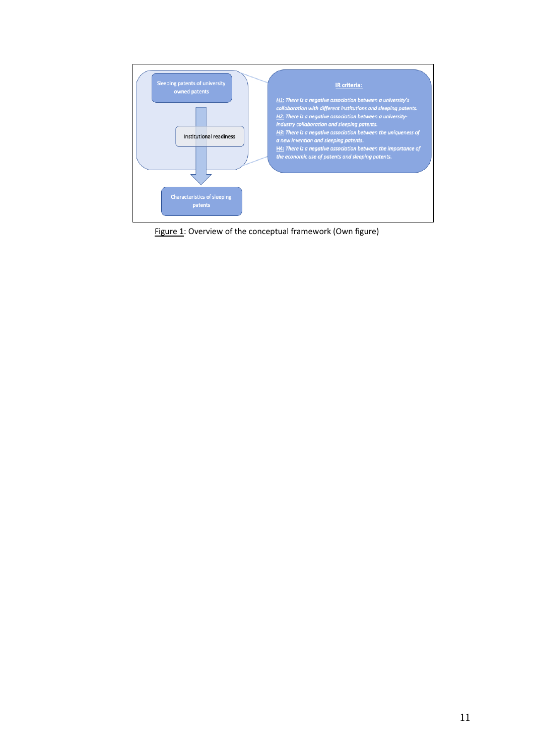Sleeping patents of university owned patents

Institutional readiness

Characteristics of sleeping patents

**IR criteria:**

*H1: There is a negative association between a university's collaboration with different institutions and sleeping patents.*
*H2: There is a negative association between a university-industry collaboration and sleeping patents.*
*H3: There is a negative association between the uniqueness of a new invention and sleeping patents.*
*H4: There is a negative association between the importance of the economic use of patents and sleeping patents.*

Figure 1: Overview of the conceptual framework (Own figure)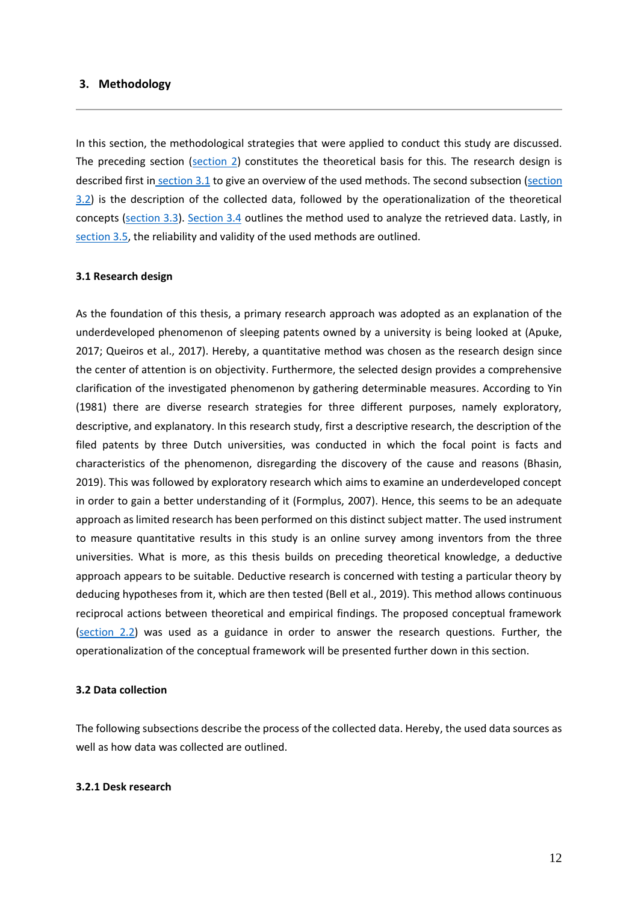## 3. Methodology

In this section, the methodological strategies that were applied to conduct this study are discussed. The preceding section (section 2) constitutes the theoretical basis for this. The research design is described first in section 3.1 to give an overview of the used methods. The second subsection (section 3.2) is the description of the collected data, followed by the operationalization of the theoretical concepts (section 3.3). Section 3.4 outlines the method used to analyze the retrieved data. Lastly, in section 3.5, the reliability and validity of the used methods are outlined.

### 3.1 Research design

As the foundation of this thesis, a primary research approach was adopted as an explanation of the underdeveloped phenomenon of sleeping patents owned by a university is being looked at (Apuke, 2017; Queiros et al., 2017). Hereby, a quantitative method was chosen as the research design since the center of attention is on objectivity. Furthermore, the selected design provides a comprehensive clarification of the investigated phenomenon by gathering determinable measures. According to Yin (1981) there are diverse research strategies for three different purposes, namely exploratory, descriptive, and explanatory. In this research study, first a descriptive research, the description of the filed patents by three Dutch universities, was conducted in which the focal point is facts and characteristics of the phenomenon, disregarding the discovery of the cause and reasons (Bhasin, 2019). This was followed by exploratory research which aims to examine an underdeveloped concept in order to gain a better understanding of it (Formplus, 2007). Hence, this seems to be an adequate approach as limited research has been performed on this distinct subject matter. The used instrument to measure quantitative results in this study is an online survey among inventors from the three universities. What is more, as this thesis builds on preceding theoretical knowledge, a deductive approach appears to be suitable. Deductive research is concerned with testing a particular theory by deducing hypotheses from it, which are then tested (Bell et al., 2019). This method allows continuous reciprocal actions between theoretical and empirical findings. The proposed conceptual framework (section 2.2) was used as a guidance in order to answer the research questions. Further, the operationalization of the conceptual framework will be presented further down in this section.

### 3.2 Data collection

The following subsections describe the process of the collected data. Hereby, the used data sources as well as how data was collected are outlined.

#### 3.2.1 Desk research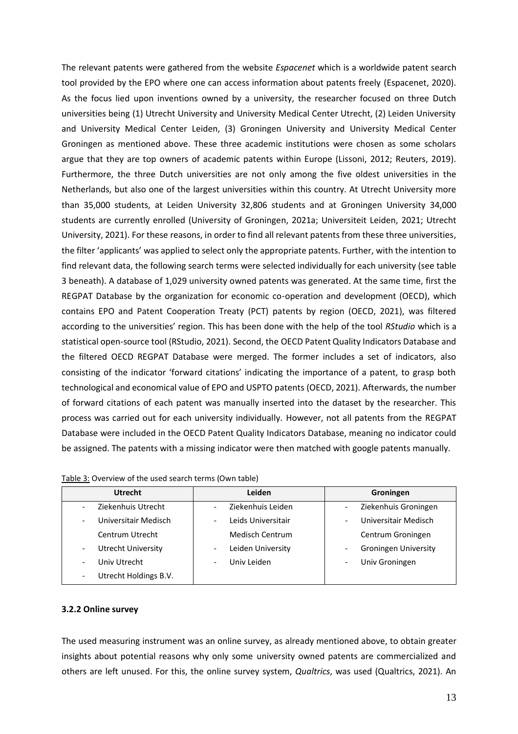The relevant patents were gathered from the website *Espacenet* which is a worldwide patent search tool provided by the EPO where one can access information about patents freely (Espacenet, 2020). As the focus lied upon inventions owned by a university, the researcher focused on three Dutch universities being (1) Utrecht University and University Medical Center Utrecht, (2) Leiden University and University Medical Center Leiden, (3) Groningen University and University Medical Center Groningen as mentioned above. These three academic institutions were chosen as some scholars argue that they are top owners of academic patents within Europe (Lissoni, 2012; Reuters, 2019). Furthermore, the three Dutch universities are not only among the five oldest universities in the Netherlands, but also one of the largest universities within this country. At Utrecht University more than 35,000 students, at Leiden University 32,806 students and at Groningen University 34,000 students are currently enrolled (University of Groningen, 2021a; Universiteit Leiden, 2021; Utrecht University, 2021). For these reasons, in order to find all relevant patents from these three universities, the filter 'applicants' was applied to select only the appropriate patents. Further, with the intention to find relevant data, the following search terms were selected individually for each university (see table 3 beneath). A database of 1,029 university owned patents was generated. At the same time, first the REGPAT Database by the organization for economic co-operation and development (OECD), which contains EPO and Patent Cooperation Treaty (PCT) patents by region (OECD, 2021), was filtered according to the universities' region. This has been done with the help of the tool *RStudio* which is a statistical open-source tool (RStudio, 2021). Second, the OECD Patent Quality Indicators Database and the filtered OECD REGPAT Database were merged. The former includes a set of indicators, also consisting of the indicator 'forward citations' indicating the importance of a patent, to grasp both technological and economical value of EPO and USPTO patents (OECD, 2021). Afterwards, the number of forward citations of each patent was manually inserted into the dataset by the researcher. This process was carried out for each university individually. However, not all patents from the REGPAT Database were included in the OECD Patent Quality Indicators Database, meaning no indicator could be assigned. The patents with a missing indicator were then matched with google patents manually.

Table 3: Overview of the used search terms (Own table)

| Utrecht | Leiden | Groningen |
|---|---|---|
| - Ziekenhuis Utrecht | - Ziekenhuis Leiden | - Ziekenhuis Groningen |
| - Universitair Medisch Centrum Utrecht | - Leids Universitair Medisch Centrum | - Universitair Medisch Centrum Groningen |
| - Utrecht University | - Leiden University | - Groningen University |
| - Univ Utrecht | - Univ Leiden | - Univ Groningen |
| - Utrecht Holdings B.V. | | |

### 3.2.2 Online survey

The used measuring instrument was an online survey, as already mentioned above, to obtain greater insights about potential reasons why only some university owned patents are commercialized and others are left unused. For this, the online survey system, *Qualtrics*, was used (Qualtrics, 2021). An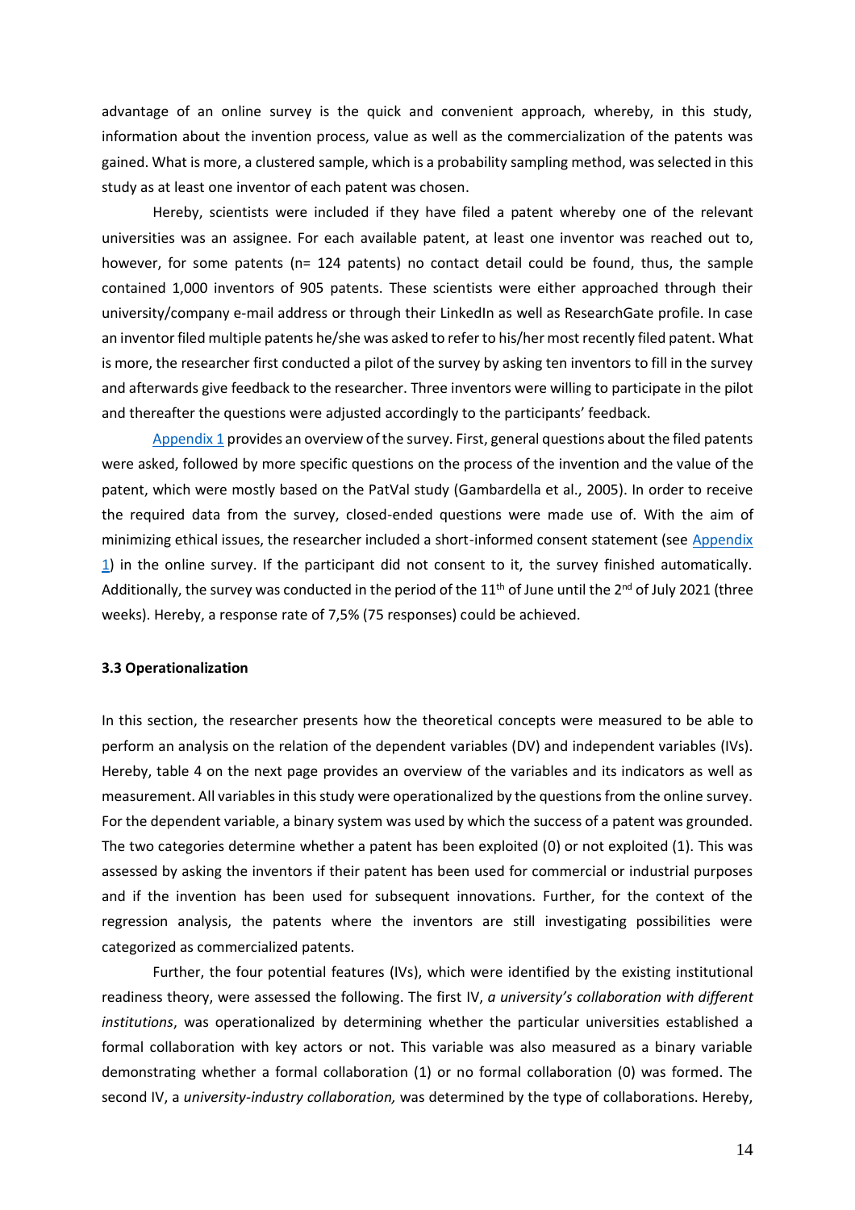advantage of an online survey is the quick and convenient approach, whereby, in this study, information about the invention process, value as well as the commercialization of the patents was gained. What is more, a clustered sample, which is a probability sampling method, was selected in this study as at least one inventor of each patent was chosen.

Hereby, scientists were included if they have filed a patent whereby one of the relevant universities was an assignee. For each available patent, at least one inventor was reached out to, however, for some patents (n= 124 patents) no contact detail could be found, thus, the sample contained 1,000 inventors of 905 patents. These scientists were either approached through their university/company e-mail address or through their LinkedIn as well as ResearchGate profile. In case an inventor filed multiple patents he/she was asked to refer to his/her most recently filed patent. What is more, the researcher first conducted a pilot of the survey by asking ten inventors to fill in the survey and afterwards give feedback to the researcher. Three inventors were willing to participate in the pilot and thereafter the questions were adjusted accordingly to the participants' feedback.

Appendix 1 provides an overview of the survey. First, general questions about the filed patents were asked, followed by more specific questions on the process of the invention and the value of the patent, which were mostly based on the PatVal study (Gambardella et al., 2005). In order to receive the required data from the survey, closed-ended questions were made use of. With the aim of minimizing ethical issues, the researcher included a short-informed consent statement (see Appendix 1) in the online survey. If the participant did not consent to it, the survey finished automatically. Additionally, the survey was conducted in the period of the 11th of June until the 2nd of July 2021 (three weeks). Hereby, a response rate of 7,5% (75 responses) could be achieved.

### 3.3 Operationalization

In this section, the researcher presents how the theoretical concepts were measured to be able to perform an analysis on the relation of the dependent variables (DV) and independent variables (IVs). Hereby, table 4 on the next page provides an overview of the variables and its indicators as well as measurement. All variables in this study were operationalized by the questions from the online survey. For the dependent variable, a binary system was used by which the success of a patent was grounded. The two categories determine whether a patent has been exploited (0) or not exploited (1). This was assessed by asking the inventors if their patent has been used for commercial or industrial purposes and if the invention has been used for subsequent innovations. Further, for the context of the regression analysis, the patents where the inventors are still investigating possibilities were categorized as commercialized patents.

Further, the four potential features (IVs), which were identified by the existing institutional readiness theory, were assessed the following. The first IV, *a university's collaboration with different institutions*, was operationalized by determining whether the particular universities established a formal collaboration with key actors or not. This variable was also measured as a binary variable demonstrating whether a formal collaboration (1) or no formal collaboration (0) was formed. The second IV, a *university-industry collaboration,* was determined by the type of collaborations. Hereby,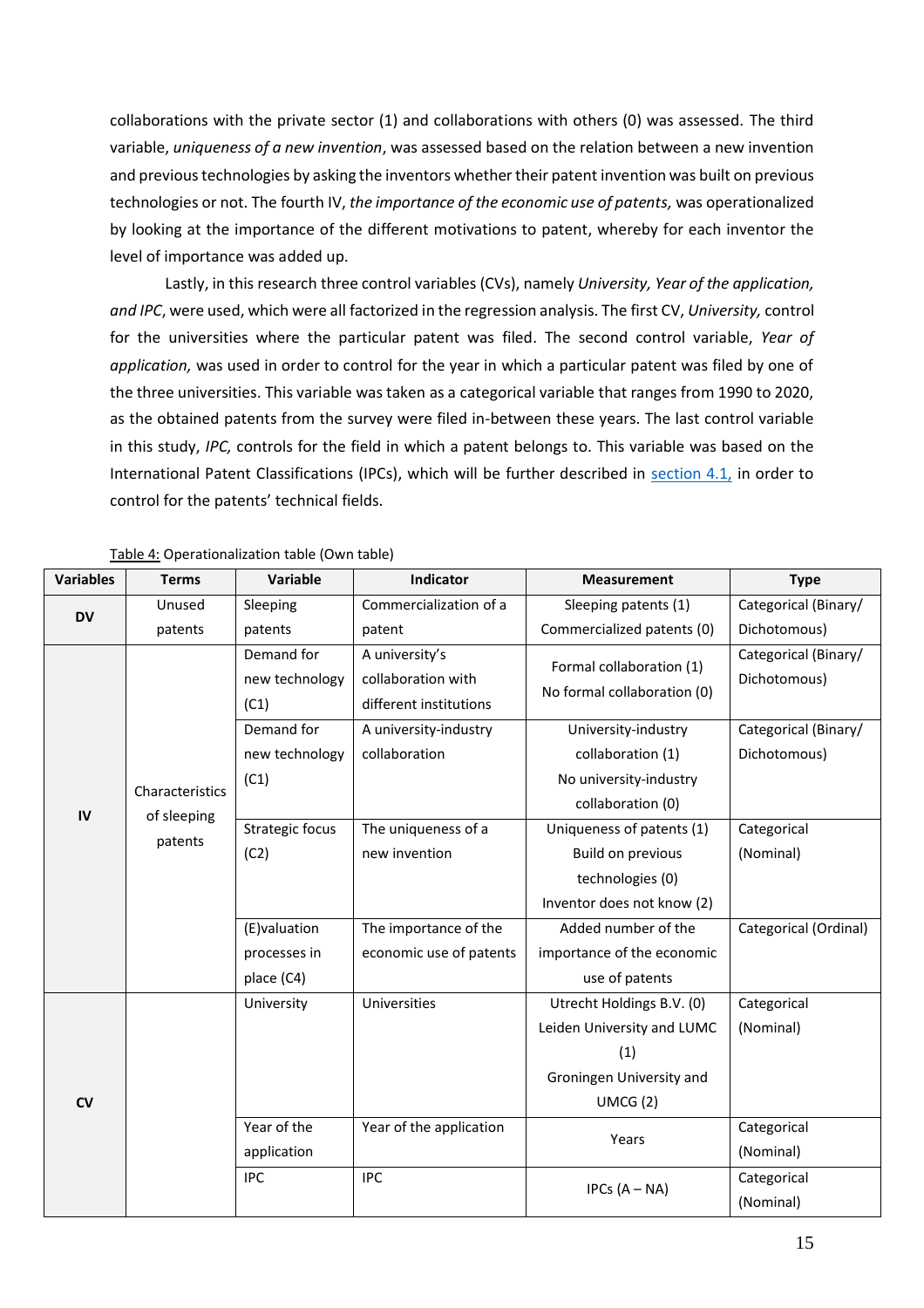collaborations with the private sector (1) and collaborations with others (0) was assessed. The third variable, *uniqueness of a new invention*, was assessed based on the relation between a new invention and previous technologies by asking the inventors whether their patent invention was built on previous technologies or not. The fourth IV, *the importance of the economic use of patents,* was operationalized by looking at the importance of the different motivations to patent, whereby for each inventor the level of importance was added up.

Lastly, in this research three control variables (CVs), namely *University, Year of the application, and IPC*, were used, which were all factorized in the regression analysis. The first CV, *University,* control for the universities where the particular patent was filed. The second control variable, *Year of application,* was used in order to control for the year in which a particular patent was filed by one of the three universities. This variable was taken as a categorical variable that ranges from 1990 to 2020, as the obtained patents from the survey were filed in-between these years. The last control variable in this study, *IPC,* controls for the field in which a patent belongs to. This variable was based on the International Patent Classifications (IPCs), which will be further described in section 4.1, in order to control for the patents' technical fields.

Table 4: Operationalization table (Own table)

| Variables | Terms | Variable | Indicator | Measurement | Type |
|---|---|---|---|---|---|
| **DV** | Unused patents | Sleeping patents | Commercialization of a patent | Sleeping patents (1) Commercialized patents (0) | Categorical (Binary/ Dichotomous) |
| **IV** | Characteristics of sleeping patents | Demand for new technology (C1) | A university's collaboration with different institutions | Formal collaboration (1) No formal collaboration (0) | Categorical (Binary/ Dichotomous) |
| | | Demand for new technology (C1) | A university-industry collaboration | University-industry collaboration (1) No university-industry collaboration (0) | Categorical (Binary/ Dichotomous) |
| | | Strategic focus (C2) | The uniqueness of a new invention | Uniqueness of patents (1) Build on previous technologies (0) Inventor does not know (2) | Categorical (Nominal) |
| | | (E)valuation processes in place (C4) | The importance of the economic use of patents | Added number of the importance of the economic use of patents | Categorical (Ordinal) |
| **CV** | | University | Universities | Utrecht Holdings B.V. (0) Leiden University and LUMC (1) Groningen University and UMCG (2) | Categorical (Nominal) |
| | | Year of the application | Year of the application | Years | Categorical (Nominal) |
| | | IPC | IPC | IPCs (A – NA) | Categorical (Nominal) |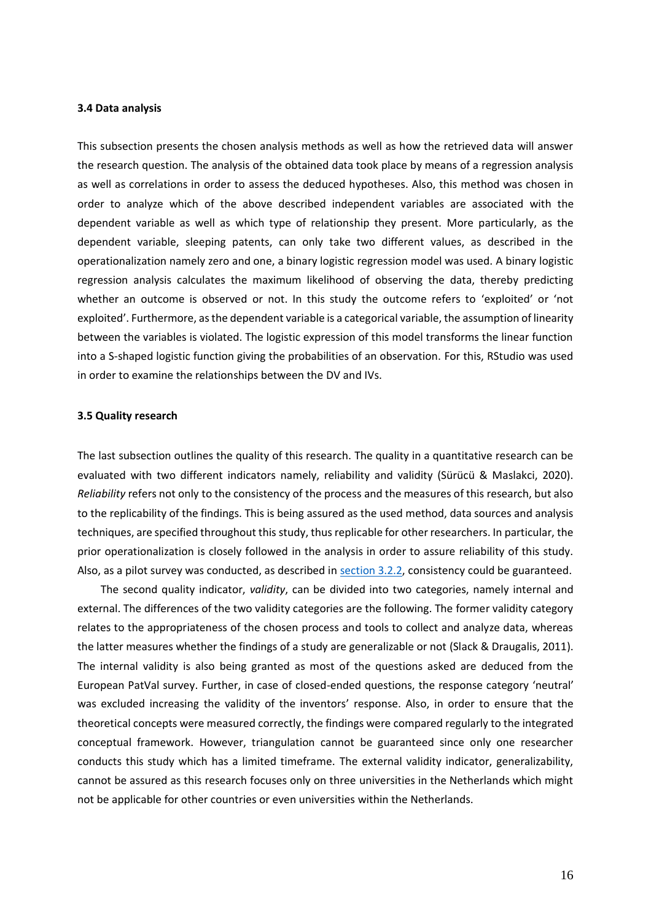### 3.4 Data analysis

This subsection presents the chosen analysis methods as well as how the retrieved data will answer the research question. The analysis of the obtained data took place by means of a regression analysis as well as correlations in order to assess the deduced hypotheses. Also, this method was chosen in order to analyze which of the above described independent variables are associated with the dependent variable as well as which type of relationship they present. More particularly, as the dependent variable, sleeping patents, can only take two different values, as described in the operationalization namely zero and one, a binary logistic regression model was used. A binary logistic regression analysis calculates the maximum likelihood of observing the data, thereby predicting whether an outcome is observed or not. In this study the outcome refers to 'exploited' or 'not exploited'. Furthermore, as the dependent variable is a categorical variable, the assumption of linearity between the variables is violated. The logistic expression of this model transforms the linear function into a S-shaped logistic function giving the probabilities of an observation. For this, RStudio was used in order to examine the relationships between the DV and IVs.

### 3.5 Quality research

The last subsection outlines the quality of this research. The quality in a quantitative research can be evaluated with two different indicators namely, reliability and validity (Sürücü & Maslakci, 2020). *Reliability* refers not only to the consistency of the process and the measures of this research, but also to the replicability of the findings. This is being assured as the used method, data sources and analysis techniques, are specified throughout this study, thus replicable for other researchers. In particular, the prior operationalization is closely followed in the analysis in order to assure reliability of this study. Also, as a pilot survey was conducted, as described in section 3.2.2, consistency could be guaranteed.

The second quality indicator, *validity*, can be divided into two categories, namely internal and external. The differences of the two validity categories are the following. The former validity category relates to the appropriateness of the chosen process and tools to collect and analyze data, whereas the latter measures whether the findings of a study are generalizable or not (Slack & Draugalis, 2011). The internal validity is also being granted as most of the questions asked are deduced from the European PatVal survey. Further, in case of closed-ended questions, the response category 'neutral' was excluded increasing the validity of the inventors' response. Also, in order to ensure that the theoretical concepts were measured correctly, the findings were compared regularly to the integrated conceptual framework. However, triangulation cannot be guaranteed since only one researcher conducts this study which has a limited timeframe. The external validity indicator, generalizability, cannot be assured as this research focuses only on three universities in the Netherlands which might not be applicable for other countries or even universities within the Netherlands.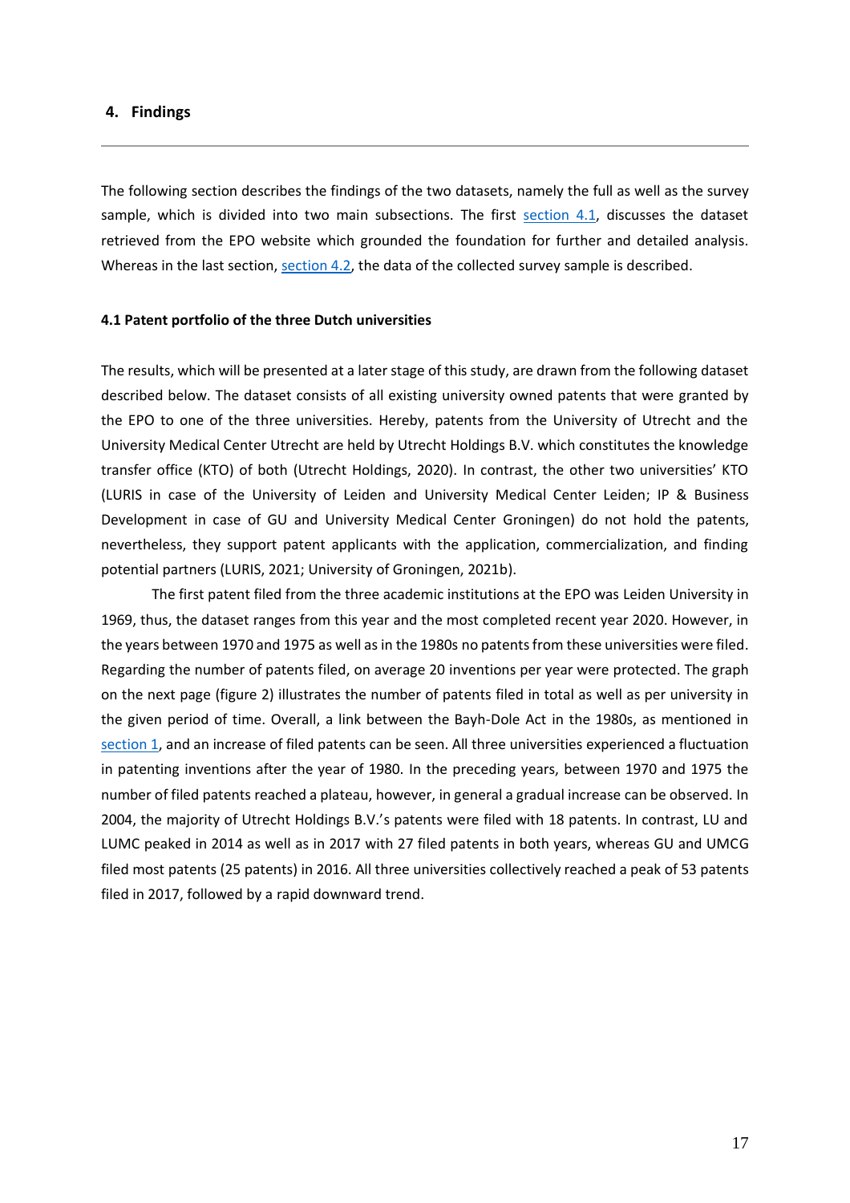## 4. Findings

---

The following section describes the findings of the two datasets, namely the full as well as the survey sample, which is divided into two main subsections. The first section 4.1, discusses the dataset retrieved from the EPO website which grounded the foundation for further and detailed analysis. Whereas in the last section, section 4.2, the data of the collected survey sample is described.

### 4.1 Patent portfolio of the three Dutch universities

The results, which will be presented at a later stage of this study, are drawn from the following dataset described below. The dataset consists of all existing university owned patents that were granted by the EPO to one of the three universities. Hereby, patents from the University of Utrecht and the University Medical Center Utrecht are held by Utrecht Holdings B.V. which constitutes the knowledge transfer office (KTO) of both (Utrecht Holdings, 2020). In contrast, the other two universities' KTO (LURIS in case of the University of Leiden and University Medical Center Leiden; IP & Business Development in case of GU and University Medical Center Groningen) do not hold the patents, nevertheless, they support patent applicants with the application, commercialization, and finding potential partners (LURIS, 2021; University of Groningen, 2021b).

The first patent filed from the three academic institutions at the EPO was Leiden University in 1969, thus, the dataset ranges from this year and the most completed recent year 2020. However, in the years between 1970 and 1975 as well as in the 1980s no patents from these universities were filed. Regarding the number of patents filed, on average 20 inventions per year were protected. The graph on the next page (figure 2) illustrates the number of patents filed in total as well as per university in the given period of time. Overall, a link between the Bayh-Dole Act in the 1980s, as mentioned in section 1, and an increase of filed patents can be seen. All three universities experienced a fluctuation in patenting inventions after the year of 1980. In the preceding years, between 1970 and 1975 the number of filed patents reached a plateau, however, in general a gradual increase can be observed. In 2004, the majority of Utrecht Holdings B.V.'s patents were filed with 18 patents. In contrast, LU and LUMC peaked in 2014 as well as in 2017 with 27 filed patents in both years, whereas GU and UMCG filed most patents (25 patents) in 2016. All three universities collectively reached a peak of 53 patents filed in 2017, followed by a rapid downward trend.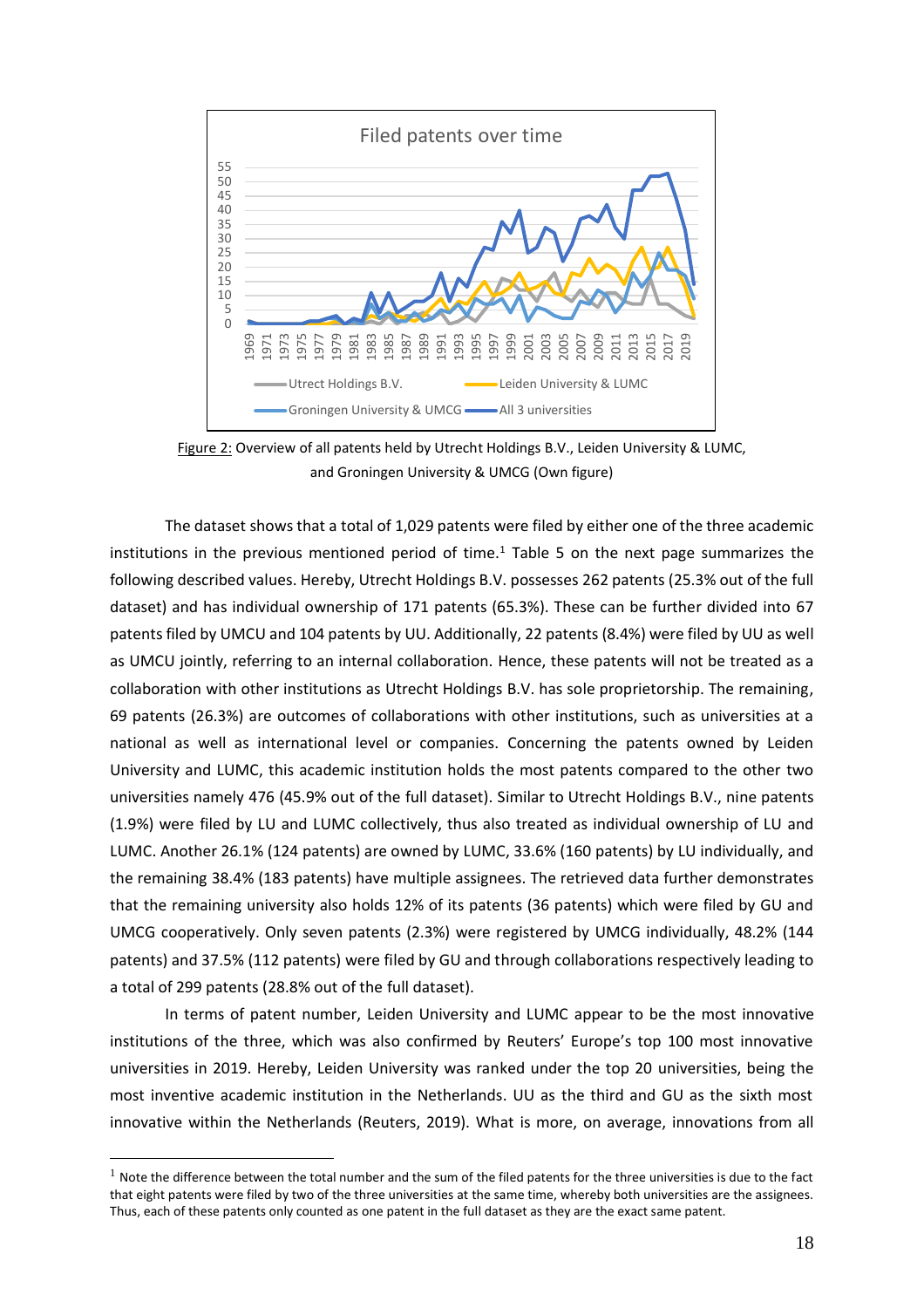Figure 2: Overview of all patents held by Utrecht Holdings B.V., Leiden University & LUMC, and Groningen University & UMCG (Own figure)

The dataset shows that a total of 1,029 patents were filed by either one of the three academic institutions in the previous mentioned period of time.[1] Table 5 on the next page summarizes the following described values. Hereby, Utrecht Holdings B.V. possesses 262 patents (25.3% out of the full dataset) and has individual ownership of 171 patents (65.3%). These can be further divided into 67 patents filed by UMCU and 104 patents by UU. Additionally, 22 patents (8.4%) were filed by UU as well as UMCU jointly, referring to an internal collaboration. Hence, these patents will not be treated as a collaboration with other institutions as Utrecht Holdings B.V. has sole proprietorship. The remaining, 69 patents (26.3%) are outcomes of collaborations with other institutions, such as universities at a national as well as international level or companies. Concerning the patents owned by Leiden University and LUMC, this academic institution holds the most patents compared to the other two universities namely 476 (45.9% out of the full dataset). Similar to Utrecht Holdings B.V., nine patents (1.9%) were filed by LU and LUMC collectively, thus also treated as individual ownership of LU and LUMC. Another 26.1% (124 patents) are owned by LUMC, 33.6% (160 patents) by LU individually, and the remaining 38.4% (183 patents) have multiple assignees. The retrieved data further demonstrates that the remaining university also holds 12% of its patents (36 patents) which were filed by GU and UMCG cooperatively. Only seven patents (2.3%) were registered by UMCG individually, 48.2% (144 patents) and 37.5% (112 patents) were filed by GU and through collaborations respectively leading to a total of 299 patents (28.8% out of the full dataset).

In terms of patent number, Leiden University and LUMC appear to be the most innovative institutions of the three, which was also confirmed by Reuters' Europe's top 100 most innovative universities in 2019. Hereby, Leiden University was ranked under the top 20 universities, being the most inventive academic institution in the Netherlands. UU as the third and GU as the sixth most innovative within the Netherlands (Reuters, 2019). What is more, on average, innovations from all

[1] Note the difference between the total number and the sum of the filed patents for the three universities is due to the fact that eight patents were filed by two of the three universities at the same time, whereby both universities are the assignees. Thus, each of these patents only counted as one patent in the full dataset as they are the exact same patent.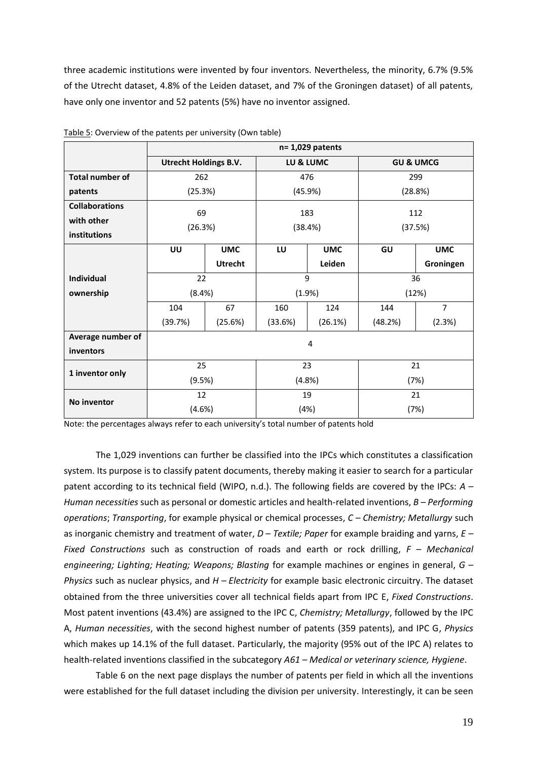three academic institutions were invented by four inventors. Nevertheless, the minority, 6.7% (9.5% of the Utrecht dataset, 4.8% of the Leiden dataset, and 7% of the Groningen dataset) of all patents, have only one inventor and 52 patents (5%) have no inventor assigned.

Table 5: Overview of the patents per university (Own table)

| | n= 1,029 patents | | | | | |
|---|---|---|---|---|---|---|
| | **Utrecht Holdings B.V.** | | **LU & LUMC** | | **GU & UMCG** | |
| **Total number of patents** | 262 (25.3%) | | 476 (45.9%) | | 299 (28.8%) | |
| **Collaborations with other institutions** | 69 (26.3%) | | 183 (38.4%) | | 112 (37.5%) | |
| | **UU** | **UMC Utrecht** | **LU** | **UMC Leiden** | **GU** | **UMC Groningen** |
| **Individual ownership** | 22 (8.4%) | | 9 (1.9%) | | 36 (12%) | |
| | 104 (39.7%) | 67 (25.6%) | 160 (33.6%) | 124 (26.1%) | 144 (48.2%) | 7 (2.3%) |
| **Average number of inventors** | 4 | | | | | |
| **1 inventor only** | 25 (9.5%) | | 23 (4.8%) | | 21 (7%) | |
| **No inventor** | 12 (4.6%) | | 19 (4%) | | 21 (7%) | |

Note: the percentages always refer to each university's total number of patents hold

The 1,029 inventions can further be classified into the IPCs which constitutes a classification system. Its purpose is to classify patent documents, thereby making it easier to search for a particular patent according to its technical field (WIPO, n.d.). The following fields are covered by the IPCs: *A – Human necessities* such as personal or domestic articles and health-related inventions, *B – Performing operations*; *Transporting*, for example physical or chemical processes, *C – Chemistry; Metallurgy* such as inorganic chemistry and treatment of water, *D – Textile; Paper* for example braiding and yarns, *E – Fixed Constructions* such as construction of roads and earth or rock drilling, *F – Mechanical engineering; Lighting; Heating; Weapons; Blasting* for example machines or engines in general, *G – Physics* such as nuclear physics, and *H – Electricity* for example basic electronic circuitry. The dataset obtained from the three universities cover all technical fields apart from IPC E, *Fixed Constructions*. Most patent inventions (43.4%) are assigned to the IPC C, *Chemistry; Metallurgy*, followed by the IPC A, *Human necessities*, with the second highest number of patents (359 patents), and IPC G, *Physics* which makes up 14.1% of the full dataset. Particularly, the majority (95% out of the IPC A) relates to health-related inventions classified in the subcategory *A61 – Medical or veterinary science, Hygiene*.

Table 6 on the next page displays the number of patents per field in which all the inventions were established for the full dataset including the division per university. Interestingly, it can be seen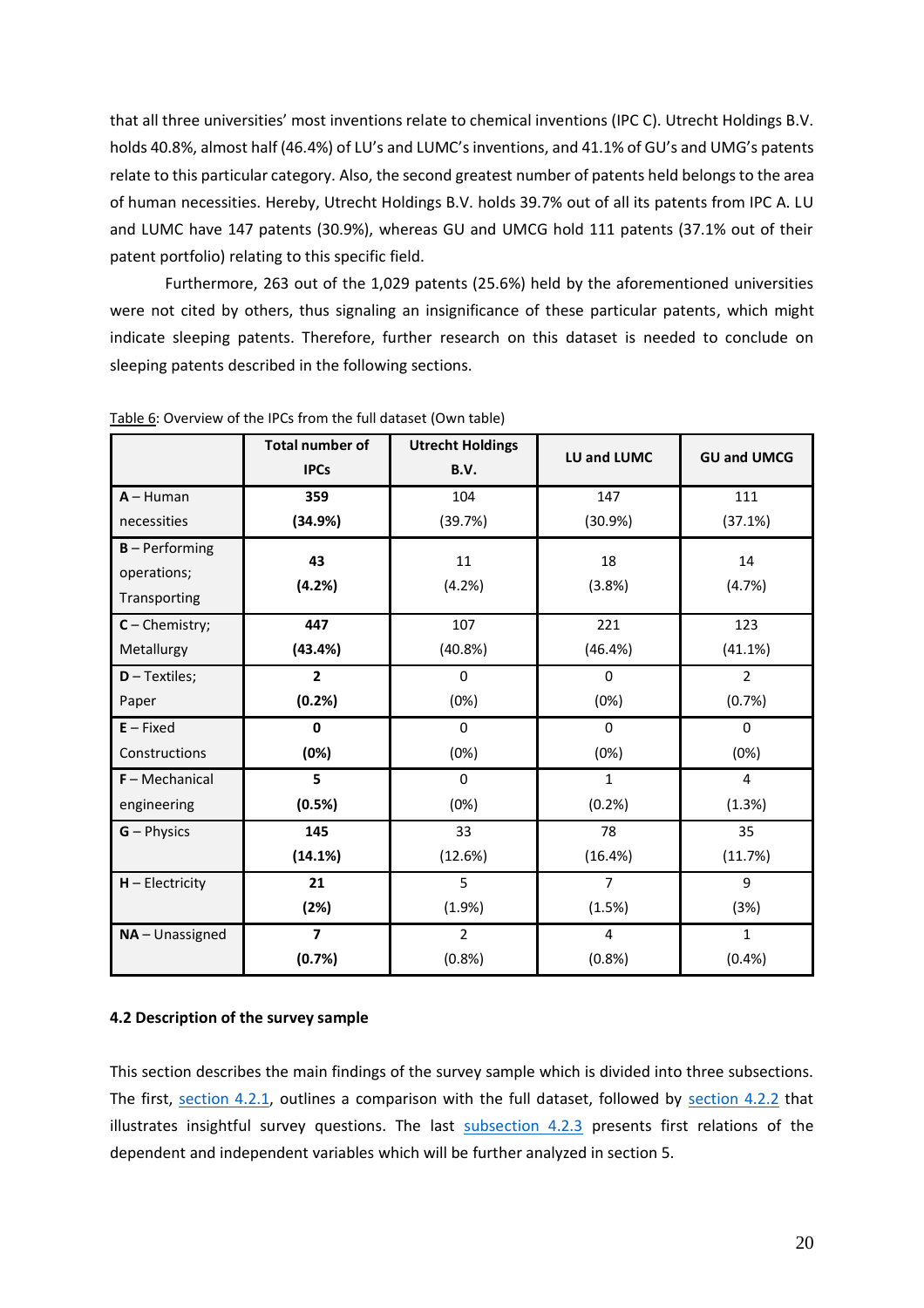that all three universities' most inventions relate to chemical inventions (IPC C). Utrecht Holdings B.V. holds 40.8%, almost half (46.4%) of LU's and LUMC's inventions, and 41.1% of GU's and UMG's patents relate to this particular category. Also, the second greatest number of patents held belongs to the area of human necessities. Hereby, Utrecht Holdings B.V. holds 39.7% out of all its patents from IPC A. LU and LUMC have 147 patents (30.9%), whereas GU and UMCG hold 111 patents (37.1% out of their patent portfolio) relating to this specific field.

Furthermore, 263 out of the 1,029 patents (25.6%) held by the aforementioned universities were not cited by others, thus signaling an insignificance of these particular patents, which might indicate sleeping patents. Therefore, further research on this dataset is needed to conclude on sleeping patents described in the following sections.

Table 6: Overview of the IPCs from the full dataset (Own table)

| | **Total number of IPCs** | **Utrecht Holdings B.V.** | **LU and LUMC** | **GU and UMCG** |
|---|---|---|---|---|
| **A** – Human necessities | **359 (34.9%)** | 104 (39.7%) | 147 (30.9%) | 111 (37.1%) |
| **B** – Performing operations; Transporting | **43 (4.2%)** | 11 (4.2%) | 18 (3.8%) | 14 (4.7%) |
| **C** – Chemistry; Metallurgy | **447 (43.4%)** | 107 (40.8%) | 221 (46.4%) | 123 (41.1%) |
| **D** – Textiles; Paper | **2 (0.2%)** | 0 (0%) | 0 (0%) | 2 (0.7%) |
| **E** – Fixed Constructions | **0 (0%)** | 0 (0%) | 0 (0%) | 0 (0%) |
| **F** – Mechanical engineering | **5 (0.5%)** | 0 (0%) | 1 (0.2%) | 4 (1.3%) |
| **G** – Physics | **145 (14.1%)** | 33 (12.6%) | 78 (16.4%) | 35 (11.7%) |
| **H** – Electricity | **21 (2%)** | 5 (1.9%) | 7 (1.5%) | 9 (3%) |
| **NA** – Unassigned | **7 (0.7%)** | 2 (0.8%) | 4 (0.8%) | 1 (0.4%) |

### 4.2 Description of the survey sample

This section describes the main findings of the survey sample which is divided into three subsections. The first, section 4.2.1, outlines a comparison with the full dataset, followed by section 4.2.2 that illustrates insightful survey questions. The last subsection 4.2.3 presents first relations of the dependent and independent variables which will be further analyzed in section 5.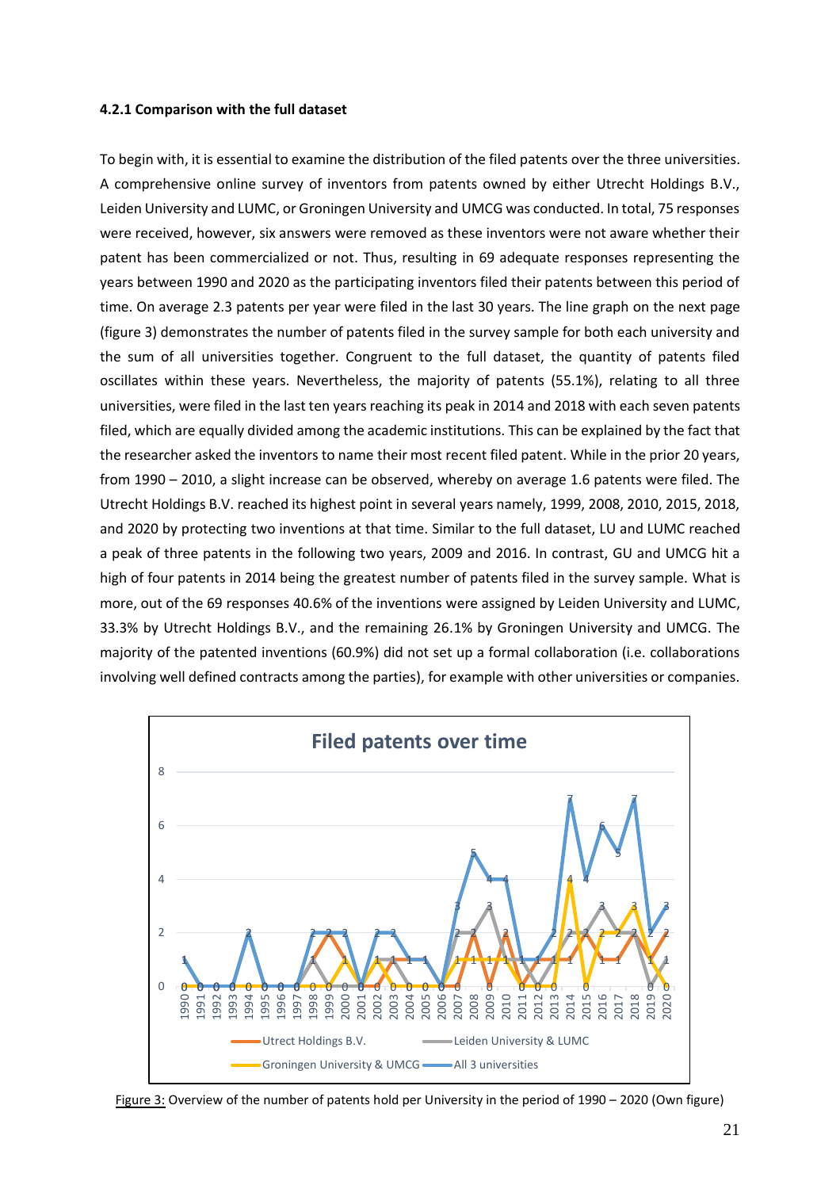#### 4.2.1 Comparison with the full dataset

To begin with, it is essential to examine the distribution of the filed patents over the three universities. A comprehensive online survey of inventors from patents owned by either Utrecht Holdings B.V., Leiden University and LUMC, or Groningen University and UMCG was conducted. In total, 75 responses were received, however, six answers were removed as these inventors were not aware whether their patent has been commercialized or not. Thus, resulting in 69 adequate responses representing the years between 1990 and 2020 as the participating inventors filed their patents between this period of time. On average 2.3 patents per year were filed in the last 30 years. The line graph on the next page (figure 3) demonstrates the number of patents filed in the survey sample for both each university and the sum of all universities together. Congruent to the full dataset, the quantity of patents filed oscillates within these years. Nevertheless, the majority of patents (55.1%), relating to all three universities, were filed in the last ten years reaching its peak in 2014 and 2018 with each seven patents filed, which are equally divided among the academic institutions. This can be explained by the fact that the researcher asked the inventors to name their most recent filed patent. While in the prior 20 years, from 1990 – 2010, a slight increase can be observed, whereby on average 1.6 patents were filed. The Utrecht Holdings B.V. reached its highest point in several years namely, 1999, 2008, 2010, 2015, 2018, and 2020 by protecting two inventions at that time. Similar to the full dataset, LU and LUMC reached a peak of three patents in the following two years, 2009 and 2016. In contrast, GU and UMCG hit a high of four patents in 2014 being the greatest number of patents filed in the survey sample. What is more, out of the 69 responses 40.6% of the inventions were assigned by Leiden University and LUMC, 33.3% by Utrecht Holdings B.V., and the remaining 26.1% by Groningen University and UMCG. The majority of the patented inventions (60.9%) did not set up a formal collaboration (i.e. collaborations involving well defined contracts among the parties), for example with other universities or companies.

Figure 3: Overview of the number of patents hold per University in the period of 1990 – 2020 (Own figure)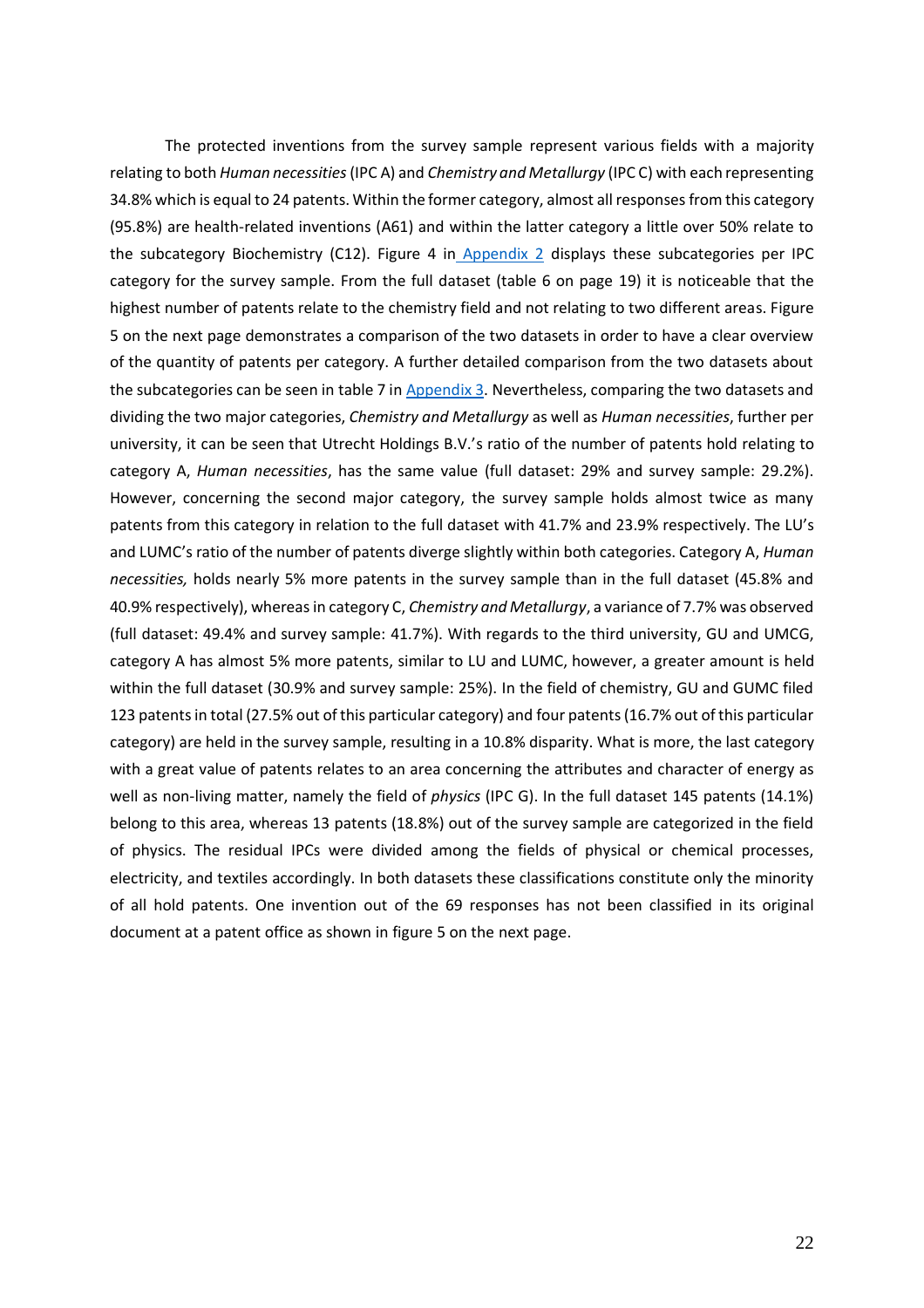The protected inventions from the survey sample represent various fields with a majority relating to both *Human necessities* (IPC A) and *Chemistry and Metallurgy* (IPC C) with each representing 34.8% which is equal to 24 patents. Within the former category, almost all responses from this category (95.8%) are health-related inventions (A61) and within the latter category a little over 50% relate to the subcategory Biochemistry (C12). Figure 4 in Appendix 2 displays these subcategories per IPC category for the survey sample. From the full dataset (table 6 on page 19) it is noticeable that the highest number of patents relate to the chemistry field and not relating to two different areas. Figure 5 on the next page demonstrates a comparison of the two datasets in order to have a clear overview of the quantity of patents per category. A further detailed comparison from the two datasets about the subcategories can be seen in table 7 in Appendix 3. Nevertheless, comparing the two datasets and dividing the two major categories, *Chemistry and Metallurgy* as well as *Human necessities*, further per university, it can be seen that Utrecht Holdings B.V.'s ratio of the number of patents hold relating to category A, *Human necessities*, has the same value (full dataset: 29% and survey sample: 29.2%). However, concerning the second major category, the survey sample holds almost twice as many patents from this category in relation to the full dataset with 41.7% and 23.9% respectively. The LU's and LUMC's ratio of the number of patents diverge slightly within both categories. Category A, *Human necessities,* holds nearly 5% more patents in the survey sample than in the full dataset (45.8% and 40.9% respectively), whereas in category C, *Chemistry and Metallurgy*, a variance of 7.7% was observed (full dataset: 49.4% and survey sample: 41.7%). With regards to the third university, GU and UMCG, category A has almost 5% more patents, similar to LU and LUMC, however, a greater amount is held within the full dataset (30.9% and survey sample: 25%). In the field of chemistry, GU and GUMC filed 123 patents in total (27.5% out of this particular category) and four patents (16.7% out of this particular category) are held in the survey sample, resulting in a 10.8% disparity. What is more, the last category with a great value of patents relates to an area concerning the attributes and character of energy as well as non-living matter, namely the field of *physics* (IPC G). In the full dataset 145 patents (14.1%) belong to this area, whereas 13 patents (18.8%) out of the survey sample are categorized in the field of physics. The residual IPCs were divided among the fields of physical or chemical processes, electricity, and textiles accordingly. In both datasets these classifications constitute only the minority of all hold patents. One invention out of the 69 responses has not been classified in its original document at a patent office as shown in figure 5 on the next page.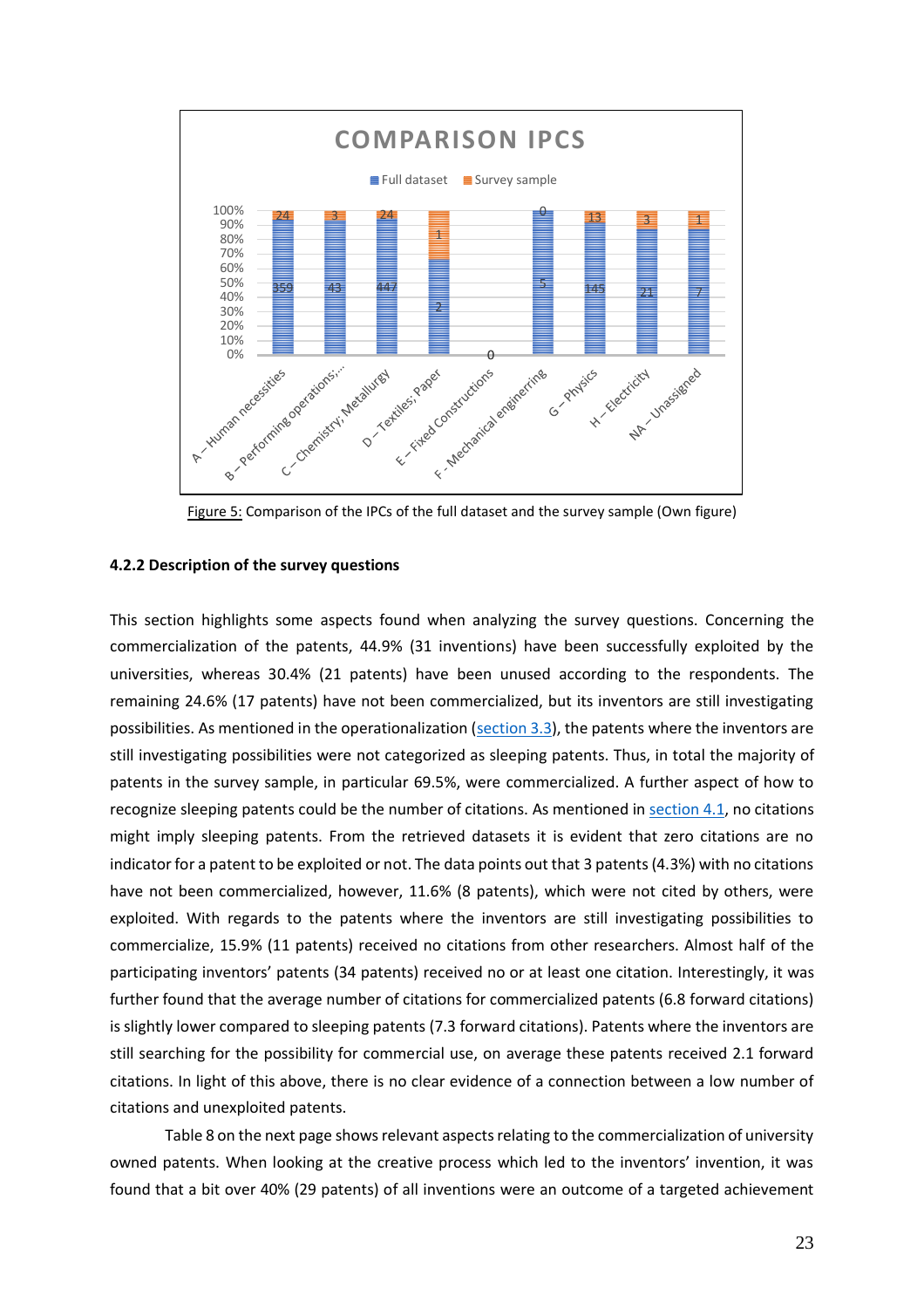**COMPARISON IPCS**

| IPC | Full dataset | Survey sample |
| --- | --- | --- |
| A – Human necessities | 359 | 24 |
| B – Performing operations;... | 43 | 3 |
| C – Chemistry; Metallurgy | 447 | 24 |
| D – Textiles; Paper | 2 | 1 |
| E – Fixed Constructions | 0 | |
| F - Mechanical engineering | 5 | 0 |
| G – Physics | 145 | 13 |
| H – Electricity | 21 | 3 |
| NA – Unassigned | 7 | 1 |

Figure 5: Comparison of the IPCs of the full dataset and the survey sample (Own figure)

#### 4.2.2 Description of the survey questions

This section highlights some aspects found when analyzing the survey questions. Concerning the commercialization of the patents, 44.9% (31 inventions) have been successfully exploited by the universities, whereas 30.4% (21 patents) have been unused according to the respondents. The remaining 24.6% (17 patents) have not been commercialized, but its inventors are still investigating possibilities. As mentioned in the operationalization (section 3.3), the patents where the inventors are still investigating possibilities were not categorized as sleeping patents. Thus, in total the majority of patents in the survey sample, in particular 69.5%, were commercialized. A further aspect of how to recognize sleeping patents could be the number of citations. As mentioned in section 4.1, no citations might imply sleeping patents. From the retrieved datasets it is evident that zero citations are no indicator for a patent to be exploited or not. The data points out that 3 patents (4.3%) with no citations have not been commercialized, however, 11.6% (8 patents), which were not cited by others, were exploited. With regards to the patents where the inventors are still investigating possibilities to commercialize, 15.9% (11 patents) received no citations from other researchers. Almost half of the participating inventors' patents (34 patents) received no or at least one citation. Interestingly, it was further found that the average number of citations for commercialized patents (6.8 forward citations) is slightly lower compared to sleeping patents (7.3 forward citations). Patents where the inventors are still searching for the possibility for commercial use, on average these patents received 2.1 forward citations. In light of this above, there is no clear evidence of a connection between a low number of citations and unexploited patents.

Table 8 on the next page shows relevant aspects relating to the commercialization of university owned patents. When looking at the creative process which led to the inventors' invention, it was found that a bit over 40% (29 patents) of all inventions were an outcome of a targeted achievement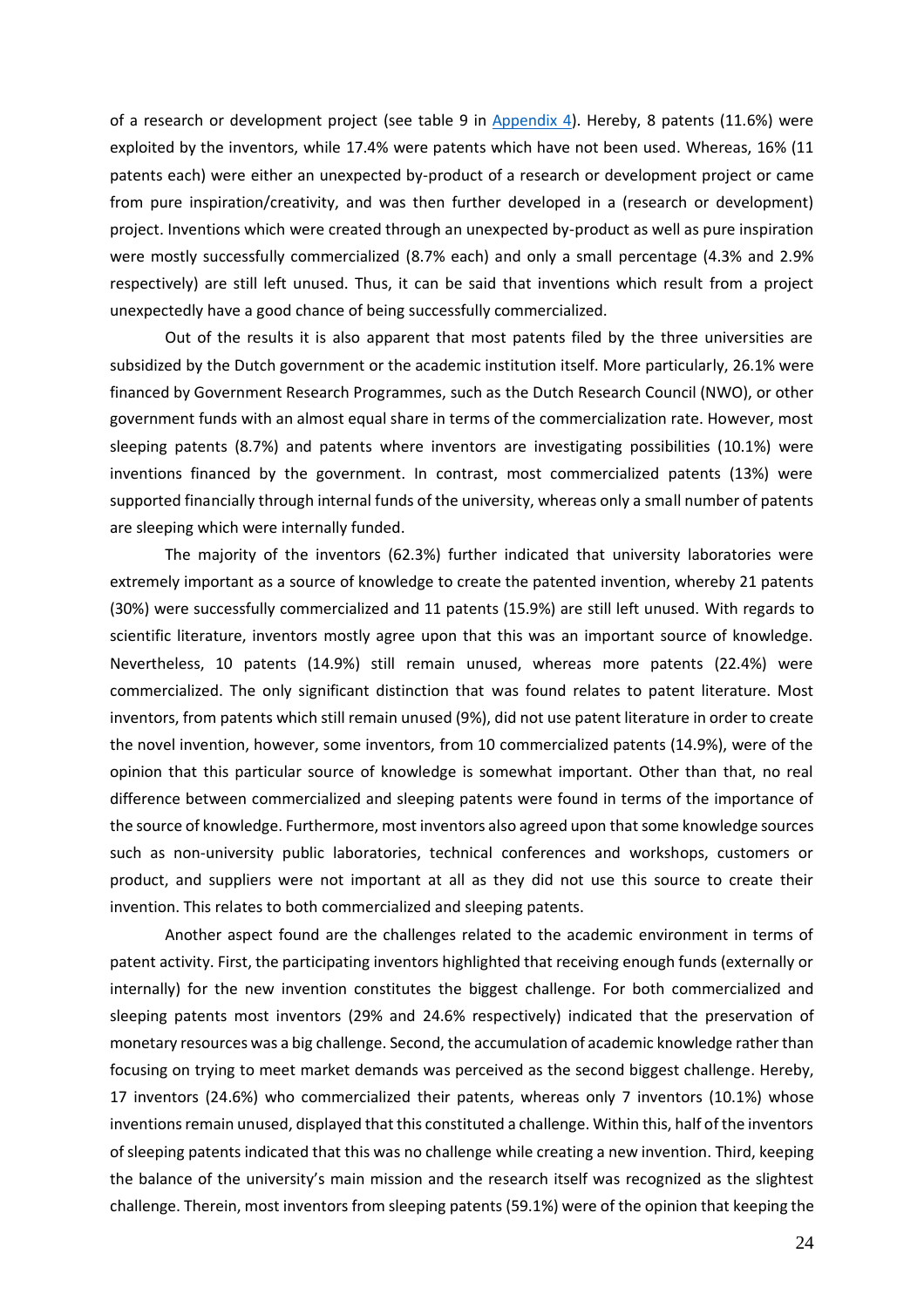of a research or development project (see table 9 in Appendix 4). Hereby, 8 patents (11.6%) were exploited by the inventors, while 17.4% were patents which have not been used. Whereas, 16% (11 patents each) were either an unexpected by-product of a research or development project or came from pure inspiration/creativity, and was then further developed in a (research or development) project. Inventions which were created through an unexpected by-product as well as pure inspiration were mostly successfully commercialized (8.7% each) and only a small percentage (4.3% and 2.9% respectively) are still left unused. Thus, it can be said that inventions which result from a project unexpectedly have a good chance of being successfully commercialized.

Out of the results it is also apparent that most patents filed by the three universities are subsidized by the Dutch government or the academic institution itself. More particularly, 26.1% were financed by Government Research Programmes, such as the Dutch Research Council (NWO), or other government funds with an almost equal share in terms of the commercialization rate. However, most sleeping patents (8.7%) and patents where inventors are investigating possibilities (10.1%) were inventions financed by the government. In contrast, most commercialized patents (13%) were supported financially through internal funds of the university, whereas only a small number of patents are sleeping which were internally funded.

The majority of the inventors (62.3%) further indicated that university laboratories were extremely important as a source of knowledge to create the patented invention, whereby 21 patents (30%) were successfully commercialized and 11 patents (15.9%) are still left unused. With regards to scientific literature, inventors mostly agree upon that this was an important source of knowledge. Nevertheless, 10 patents (14.9%) still remain unused, whereas more patents (22.4%) were commercialized. The only significant distinction that was found relates to patent literature. Most inventors, from patents which still remain unused (9%), did not use patent literature in order to create the novel invention, however, some inventors, from 10 commercialized patents (14.9%), were of the opinion that this particular source of knowledge is somewhat important. Other than that, no real difference between commercialized and sleeping patents were found in terms of the importance of the source of knowledge. Furthermore, most inventors also agreed upon that some knowledge sources such as non-university public laboratories, technical conferences and workshops, customers or product, and suppliers were not important at all as they did not use this source to create their invention. This relates to both commercialized and sleeping patents.

Another aspect found are the challenges related to the academic environment in terms of patent activity. First, the participating inventors highlighted that receiving enough funds (externally or internally) for the new invention constitutes the biggest challenge. For both commercialized and sleeping patents most inventors (29% and 24.6% respectively) indicated that the preservation of monetary resources was a big challenge. Second, the accumulation of academic knowledge rather than focusing on trying to meet market demands was perceived as the second biggest challenge. Hereby, 17 inventors (24.6%) who commercialized their patents, whereas only 7 inventors (10.1%) whose inventions remain unused, displayed that this constituted a challenge. Within this, half of the inventors of sleeping patents indicated that this was no challenge while creating a new invention. Third, keeping the balance of the university's main mission and the research itself was recognized as the slightest challenge. Therein, most inventors from sleeping patents (59.1%) were of the opinion that keeping the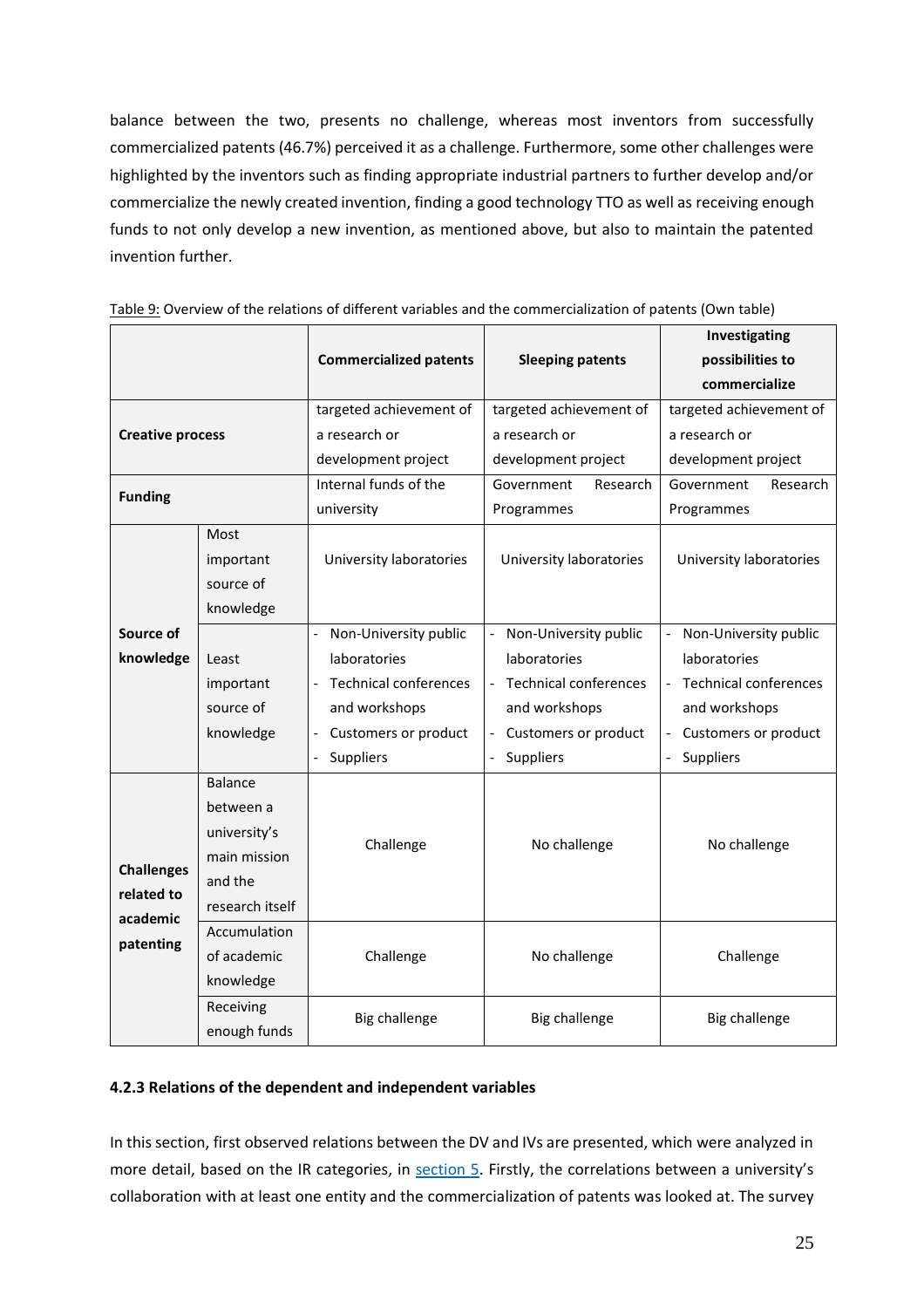balance between the two, presents no challenge, whereas most inventors from successfully commercialized patents (46.7%) perceived it as a challenge. Furthermore, some other challenges were highlighted by the inventors such as finding appropriate industrial partners to further develop and/or commercialize the newly created invention, finding a good technology TTO as well as receiving enough funds to not only develop a new invention, as mentioned above, but also to maintain the patented invention further.

Table 9: Overview of the relations of different variables and the commercialization of patents (Own table)

| | | **Commercialized patents** | **Sleeping patents** | **Investigating possibilities to commercialize** |
|---|---|---|---|---|
| **Creative process** | | targeted achievement of a research or development project | targeted achievement of a research or development project | targeted achievement of a research or development project |
| **Funding** | | Internal funds of the university | Government Research Programmes | Government Research Programmes |
| **Source of knowledge** | Most important source of knowledge | University laboratories | University laboratories | University laboratories |
| | Least important source of knowledge | - Non-University public laboratories<br>- Technical conferences and workshops<br>- Customers or product<br>- Suppliers | - Non-University public laboratories<br>- Technical conferences and workshops<br>- Customers or product<br>- Suppliers | - Non-University public laboratories<br>- Technical conferences and workshops<br>- Customers or product<br>- Suppliers |
| **Challenges related to academic patenting** | Balance between a university's main mission and the research itself | Challenge | No challenge | No challenge |
| | Accumulation of academic knowledge | Challenge | No challenge | Challenge |
| | Receiving enough funds | Big challenge | Big challenge | Big challenge |

### 4.2.3 Relations of the dependent and independent variables

In this section, first observed relations between the DV and IVs are presented, which were analyzed in more detail, based on the IR categories, in section 5. Firstly, the correlations between a university's collaboration with at least one entity and the commercialization of patents was looked at. The survey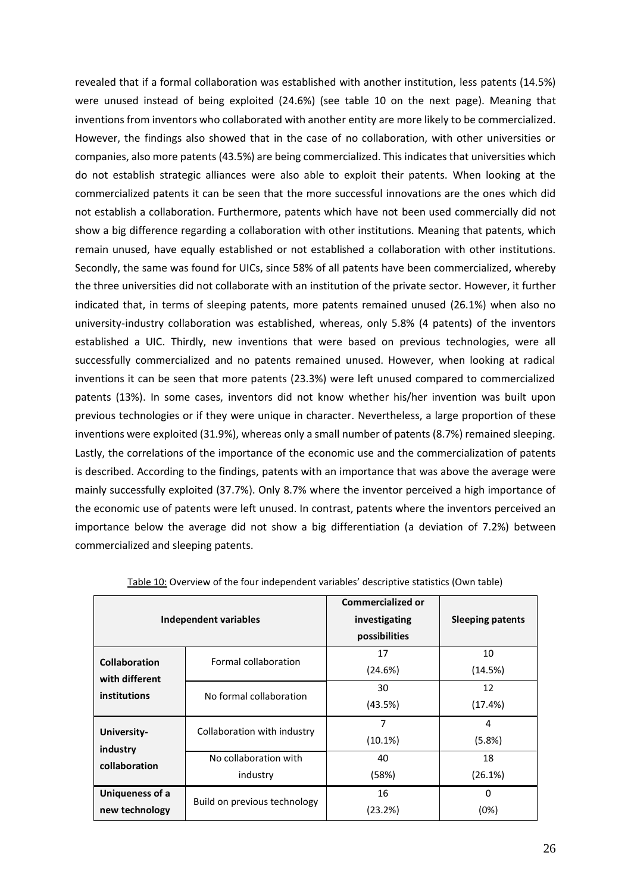revealed that if a formal collaboration was established with another institution, less patents (14.5%) were unused instead of being exploited (24.6%) (see table 10 on the next page). Meaning that inventions from inventors who collaborated with another entity are more likely to be commercialized. However, the findings also showed that in the case of no collaboration, with other universities or companies, also more patents (43.5%) are being commercialized. This indicates that universities which do not establish strategic alliances were also able to exploit their patents. When looking at the commercialized patents it can be seen that the more successful innovations are the ones which did not establish a collaboration. Furthermore, patents which have not been used commercially did not show a big difference regarding a collaboration with other institutions. Meaning that patents, which remain unused, have equally established or not established a collaboration with other institutions. Secondly, the same was found for UICs, since 58% of all patents have been commercialized, whereby the three universities did not collaborate with an institution of the private sector. However, it further indicated that, in terms of sleeping patents, more patents remained unused (26.1%) when also no university-industry collaboration was established, whereas, only 5.8% (4 patents) of the inventors established a UIC. Thirdly, new inventions that were based on previous technologies, were all successfully commercialized and no patents remained unused. However, when looking at radical inventions it can be seen that more patents (23.3%) were left unused compared to commercialized patents (13%). In some cases, inventors did not know whether his/her invention was built upon previous technologies or if they were unique in character. Nevertheless, a large proportion of these inventions were exploited (31.9%), whereas only a small number of patents (8.7%) remained sleeping. Lastly, the correlations of the importance of the economic use and the commercialization of patents is described. According to the findings, patents with an importance that was above the average were mainly successfully exploited (37.7%). Only 8.7% where the inventor perceived a high importance of the economic use of patents were left unused. In contrast, patents where the inventors perceived an importance below the average did not show a big differentiation (a deviation of 7.2%) between commercialized and sleeping patents.

Table 10: Overview of the four independent variables' descriptive statistics (Own table)

| Independent variables | | Commercialized or investigating possibilities | Sleeping patents |
|---|---|---|---|
| **Collaboration with different institutions** | Formal collaboration | 17 (24.6%) | 10 (14.5%) |
| | No formal collaboration | 30 (43.5%) | 12 (17.4%) |
| **University-industry collaboration** | Collaboration with industry | 7 (10.1%) | 4 (5.8%) |
| | No collaboration with industry | 40 (58%) | 18 (26.1%) |
| **Uniqueness of a new technology** | Build on previous technology | 16 (23.2%) | 0 (0%) |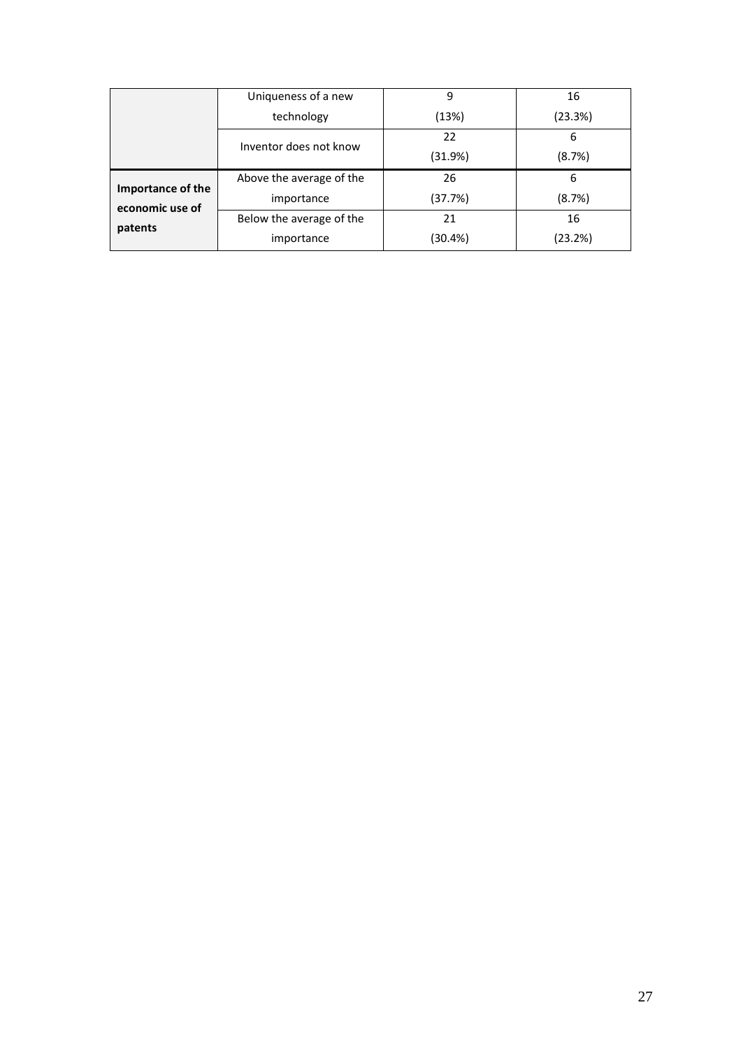| | | | |
|---|---|---|---|
| | Uniqueness of a new technology | 9 (13%) | 16 (23.3%) |
| | Inventor does not know | 22 (31.9%) | 6 (8.7%) |
| **Importance of the economic use of patents** | Above the average of the importance | 26 (37.7%) | 6 (8.7%) |
| | Below the average of the importance | 21 (30.4%) | 16 (23.2%) |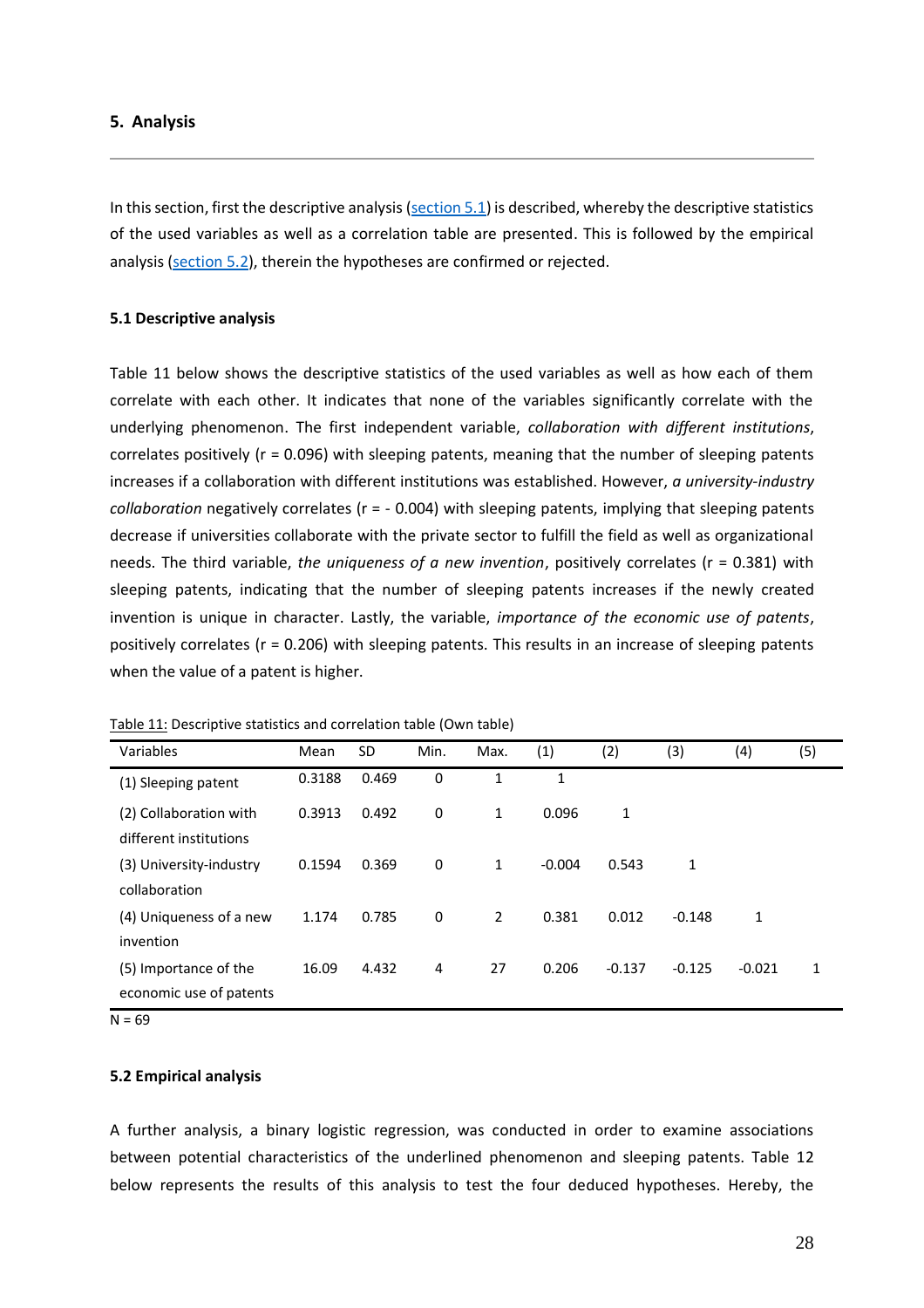## 5. Analysis

In this section, first the descriptive analysis (section 5.1) is described, whereby the descriptive statistics of the used variables as well as a correlation table are presented. This is followed by the empirical analysis (section 5.2), therein the hypotheses are confirmed or rejected.

### 5.1 Descriptive analysis

Table 11 below shows the descriptive statistics of the used variables as well as how each of them correlate with each other. It indicates that none of the variables significantly correlate with the underlying phenomenon. The first independent variable, *collaboration with different institutions*, correlates positively (r = 0.096) with sleeping patents, meaning that the number of sleeping patents increases if a collaboration with different institutions was established. However, *a university-industry collaboration* negatively correlates (r = - 0.004) with sleeping patents, implying that sleeping patents decrease if universities collaborate with the private sector to fulfill the field as well as organizational needs. The third variable, *the uniqueness of a new invention*, positively correlates (r = 0.381) with sleeping patents, indicating that the number of sleeping patents increases if the newly created invention is unique in character. Lastly, the variable, *importance of the economic use of patents*, positively correlates (r = 0.206) with sleeping patents. This results in an increase of sleeping patents when the value of a patent is higher.

Table 11: Descriptive statistics and correlation table (Own table)

| Variables | Mean | SD | Min. | Max. | (1) | (2) | (3) | (4) | (5) |
|---|---|---|---|---|---|---|---|---|---|
| (1) Sleeping patent | 0.3188 | 0.469 | 0 | 1 | 1 | | | | |
| (2) Collaboration with different institutions | 0.3913 | 0.492 | 0 | 1 | 0.096 | 1 | | | |
| (3) University-industry collaboration | 0.1594 | 0.369 | 0 | 1 | -0.004 | 0.543 | 1 | | |
| (4) Uniqueness of a new invention | 1.174 | 0.785 | 0 | 2 | 0.381 | 0.012 | -0.148 | 1 | |
| (5) Importance of the economic use of patents | 16.09 | 4.432 | 4 | 27 | 0.206 | -0.137 | -0.125 | -0.021 | 1 |

N = 69

### 5.2 Empirical analysis

A further analysis, a binary logistic regression, was conducted in order to examine associations between potential characteristics of the underlined phenomenon and sleeping patents. Table 12 below represents the results of this analysis to test the four deduced hypotheses. Hereby, the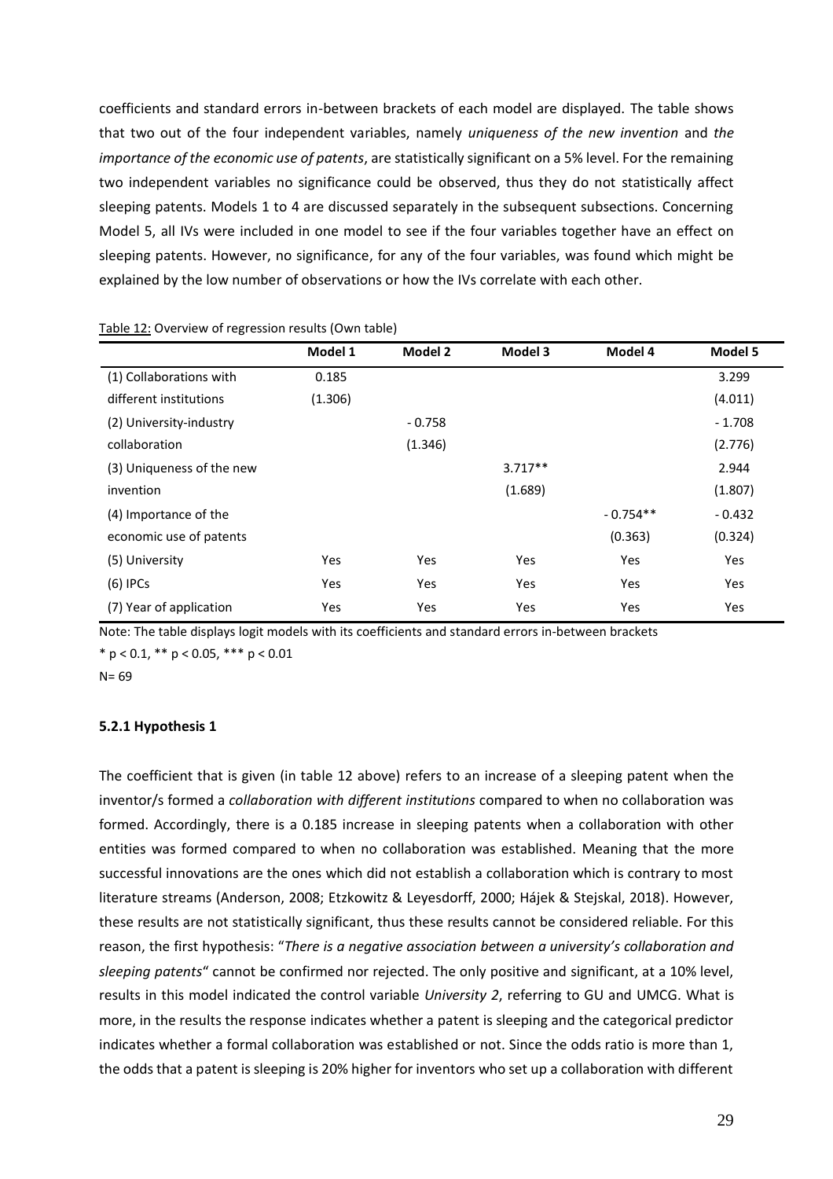coefficients and standard errors in-between brackets of each model are displayed. The table shows that two out of the four independent variables, namely *uniqueness of the new invention* and *the importance of the economic use of patents*, are statistically significant on a 5% level. For the remaining two independent variables no significance could be observed, thus they do not statistically affect sleeping patents. Models 1 to 4 are discussed separately in the subsequent subsections. Concerning Model 5, all IVs were included in one model to see if the four variables together have an effect on sleeping patents. However, no significance, for any of the four variables, was found which might be explained by the low number of observations or how the IVs correlate with each other.

Table 12: Overview of regression results (Own table)

| | **Model 1** | **Model 2** | **Model 3** | **Model 4** | **Model 5** |
|---|---|---|---|---|---|
| (1) Collaborations with different institutions | 0.185 (1.306) | | | | 3.299 (4.011) |
| (2) University-industry collaboration | | - 0.758 (1.346) | | | - 1.708 (2.776) |
| (3) Uniqueness of the new invention | | | 3.717** (1.689) | | 2.944 (1.807) |
| (4) Importance of the economic use of patents | | | | - 0.754** (0.363) | - 0.432 (0.324) |
| (5) University | Yes | Yes | Yes | Yes | Yes |
| (6) IPCs | Yes | Yes | Yes | Yes | Yes |
| (7) Year of application | Yes | Yes | Yes | Yes | Yes |

Note: The table displays logit models with its coefficients and standard errors in-between brackets

* $p < 0.1$, ** $p < 0.05$, *** $p < 0.01$

N= 69

### 5.2.1 Hypothesis 1

The coefficient that is given (in table 12 above) refers to an increase of a sleeping patent when the inventor/s formed a *collaboration with different institutions* compared to when no collaboration was formed. Accordingly, there is a 0.185 increase in sleeping patents when a collaboration with other entities was formed compared to when no collaboration was established. Meaning that the more successful innovations are the ones which did not establish a collaboration which is contrary to most literature streams (Anderson, 2008; Etzkowitz & Leyesdorff, 2000; Hájek & Stejskal, 2018). However, these results are not statistically significant, thus these results cannot be considered reliable. For this reason, the first hypothesis: "*There is a negative association between a university's collaboration and sleeping patents*" cannot be confirmed nor rejected. The only positive and significant, at a 10% level, results in this model indicated the control variable *University 2*, referring to GU and UMCG. What is more, in the results the response indicates whether a patent is sleeping and the categorical predictor indicates whether a formal collaboration was established or not. Since the odds ratio is more than 1, the odds that a patent is sleeping is 20% higher for inventors who set up a collaboration with different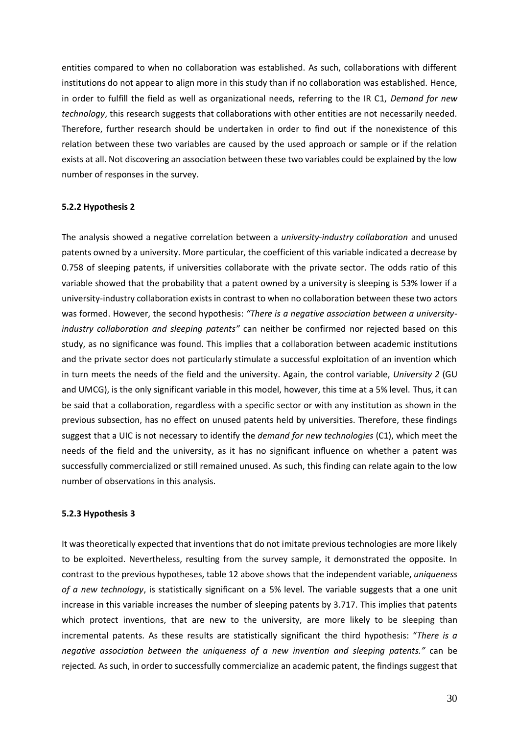entities compared to when no collaboration was established. As such, collaborations with different institutions do not appear to align more in this study than if no collaboration was established. Hence, in order to fulfill the field as well as organizational needs, referring to the IR C1, *Demand for new technology*, this research suggests that collaborations with other entities are not necessarily needed. Therefore, further research should be undertaken in order to find out if the nonexistence of this relation between these two variables are caused by the used approach or sample or if the relation exists at all. Not discovering an association between these two variables could be explained by the low number of responses in the survey.

### 5.2.2 Hypothesis 2

The analysis showed a negative correlation between a *university-industry collaboration* and unused patents owned by a university. More particular, the coefficient of this variable indicated a decrease by 0.758 of sleeping patents, if universities collaborate with the private sector. The odds ratio of this variable showed that the probability that a patent owned by a university is sleeping is 53% lower if a university-industry collaboration exists in contrast to when no collaboration between these two actors was formed. However, the second hypothesis: *"There is a negative association between a university-industry collaboration and sleeping patents"* can neither be confirmed nor rejected based on this study, as no significance was found. This implies that a collaboration between academic institutions and the private sector does not particularly stimulate a successful exploitation of an invention which in turn meets the needs of the field and the university. Again, the control variable, *University 2* (GU and UMCG), is the only significant variable in this model, however, this time at a 5% level. Thus, it can be said that a collaboration, regardless with a specific sector or with any institution as shown in the previous subsection, has no effect on unused patents held by universities. Therefore, these findings suggest that a UIC is not necessary to identify the *demand for new technologies* (C1), which meet the needs of the field and the university, as it has no significant influence on whether a patent was successfully commercialized or still remained unused. As such, this finding can relate again to the low number of observations in this analysis.

### 5.2.3 Hypothesis 3

It was theoretically expected that inventions that do not imitate previous technologies are more likely to be exploited. Nevertheless, resulting from the survey sample, it demonstrated the opposite. In contrast to the previous hypotheses, table 12 above shows that the independent variable, *uniqueness of a new technology*, is statistically significant on a 5% level. The variable suggests that a one unit increase in this variable increases the number of sleeping patents by 3.717. This implies that patents which protect inventions, that are new to the university, are more likely to be sleeping than incremental patents. As these results are statistically significant the third hypothesis: "*There is a negative association between the uniqueness of a new invention and sleeping patents."* can be rejected. As such, in order to successfully commercialize an academic patent, the findings suggest that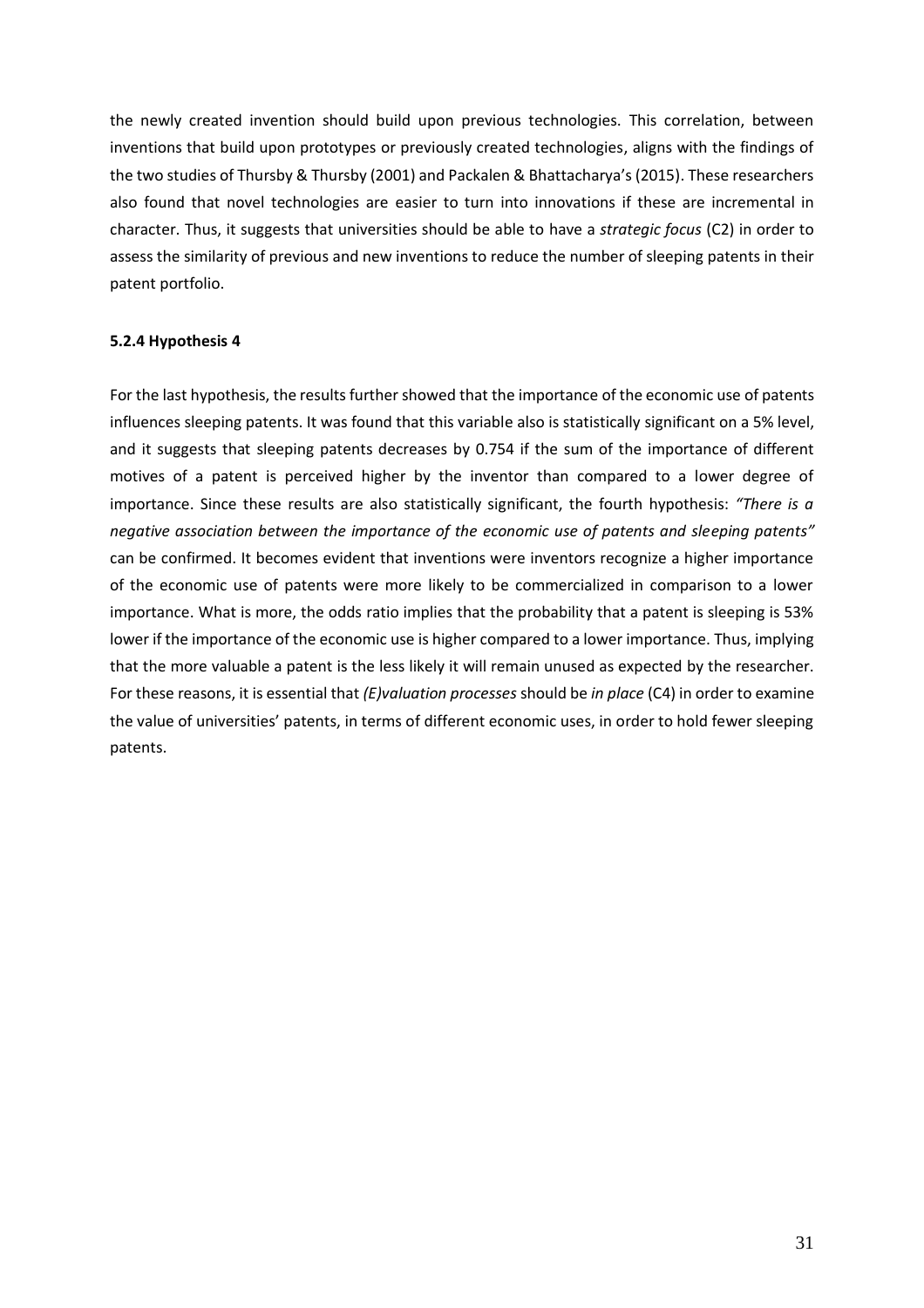the newly created invention should build upon previous technologies. This correlation, between inventions that build upon prototypes or previously created technologies, aligns with the findings of the two studies of Thursby & Thursby (2001) and Packalen & Bhattacharya's (2015). These researchers also found that novel technologies are easier to turn into innovations if these are incremental in character. Thus, it suggests that universities should be able to have a *strategic focus* (C2) in order to assess the similarity of previous and new inventions to reduce the number of sleeping patents in their patent portfolio.

### 5.2.4 Hypothesis 4

For the last hypothesis, the results further showed that the importance of the economic use of patents influences sleeping patents. It was found that this variable also is statistically significant on a 5% level, and it suggests that sleeping patents decreases by 0.754 if the sum of the importance of different motives of a patent is perceived higher by the inventor than compared to a lower degree of importance. Since these results are also statistically significant, the fourth hypothesis: *"There is a negative association between the importance of the economic use of patents and sleeping patents"* can be confirmed. It becomes evident that inventions were inventors recognize a higher importance of the economic use of patents were more likely to be commercialized in comparison to a lower importance. What is more, the odds ratio implies that the probability that a patent is sleeping is 53% lower if the importance of the economic use is higher compared to a lower importance. Thus, implying that the more valuable a patent is the less likely it will remain unused as expected by the researcher. For these reasons, it is essential that *(E)valuation processes* should be *in place* (C4) in order to examine the value of universities' patents, in terms of different economic uses, in order to hold fewer sleeping patents.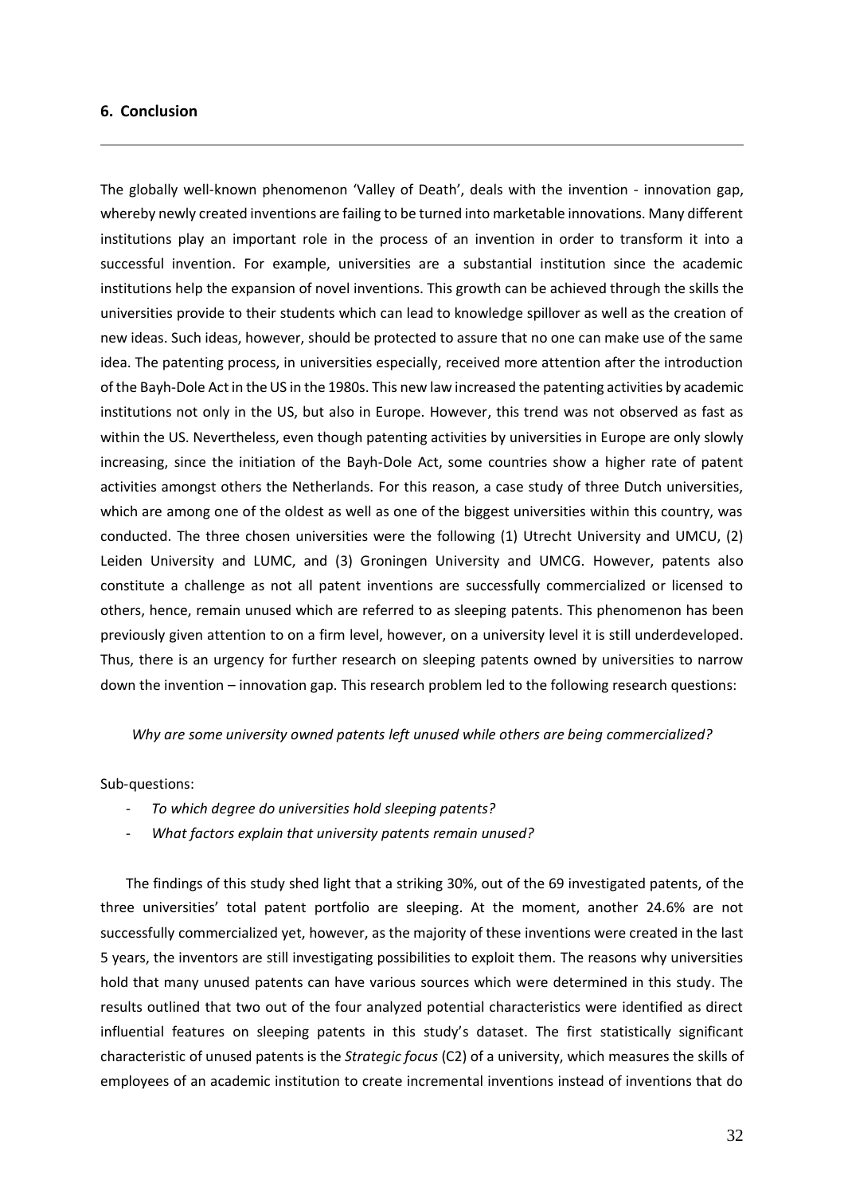## 6. Conclusion

The globally well-known phenomenon 'Valley of Death', deals with the invention - innovation gap, whereby newly created inventions are failing to be turned into marketable innovations. Many different institutions play an important role in the process of an invention in order to transform it into a successful invention. For example, universities are a substantial institution since the academic institutions help the expansion of novel inventions. This growth can be achieved through the skills the universities provide to their students which can lead to knowledge spillover as well as the creation of new ideas. Such ideas, however, should be protected to assure that no one can make use of the same idea. The patenting process, in universities especially, received more attention after the introduction of the Bayh-Dole Act in the US in the 1980s. This new law increased the patenting activities by academic institutions not only in the US, but also in Europe. However, this trend was not observed as fast as within the US. Nevertheless, even though patenting activities by universities in Europe are only slowly increasing, since the initiation of the Bayh-Dole Act, some countries show a higher rate of patent activities amongst others the Netherlands. For this reason, a case study of three Dutch universities, which are among one of the oldest as well as one of the biggest universities within this country, was conducted. The three chosen universities were the following (1) Utrecht University and UMCU, (2) Leiden University and LUMC, and (3) Groningen University and UMCG. However, patents also constitute a challenge as not all patent inventions are successfully commercialized or licensed to others, hence, remain unused which are referred to as sleeping patents. This phenomenon has been previously given attention to on a firm level, however, on a university level it is still underdeveloped. Thus, there is an urgency for further research on sleeping patents owned by universities to narrow down the invention – innovation gap. This research problem led to the following research questions:

*Why are some university owned patents left unused while others are being commercialized?*

Sub-questions:

- *To which degree do universities hold sleeping patents?*
- *What factors explain that university patents remain unused?*

The findings of this study shed light that a striking 30%, out of the 69 investigated patents, of the three universities' total patent portfolio are sleeping. At the moment, another 24.6% are not successfully commercialized yet, however, as the majority of these inventions were created in the last 5 years, the inventors are still investigating possibilities to exploit them. The reasons why universities hold that many unused patents can have various sources which were determined in this study. The results outlined that two out of the four analyzed potential characteristics were identified as direct influential features on sleeping patents in this study's dataset. The first statistically significant characteristic of unused patents is the *Strategic focus* (C2) of a university, which measures the skills of employees of an academic institution to create incremental inventions instead of inventions that do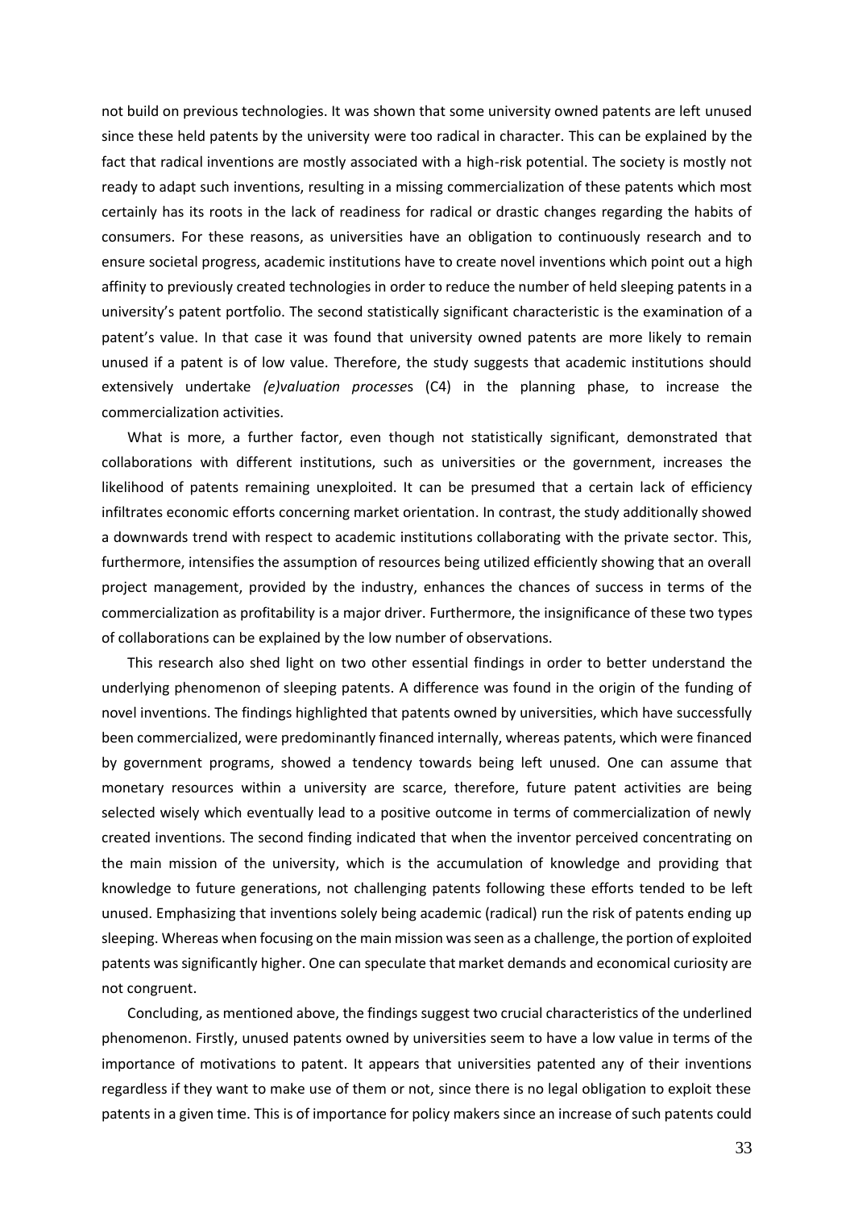not build on previous technologies. It was shown that some university owned patents are left unused since these held patents by the university were too radical in character. This can be explained by the fact that radical inventions are mostly associated with a high-risk potential. The society is mostly not ready to adapt such inventions, resulting in a missing commercialization of these patents which most certainly has its roots in the lack of readiness for radical or drastic changes regarding the habits of consumers. For these reasons, as universities have an obligation to continuously research and to ensure societal progress, academic institutions have to create novel inventions which point out a high affinity to previously created technologies in order to reduce the number of held sleeping patents in a university's patent portfolio. The second statistically significant characteristic is the examination of a patent's value. In that case it was found that university owned patents are more likely to remain unused if a patent is of low value. Therefore, the study suggests that academic institutions should extensively undertake *(e)valuation processe*s (C4) in the planning phase, to increase the commercialization activities.

What is more, a further factor, even though not statistically significant, demonstrated that collaborations with different institutions, such as universities or the government, increases the likelihood of patents remaining unexploited. It can be presumed that a certain lack of efficiency infiltrates economic efforts concerning market orientation. In contrast, the study additionally showed a downwards trend with respect to academic institutions collaborating with the private sector. This, furthermore, intensifies the assumption of resources being utilized efficiently showing that an overall project management, provided by the industry, enhances the chances of success in terms of the commercialization as profitability is a major driver. Furthermore, the insignificance of these two types of collaborations can be explained by the low number of observations.

This research also shed light on two other essential findings in order to better understand the underlying phenomenon of sleeping patents. A difference was found in the origin of the funding of novel inventions. The findings highlighted that patents owned by universities, which have successfully been commercialized, were predominantly financed internally, whereas patents, which were financed by government programs, showed a tendency towards being left unused. One can assume that monetary resources within a university are scarce, therefore, future patent activities are being selected wisely which eventually lead to a positive outcome in terms of commercialization of newly created inventions. The second finding indicated that when the inventor perceived concentrating on the main mission of the university, which is the accumulation of knowledge and providing that knowledge to future generations, not challenging patents following these efforts tended to be left unused. Emphasizing that inventions solely being academic (radical) run the risk of patents ending up sleeping. Whereas when focusing on the main mission was seen as a challenge, the portion of exploited patents was significantly higher. One can speculate that market demands and economical curiosity are not congruent.

Concluding, as mentioned above, the findings suggest two crucial characteristics of the underlined phenomenon. Firstly, unused patents owned by universities seem to have a low value in terms of the importance of motivations to patent. It appears that universities patented any of their inventions regardless if they want to make use of them or not, since there is no legal obligation to exploit these patents in a given time. This is of importance for policy makers since an increase of such patents could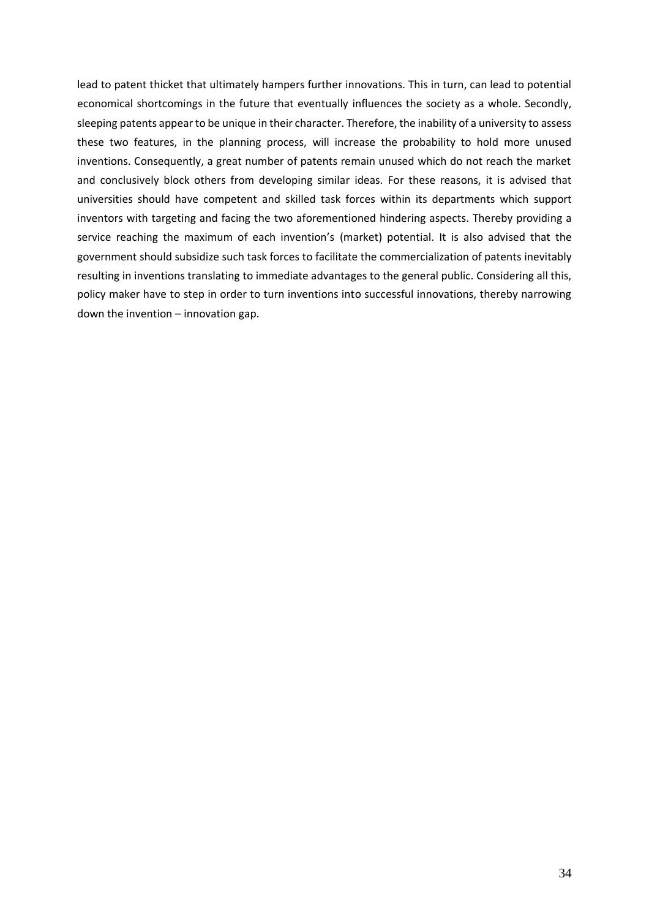lead to patent thicket that ultimately hampers further innovations. This in turn, can lead to potential economical shortcomings in the future that eventually influences the society as a whole. Secondly, sleeping patents appear to be unique in their character. Therefore, the inability of a university to assess these two features, in the planning process, will increase the probability to hold more unused inventions. Consequently, a great number of patents remain unused which do not reach the market and conclusively block others from developing similar ideas. For these reasons, it is advised that universities should have competent and skilled task forces within its departments which support inventors with targeting and facing the two aforementioned hindering aspects. Thereby providing a service reaching the maximum of each invention's (market) potential. It is also advised that the government should subsidize such task forces to facilitate the commercialization of patents inevitably resulting in inventions translating to immediate advantages to the general public. Considering all this, policy maker have to step in order to turn inventions into successful innovations, thereby narrowing down the invention – innovation gap.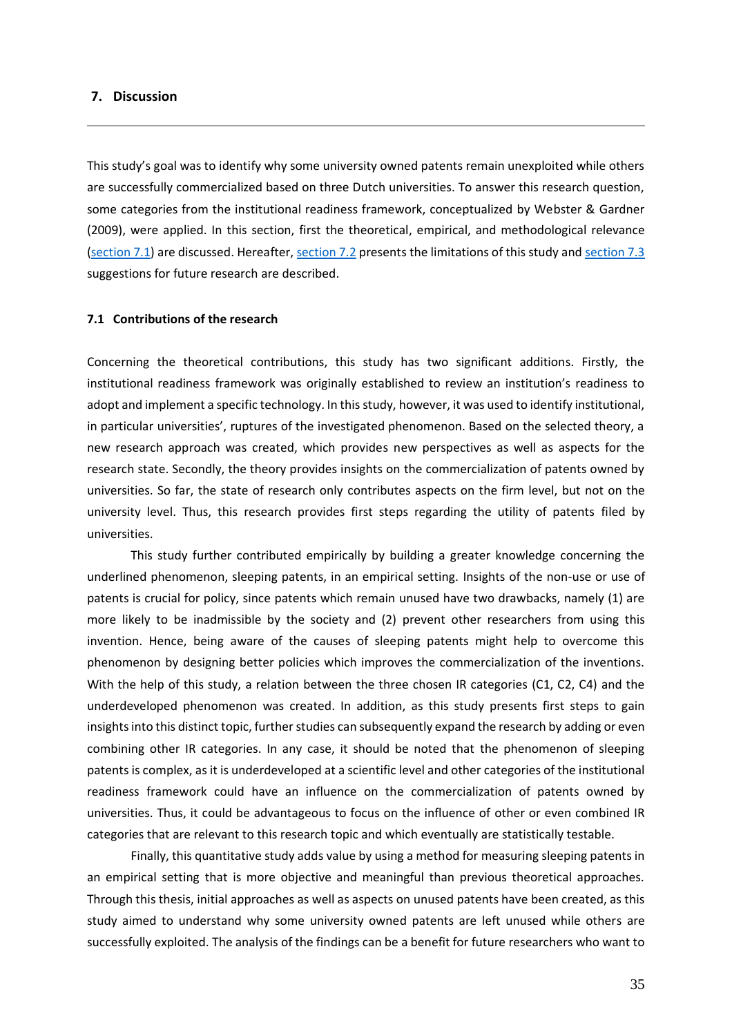## 7. Discussion

This study's goal was to identify why some university owned patents remain unexploited while others are successfully commercialized based on three Dutch universities. To answer this research question, some categories from the institutional readiness framework, conceptualized by Webster & Gardner (2009), were applied. In this section, first the theoretical, empirical, and methodological relevance (section 7.1) are discussed. Hereafter, section 7.2 presents the limitations of this study and section 7.3 suggestions for future research are described.

### 7.1 Contributions of the research

Concerning the theoretical contributions, this study has two significant additions. Firstly, the institutional readiness framework was originally established to review an institution's readiness to adopt and implement a specific technology. In this study, however, it was used to identify institutional, in particular universities', ruptures of the investigated phenomenon. Based on the selected theory, a new research approach was created, which provides new perspectives as well as aspects for the research state. Secondly, the theory provides insights on the commercialization of patents owned by universities. So far, the state of research only contributes aspects on the firm level, but not on the university level. Thus, this research provides first steps regarding the utility of patents filed by universities.

This study further contributed empirically by building a greater knowledge concerning the underlined phenomenon, sleeping patents, in an empirical setting. Insights of the non-use or use of patents is crucial for policy, since patents which remain unused have two drawbacks, namely (1) are more likely to be inadmissible by the society and (2) prevent other researchers from using this invention. Hence, being aware of the causes of sleeping patents might help to overcome this phenomenon by designing better policies which improves the commercialization of the inventions. With the help of this study, a relation between the three chosen IR categories (C1, C2, C4) and the underdeveloped phenomenon was created. In addition, as this study presents first steps to gain insights into this distinct topic, further studies can subsequently expand the research by adding or even combining other IR categories. In any case, it should be noted that the phenomenon of sleeping patents is complex, as it is underdeveloped at a scientific level and other categories of the institutional readiness framework could have an influence on the commercialization of patents owned by universities. Thus, it could be advantageous to focus on the influence of other or even combined IR categories that are relevant to this research topic and which eventually are statistically testable.

Finally, this quantitative study adds value by using a method for measuring sleeping patents in an empirical setting that is more objective and meaningful than previous theoretical approaches. Through this thesis, initial approaches as well as aspects on unused patents have been created, as this study aimed to understand why some university owned patents are left unused while others are successfully exploited. The analysis of the findings can be a benefit for future researchers who want to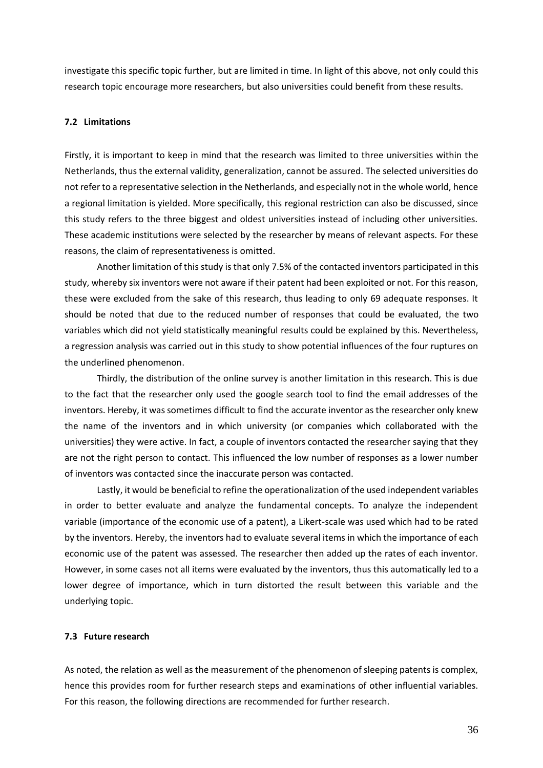investigate this specific topic further, but are limited in time. In light of this above, not only could this research topic encourage more researchers, but also universities could benefit from these results.

### 7.2 Limitations

Firstly, it is important to keep in mind that the research was limited to three universities within the Netherlands, thus the external validity, generalization, cannot be assured. The selected universities do not refer to a representative selection in the Netherlands, and especially not in the whole world, hence a regional limitation is yielded. More specifically, this regional restriction can also be discussed, since this study refers to the three biggest and oldest universities instead of including other universities. These academic institutions were selected by the researcher by means of relevant aspects. For these reasons, the claim of representativeness is omitted.

Another limitation of this study is that only 7.5% of the contacted inventors participated in this study, whereby six inventors were not aware if their patent had been exploited or not. For this reason, these were excluded from the sake of this research, thus leading to only 69 adequate responses. It should be noted that due to the reduced number of responses that could be evaluated, the two variables which did not yield statistically meaningful results could be explained by this. Nevertheless, a regression analysis was carried out in this study to show potential influences of the four ruptures on the underlined phenomenon.

Thirdly, the distribution of the online survey is another limitation in this research. This is due to the fact that the researcher only used the google search tool to find the email addresses of the inventors. Hereby, it was sometimes difficult to find the accurate inventor as the researcher only knew the name of the inventors and in which university (or companies which collaborated with the universities) they were active. In fact, a couple of inventors contacted the researcher saying that they are not the right person to contact. This influenced the low number of responses as a lower number of inventors was contacted since the inaccurate person was contacted.

Lastly, it would be beneficial to refine the operationalization of the used independent variables in order to better evaluate and analyze the fundamental concepts. To analyze the independent variable (importance of the economic use of a patent), a Likert-scale was used which had to be rated by the inventors. Hereby, the inventors had to evaluate several items in which the importance of each economic use of the patent was assessed. The researcher then added up the rates of each inventor. However, in some cases not all items were evaluated by the inventors, thus this automatically led to a lower degree of importance, which in turn distorted the result between this variable and the underlying topic.

### 7.3 Future research

As noted, the relation as well as the measurement of the phenomenon of sleeping patents is complex, hence this provides room for further research steps and examinations of other influential variables. For this reason, the following directions are recommended for further research.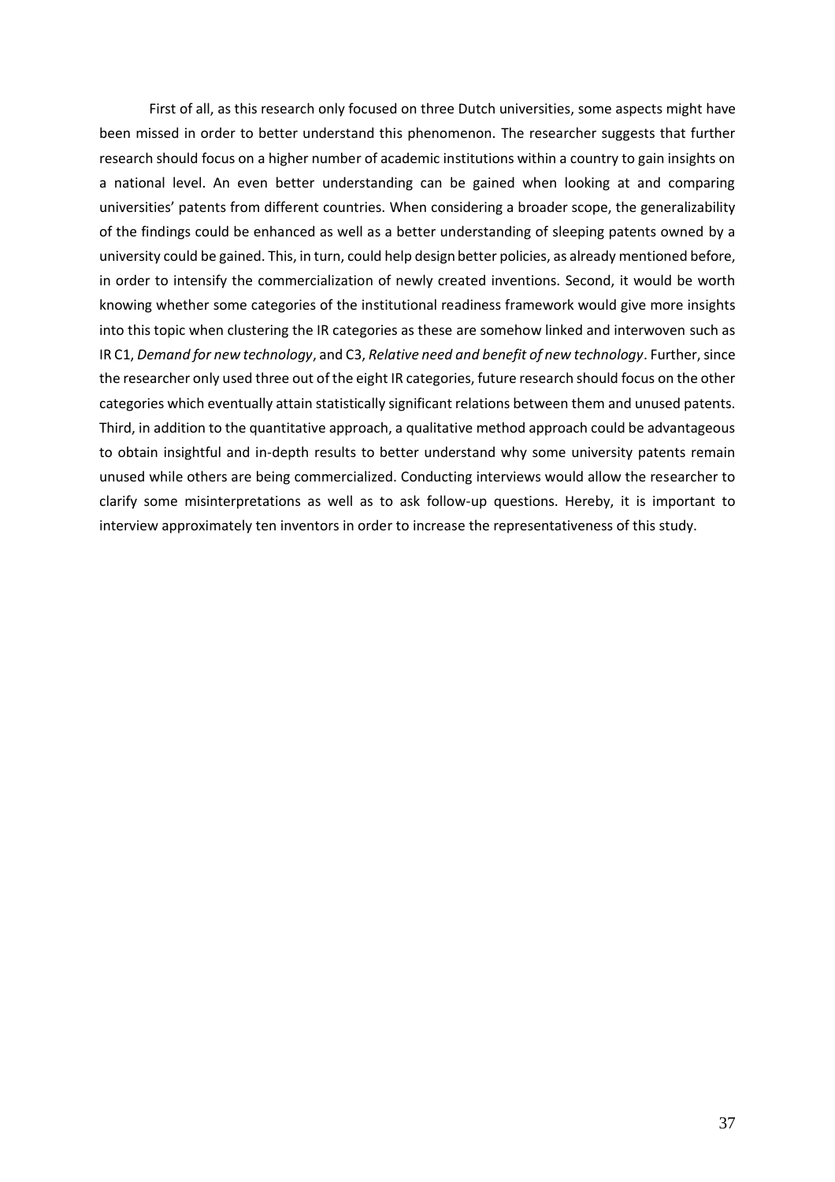First of all, as this research only focused on three Dutch universities, some aspects might have been missed in order to better understand this phenomenon. The researcher suggests that further research should focus on a higher number of academic institutions within a country to gain insights on a national level. An even better understanding can be gained when looking at and comparing universities' patents from different countries. When considering a broader scope, the generalizability of the findings could be enhanced as well as a better understanding of sleeping patents owned by a university could be gained. This, in turn, could help design better policies, as already mentioned before, in order to intensify the commercialization of newly created inventions. Second, it would be worth knowing whether some categories of the institutional readiness framework would give more insights into this topic when clustering the IR categories as these are somehow linked and interwoven such as IR C1, *Demand for new technology*, and C3, *Relative need and benefit of new technology*. Further, since the researcher only used three out of the eight IR categories, future research should focus on the other categories which eventually attain statistically significant relations between them and unused patents. Third, in addition to the quantitative approach, a qualitative method approach could be advantageous to obtain insightful and in-depth results to better understand why some university patents remain unused while others are being commercialized. Conducting interviews would allow the researcher to clarify some misinterpretations as well as to ask follow-up questions. Hereby, it is important to interview approximately ten inventors in order to increase the representativeness of this study.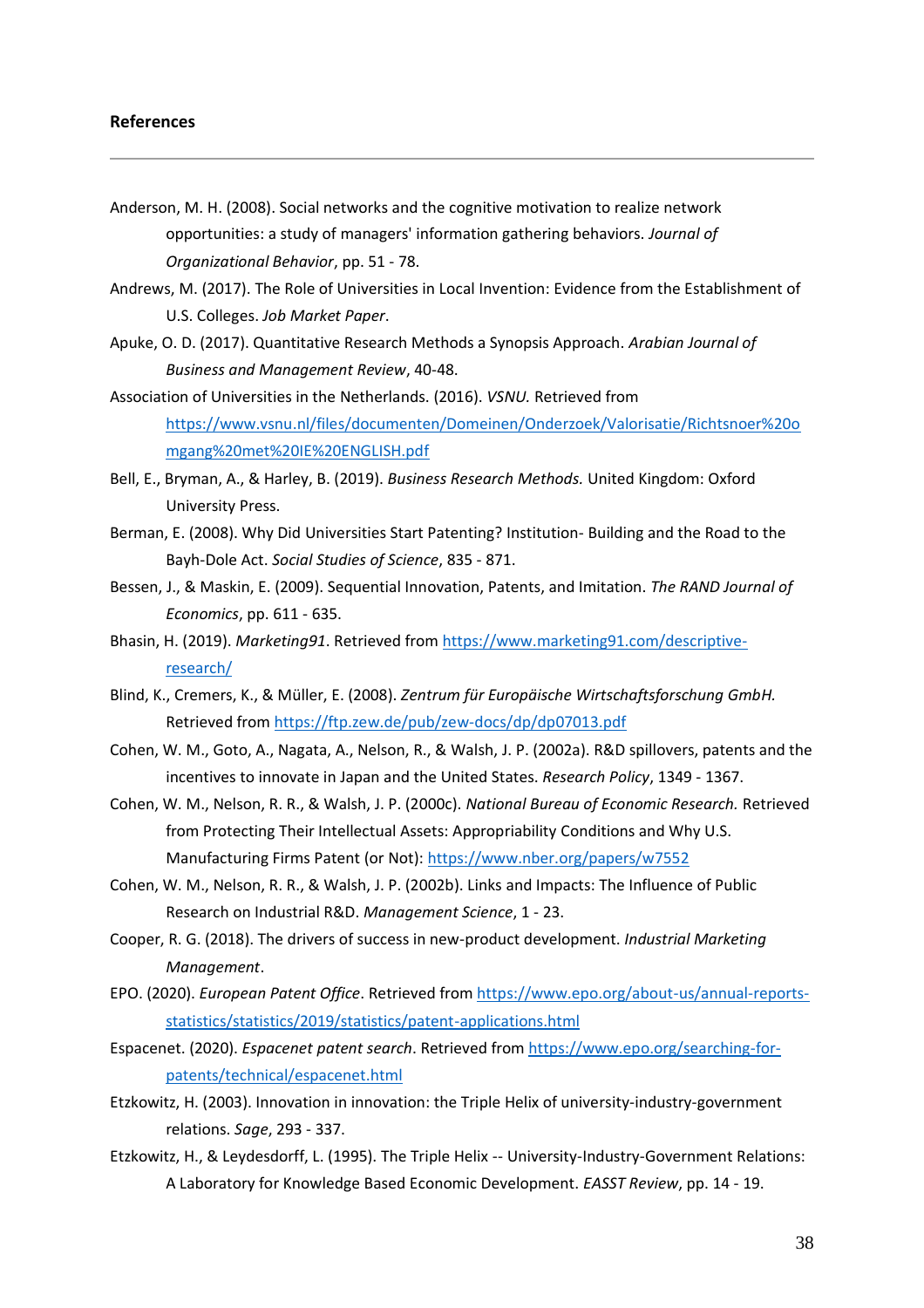## References

---

Anderson, M. H. (2008). Social networks and the cognitive motivation to realize network opportunities: a study of managers' information gathering behaviors. *Journal of Organizational Behavior*, pp. 51 - 78.

Andrews, M. (2017). The Role of Universities in Local Invention: Evidence from the Establishment of U.S. Colleges. *Job Market Paper*.

Apuke, O. D. (2017). Quantitative Research Methods a Synopsis Approach. *Arabian Journal of Business and Management Review*, 40-48.

Association of Universities in the Netherlands. (2016). *VSNU.* Retrieved from https://www.vsnu.nl/files/documenten/Domeinen/Onderzoek/Valorisatie/Richtsnoer%20omgang%20met%20IE%20ENGLISH.pdf

Bell, E., Bryman, A., & Harley, B. (2019). *Business Research Methods.* United Kingdom: Oxford University Press.

Berman, E. (2008). Why Did Universities Start Patenting? Institution- Building and the Road to the Bayh-Dole Act. *Social Studies of Science*, 835 - 871.

Bessen, J., & Maskin, E. (2009). Sequential Innovation, Patents, and Imitation. *The RAND Journal of Economics*, pp. 611 - 635.

Bhasin, H. (2019). *Marketing91*. Retrieved from https://www.marketing91.com/descriptive-research/

Blind, K., Cremers, K., & Müller, E. (2008). *Zentrum für Europäische Wirtschaftsforschung GmbH.* Retrieved from https://ftp.zew.de/pub/zew-docs/dp/dp07013.pdf

Cohen, W. M., Goto, A., Nagata, A., Nelson, R., & Walsh, J. P. (2002a). R&D spillovers, patents and the incentives to innovate in Japan and the United States. *Research Policy*, 1349 - 1367.

Cohen, W. M., Nelson, R. R., & Walsh, J. P. (2000c). *National Bureau of Economic Research.* Retrieved from Protecting Their Intellectual Assets: Appropriability Conditions and Why U.S. Manufacturing Firms Patent (or Not): https://www.nber.org/papers/w7552

Cohen, W. M., Nelson, R. R., & Walsh, J. P. (2002b). Links and Impacts: The Influence of Public Research on Industrial R&D. *Management Science*, 1 - 23.

Cooper, R. G. (2018). The drivers of success in new-product development. *Industrial Marketing Management*.

EPO. (2020). *European Patent Office*. Retrieved from https://www.epo.org/about-us/annual-reports-statistics/statistics/2019/statistics/patent-applications.html

Espacenet. (2020). *Espacenet patent search*. Retrieved from https://www.epo.org/searching-for-patents/technical/espacenet.html

Etzkowitz, H. (2003). Innovation in innovation: the Triple Helix of university-industry-government relations. *Sage*, 293 - 337.

Etzkowitz, H., & Leydesdorff, L. (1995). The Triple Helix -- University-Industry-Government Relations: A Laboratory for Knowledge Based Economic Development. *EASST Review*, pp. 14 - 19.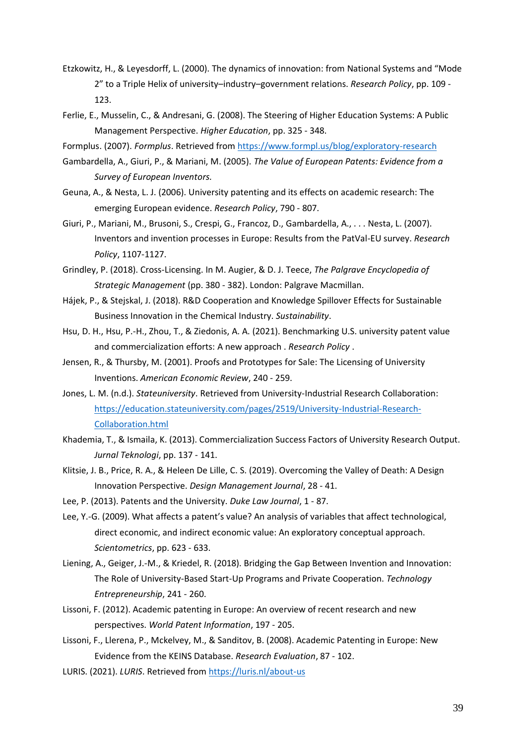Etzkowitz, H., & Leyesdorff, L. (2000). The dynamics of innovation: from National Systems and "Mode 2" to a Triple Helix of university–industry–government relations. *Research Policy*, pp. 109 - 123.

Ferlie, E., Musselin, C., & Andresani, G. (2008). The Steering of Higher Education Systems: A Public Management Perspective. *Higher Education*, pp. 325 - 348.

Formplus. (2007). *Formplus*. Retrieved from https://www.formpl.us/blog/exploratory-research

Gambardella, A., Giuri, P., & Mariani, M. (2005). *The Value of European Patents: Evidence from a Survey of European Inventors.*

Geuna, A., & Nesta, L. J. (2006). University patenting and its effects on academic research: The emerging European evidence. *Research Policy*, 790 - 807.

Giuri, P., Mariani, M., Brusoni, S., Crespi, G., Francoz, D., Gambardella, A., . . . Nesta, L. (2007). Inventors and invention processes in Europe: Results from the PatVal-EU survey. *Research Policy*, 1107-1127.

Grindley, P. (2018). Cross-Licensing. In M. Augier, & D. J. Teece, *The Palgrave Encyclopedia of Strategic Management* (pp. 380 - 382). London: Palgrave Macmillan.

Hájek, P., & Stejskal, J. (2018). R&D Cooperation and Knowledge Spillover Effects for Sustainable Business Innovation in the Chemical Industry. *Sustainability*.

Hsu, D. H., Hsu, P.-H., Zhou, T., & Ziedonis, A. A. (2021). Benchmarking U.S. university patent value and commercialization efforts: A new approach . *Research Policy* .

Jensen, R., & Thursby, M. (2001). Proofs and Prototypes for Sale: The Licensing of University Inventions. *American Economic Review*, 240 - 259.

Jones, L. M. (n.d.). *Stateuniversity*. Retrieved from University-Industrial Research Collaboration: https://education.stateuniversity.com/pages/2519/University-Industrial-Research-Collaboration.html

Khademia, T., & Ismaila, K. (2013). Commercialization Success Factors of University Research Output. *Jurnal Teknologi*, pp. 137 - 141.

Klitsie, J. B., Price, R. A., & Heleen De Lille, C. S. (2019). Overcoming the Valley of Death: A Design Innovation Perspective. *Design Management Journal*, 28 - 41.

Lee, P. (2013). Patents and the University. *Duke Law Journal*, 1 - 87.

Lee, Y.-G. (2009). What affects a patent's value? An analysis of variables that affect technological, direct economic, and indirect economic value: An exploratory conceptual approach. *Scientometrics*, pp. 623 - 633.

Liening, A., Geiger, J.-M., & Kriedel, R. (2018). Bridging the Gap Between Invention and Innovation: The Role of University-Based Start-Up Programs and Private Cooperation. *Technology Entrepreneurship*, 241 - 260.

Lissoni, F. (2012). Academic patenting in Europe: An overview of recent research and new perspectives. *World Patent Information*, 197 - 205.

Lissoni, F., Llerena, P., Mckelvey, M., & Sanditov, B. (2008). Academic Patenting in Europe: New Evidence from the KEINS Database. *Research Evaluation*, 87 - 102.

LURIS. (2021). *LURIS*. Retrieved from https://luris.nl/about-us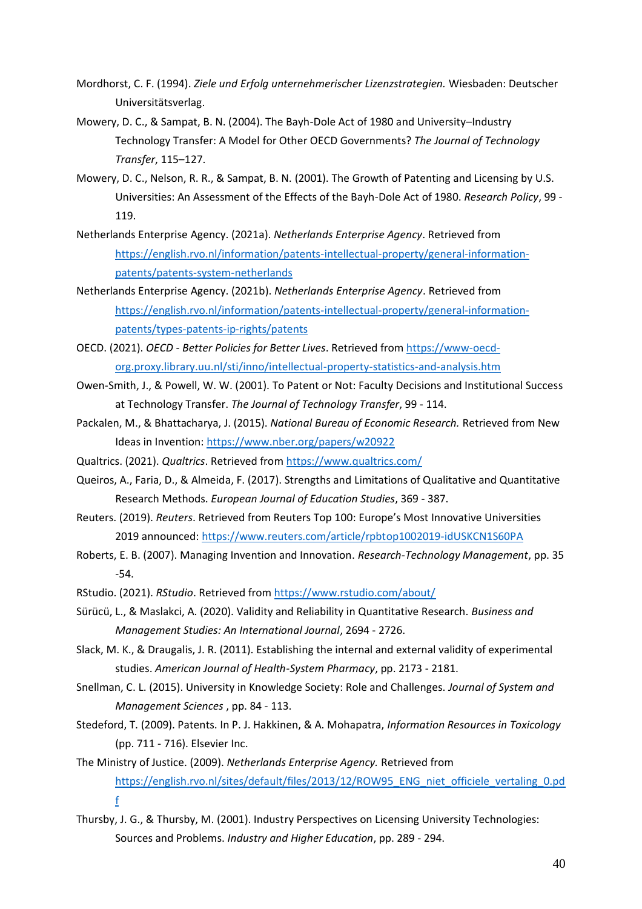Mordhorst, C. F. (1994). *Ziele und Erfolg unternehmerischer Lizenzstrategien.* Wiesbaden: Deutscher Universitätsverlag.

Mowery, D. C., & Sampat, B. N. (2004). The Bayh-Dole Act of 1980 and University–Industry Technology Transfer: A Model for Other OECD Governments? *The Journal of Technology Transfer*, 115–127.

Mowery, D. C., Nelson, R. R., & Sampat, B. N. (2001). The Growth of Patenting and Licensing by U.S. Universities: An Assessment of the Effects of the Bayh-Dole Act of 1980. *Research Policy*, 99 - 119.

Netherlands Enterprise Agency. (2021a). *Netherlands Enterprise Agency*. Retrieved from https://english.rvo.nl/information/patents-intellectual-property/general-information-patents/patents-system-netherlands

Netherlands Enterprise Agency. (2021b). *Netherlands Enterprise Agency*. Retrieved from https://english.rvo.nl/information/patents-intellectual-property/general-information-patents/types-patents-ip-rights/patents

OECD. (2021). *OECD - Better Policies for Better Lives*. Retrieved from https://www-oecd-org.proxy.library.uu.nl/sti/inno/intellectual-property-statistics-and-analysis.htm

Owen-Smith, J., & Powell, W. W. (2001). To Patent or Not: Faculty Decisions and Institutional Success at Technology Transfer. *The Journal of Technology Transfer*, 99 - 114.

Packalen, M., & Bhattacharya, J. (2015). *National Bureau of Economic Research.* Retrieved from New Ideas in Invention: https://www.nber.org/papers/w20922

Qualtrics. (2021). *Qualtrics*. Retrieved from https://www.qualtrics.com/

Queiros, A., Faria, D., & Almeida, F. (2017). Strengths and Limitations of Qualitative and Quantitative Research Methods. *European Journal of Education Studies*, 369 - 387.

Reuters. (2019). *Reuters*. Retrieved from Reuters Top 100: Europe's Most Innovative Universities 2019 announced: https://www.reuters.com/article/rpbtop1002019-idUSKCN1S60PA

Roberts, E. B. (2007). Managing Invention and Innovation. *Research-Technology Management*, pp. 35 -54.

RStudio. (2021). *RStudio*. Retrieved from https://www.rstudio.com/about/

Sürücü, L., & Maslakci, A. (2020). Validity and Reliability in Quantitative Research. *Business and Management Studies: An International Journal*, 2694 - 2726.

Slack, M. K., & Draugalis, J. R. (2011). Establishing the internal and external validity of experimental studies. *American Journal of Health-System Pharmacy*, pp. 2173 - 2181.

Snellman, C. L. (2015). University in Knowledge Society: Role and Challenges. *Journal of System and Management Sciences* , pp. 84 - 113.

Stedeford, T. (2009). Patents. In P. J. Hakkinen, & A. Mohapatra, *Information Resources in Toxicology* (pp. 711 - 716). Elsevier Inc.

The Ministry of Justice. (2009). *Netherlands Enterprise Agency.* Retrieved from https://english.rvo.nl/sites/default/files/2013/12/ROW95_ENG_niet_officiele_vertaling_0.pdf

Thursby, J. G., & Thursby, M. (2001). Industry Perspectives on Licensing University Technologies: Sources and Problems. *Industry and Higher Education*, pp. 289 - 294.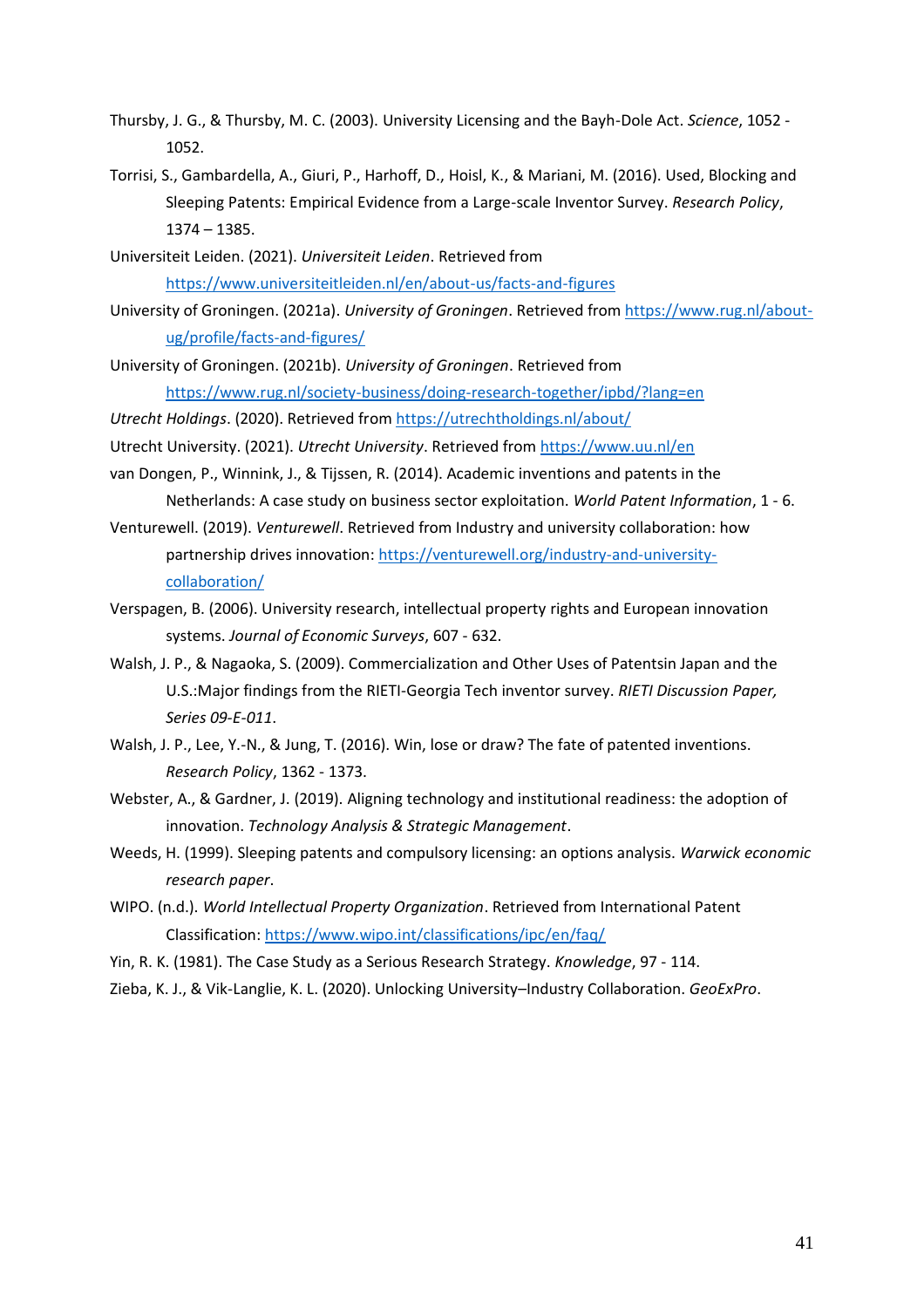Thursby, J. G., & Thursby, M. C. (2003). University Licensing and the Bayh-Dole Act. *Science*, 1052 - 1052.

Torrisi, S., Gambardella, A., Giuri, P., Harhoff, D., Hoisl, K., & Mariani, M. (2016). Used, Blocking and Sleeping Patents: Empirical Evidence from a Large-scale Inventor Survey. *Research Policy*, 1374 – 1385.

Universiteit Leiden. (2021). *Universiteit Leiden*. Retrieved from https://www.universiteitleiden.nl/en/about-us/facts-and-figures

University of Groningen. (2021a). *University of Groningen*. Retrieved from https://www.rug.nl/about-ug/profile/facts-and-figures/

University of Groningen. (2021b). *University of Groningen*. Retrieved from https://www.rug.nl/society-business/doing-research-together/ipbd/?lang=en

*Utrecht Holdings*. (2020). Retrieved from https://utrechtholdings.nl/about/

Utrecht University. (2021). *Utrecht University*. Retrieved from https://www.uu.nl/en

van Dongen, P., Winnink, J., & Tijssen, R. (2014). Academic inventions and patents in the Netherlands: A case study on business sector exploitation. *World Patent Information*, 1 - 6.

Venturewell. (2019). *Venturewell*. Retrieved from Industry and university collaboration: how partnership drives innovation: https://venturewell.org/industry-and-university-collaboration/

Verspagen, B. (2006). University research, intellectual property rights and European innovation systems. *Journal of Economic Surveys*, 607 - 632.

Walsh, J. P., & Nagaoka, S. (2009). Commercialization and Other Uses of Patentsin Japan and the U.S.:Major findings from the RIETI-Georgia Tech inventor survey. *RIETI Discussion Paper, Series 09-E-011*.

Walsh, J. P., Lee, Y.-N., & Jung, T. (2016). Win, lose or draw? The fate of patented inventions. *Research Policy*, 1362 - 1373.

Webster, A., & Gardner, J. (2019). Aligning technology and institutional readiness: the adoption of innovation. *Technology Analysis & Strategic Management*.

Weeds, H. (1999). Sleeping patents and compulsory licensing: an options analysis. *Warwick economic research paper*.

WIPO. (n.d.). *World Intellectual Property Organization*. Retrieved from International Patent Classification: https://www.wipo.int/classifications/ipc/en/faq/

Yin, R. K. (1981). The Case Study as a Serious Research Strategy. *Knowledge*, 97 - 114.

Zieba, K. J., & Vik-Langlie, K. L. (2020). Unlocking University–Industry Collaboration. *GeoExPro*.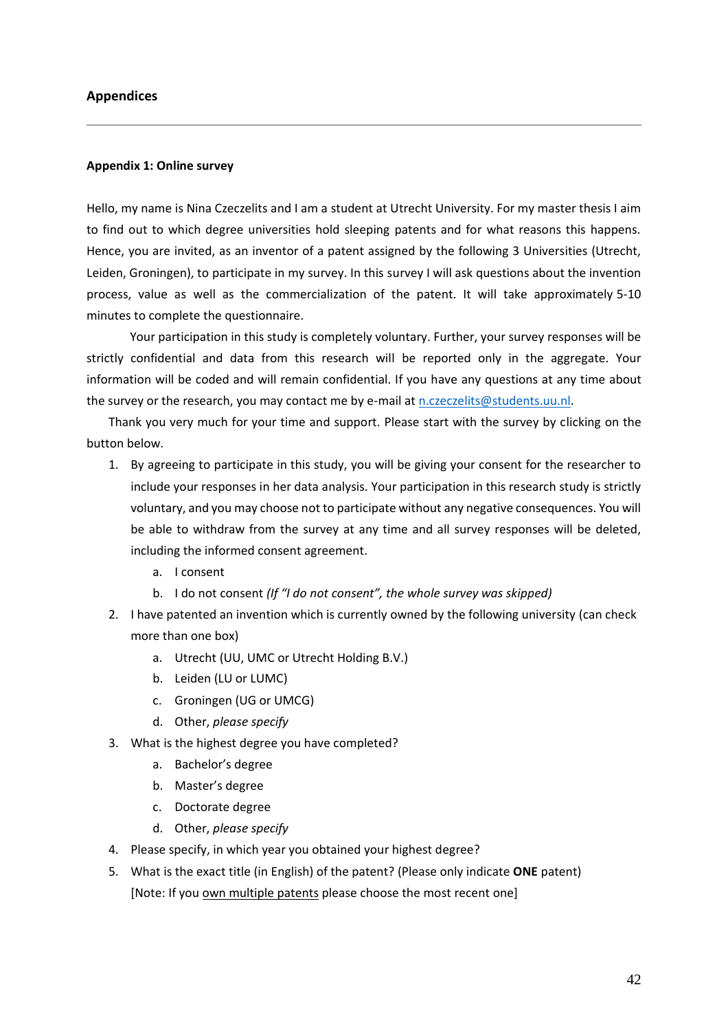## Appendices

### Appendix 1: Online survey

Hello, my name is Nina Czeczelits and I am a student at Utrecht University. For my master thesis I aim to find out to which degree universities hold sleeping patents and for what reasons this happens. Hence, you are invited, as an inventor of a patent assigned by the following 3 Universities (Utrecht, Leiden, Groningen), to participate in my survey. In this survey I will ask questions about the invention process, value as well as the commercialization of the patent. It will take approximately 5-10 minutes to complete the questionnaire.

Your participation in this study is completely voluntary. Further, your survey responses will be strictly confidential and data from this research will be reported only in the aggregate. Your information will be coded and will remain confidential. If you have any questions at any time about the survey or the research, you may contact me by e-mail at n.czeczelits@students.uu.nl.

Thank you very much for your time and support. Please start with the survey by clicking on the button below.

1. By agreeing to participate in this study, you will be giving your consent for the researcher to include your responses in her data analysis. Your participation in this research study is strictly voluntary, and you may choose not to participate without any negative consequences. You will be able to withdraw from the survey at any time and all survey responses will be deleted, including the informed consent agreement.
   a. I consent
   b. I do not consent *(If "I do not consent", the whole survey was skipped)*
2. I have patented an invention which is currently owned by the following university (can check more than one box)
   a. Utrecht (UU, UMC or Utrecht Holding B.V.)
   b. Leiden (LU or LUMC)
   c. Groningen (UG or UMCG)
   d. Other, *please specify*
3. What is the highest degree you have completed?
   a. Bachelor's degree
   b. Master's degree
   c. Doctorate degree
   d. Other, *please specify*
4. Please specify, in which year you obtained your highest degree?
5. What is the exact title (in English) of the patent? (Please only indicate **ONE** patent) [Note: If you own multiple patents please choose the most recent one]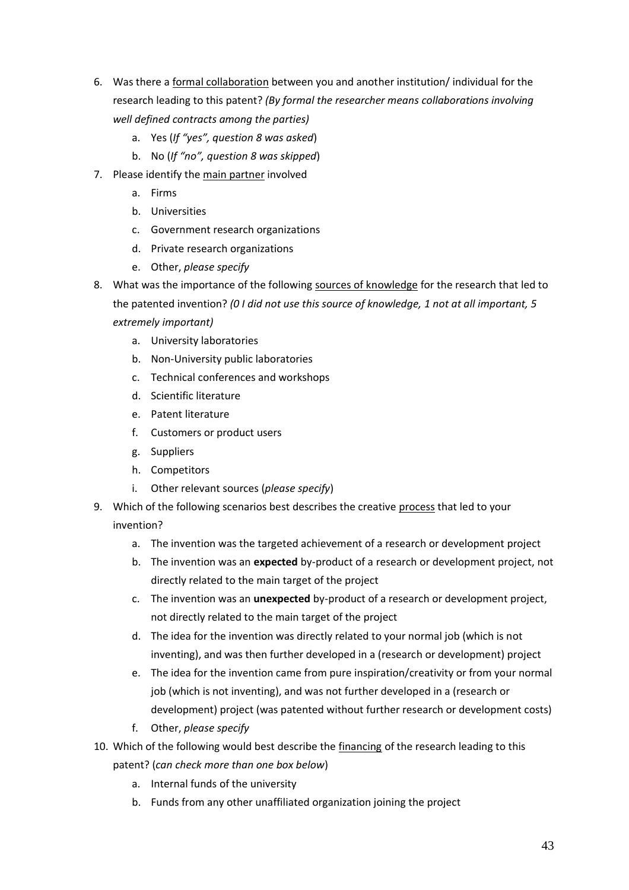6. Was there a <u>formal collaboration</u> between you and another institution/ individual for the research leading to this patent? *(By formal the researcher means collaborations involving well defined contracts among the parties)*
    a. Yes (*If "yes", question 8 was asked*)
    b. No (*If "no", question 8 was skipped*)
7. Please identify the <u>main partner</u> involved
    a. Firms
    b. Universities
    c. Government research organizations
    d. Private research organizations
    e. Other, *please specify*
8. What was the importance of the following <u>sources of knowledge</u> for the research that led to the patented invention? *(0 I did not use this source of knowledge, 1 not at all important, 5 extremely important)*
    a. University laboratories
    b. Non-University public laboratories
    c. Technical conferences and workshops
    d. Scientific literature
    e. Patent literature
    f. Customers or product users
    g. Suppliers
    h. Competitors
    i. Other relevant sources (*please specify*)
9. Which of the following scenarios best describes the creative <u>process</u> that led to your invention?
    a. The invention was the targeted achievement of a research or development project
    b. The invention was an **expected** by-product of a research or development project, not directly related to the main target of the project
    c. The invention was an **unexpected** by-product of a research or development project, not directly related to the main target of the project
    d. The idea for the invention was directly related to your normal job (which is not inventing), and was then further developed in a (research or development) project
    e. The idea for the invention came from pure inspiration/creativity or from your normal job (which is not inventing), and was not further developed in a (research or development) project (was patented without further research or development costs)
    f. Other, *please specify*
10. Which of the following would best describe the <u>financing</u> of the research leading to this patent? (*can check more than one box below*)
    a. Internal funds of the university
    b. Funds from any other unaffiliated organization joining the project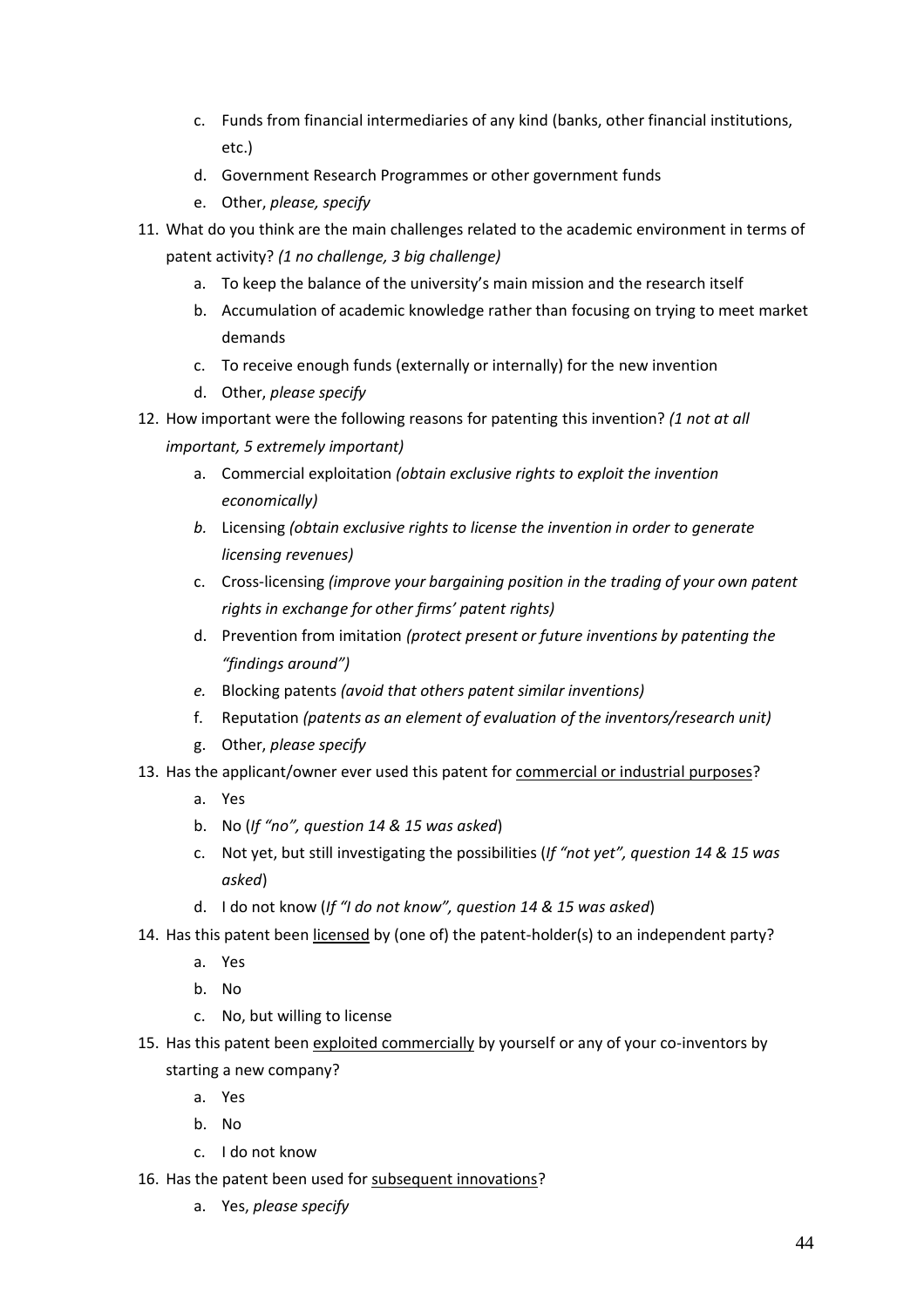c. Funds from financial intermediaries of any kind (banks, other financial institutions, etc.)
   d. Government Research Programmes or other government funds
   e. Other, *please, specify*

11. What do you think are the main challenges related to the academic environment in terms of patent activity? *(1 no challenge, 3 big challenge)*
    a. To keep the balance of the university's main mission and the research itself
    b. Accumulation of academic knowledge rather than focusing on trying to meet market demands
    c. To receive enough funds (externally or internally) for the new invention
    d. Other, *please specify*

12. How important were the following reasons for patenting this invention? *(1 not at all important, 5 extremely important)*
    a. Commercial exploitation *(obtain exclusive rights to exploit the invention economically)*
    *b.* Licensing *(obtain exclusive rights to license the invention in order to generate licensing revenues)*
    c. Cross-licensing *(improve your bargaining position in the trading of your own patent rights in exchange for other firms' patent rights)*
    d. Prevention from imitation *(protect present or future inventions by patenting the "findings around")*
    *e.* Blocking patents *(avoid that others patent similar inventions)*
    f. Reputation *(patents as an element of evaluation of the inventors/research unit)*
    g. Other, *please specify*

13. Has the applicant/owner ever used this patent for <u>commercial or industrial purposes</u>?
    a. Yes
    b. No (*If "no", question 14 & 15 was asked*)
    c. Not yet, but still investigating the possibilities (*If "not yet", question 14 & 15 was asked*)
    d. I do not know (*If "I do not know", question 14 & 15 was asked*)

14. Has this patent been <u>licensed</u> by (one of) the patent-holder(s) to an independent party?
    a. Yes
    b. No
    c. No, but willing to license

15. Has this patent been <u>exploited commercially</u> by yourself or any of your co-inventors by starting a new company?
    a. Yes
    b. No
    c. I do not know

16. Has the patent been used for <u>subsequent innovations</u>?
    a. Yes, *please specify*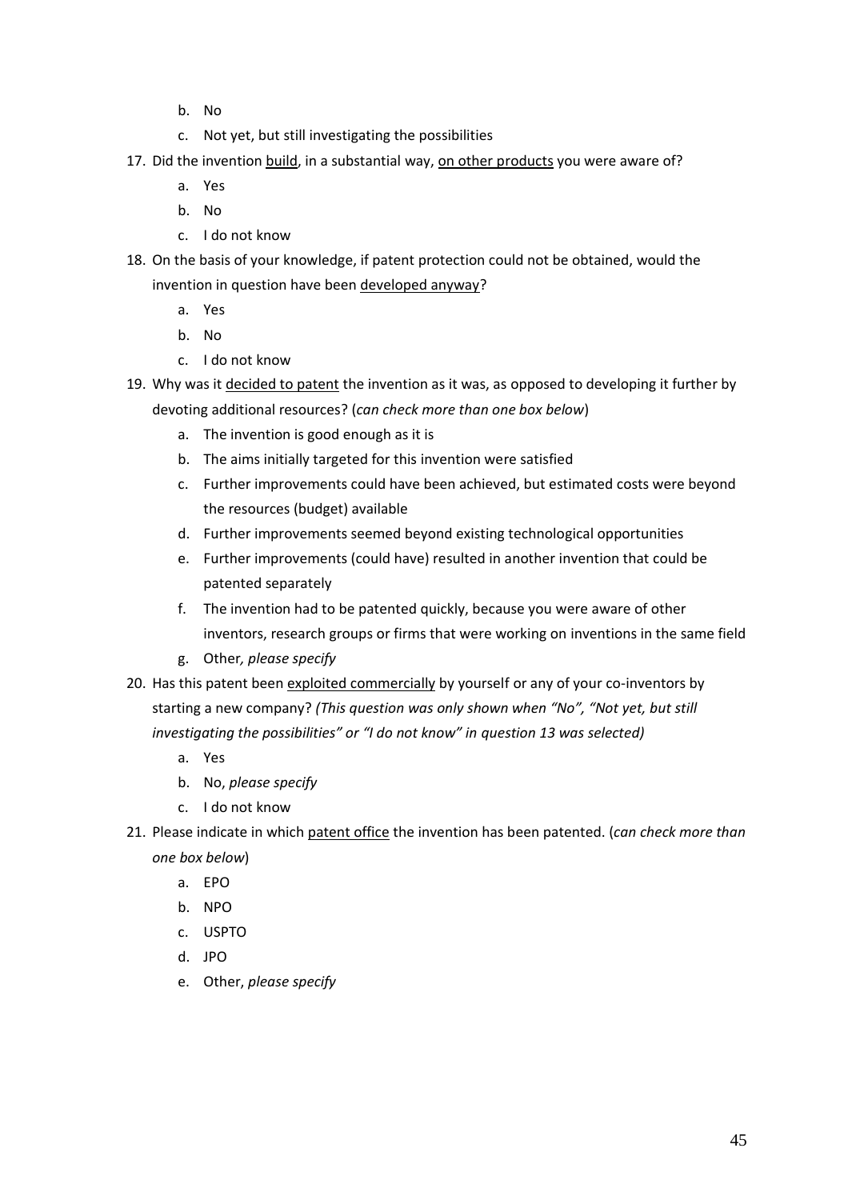b. No
   c. Not yet, but still investigating the possibilities

17. Did the invention <u>build</u>, in a substantial way, <u>on other products</u> you were aware of?
    a. Yes
    b. No
    c. I do not know

18. On the basis of your knowledge, if patent protection could not be obtained, would the invention in question have been <u>developed anyway</u>?
    a. Yes
    b. No
    c. I do not know

19. Why was it <u>decided to patent</u> the invention as it was, as opposed to developing it further by devoting additional resources? (*can check more than one box below*)
    a. The invention is good enough as it is
    b. The aims initially targeted for this invention were satisfied
    c. Further improvements could have been achieved, but estimated costs were beyond the resources (budget) available
    d. Further improvements seemed beyond existing technological opportunities
    e. Further improvements (could have) resulted in another invention that could be patented separately
    f. The invention had to be patented quickly, because you were aware of other inventors, research groups or firms that were working on inventions in the same field
    g. Other*, please specify*

20. Has this patent been <u>exploited commercially</u> by yourself or any of your co-inventors by starting a new company? *(This question was only shown when "No", "Not yet, but still investigating the possibilities" or "I do not know" in question 13 was selected)*
    a. Yes
    b. No, *please specify*
    c. I do not know

21. Please indicate in which <u>patent office</u> the invention has been patented. (*can check more than one box below*)
    a. EPO
    b. NPO
    c. USPTO
    d. JPO
    e. Other, *please specify*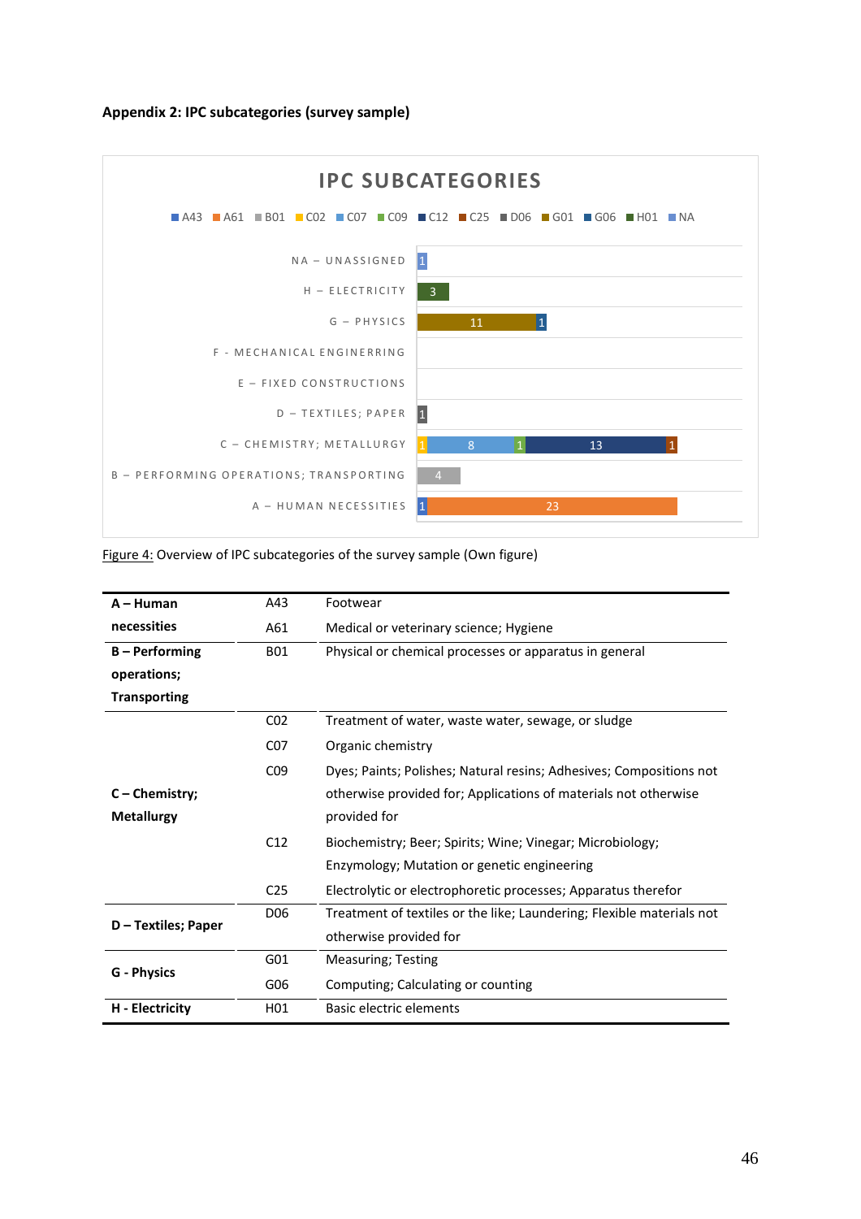**Appendix 2: IPC subcategories (survey sample)**

IPC SUBCATEGORIES

A43 A61 B01 C02 C07 C09 C12 C25 D06 G01 G06 H01 NA

| Category | Values |
|---|---|
| NA – UNASSIGNED | 1 |
| H – ELECTRICITY | 3 |
| G – PHYSICS | 11, 1 |
| F - MECHANICAL ENGINERRING | |
| E – FIXED CONSTRUCTIONS | |
| D – TEXTILES; PAPER | 1 |
| C – CHEMISTRY; METALLURGY | 1, 8, 1, 13, 1 |
| B – PERFORMING OPERATIONS; TRANSPORTING | 4 |
| A – HUMAN NECESSITIES | 1, 23 |

Figure 4: Overview of IPC subcategories of the survey sample (Own figure)

| | | |
|---|---|---|
| **A – Human necessities** | A43 | Footwear |
| | A61 | Medical or veterinary science; Hygiene |
| **B – Performing operations; Transporting** | B01 | Physical or chemical processes or apparatus in general |
| **C – Chemistry; Metallurgy** | C02 | Treatment of water, waste water, sewage, or sludge |
| | C07 | Organic chemistry |
| | C09 | Dyes; Paints; Polishes; Natural resins; Adhesives; Compositions not otherwise provided for; Applications of materials not otherwise provided for |
| | C12 | Biochemistry; Beer; Spirits; Wine; Vinegar; Microbiology; Enzymology; Mutation or genetic engineering |
| | C25 | Electrolytic or electrophoretic processes; Apparatus therefor |
| **D – Textiles; Paper** | D06 | Treatment of textiles or the like; Laundering; Flexible materials not otherwise provided for |
| **G - Physics** | G01 | Measuring; Testing |
| | G06 | Computing; Calculating or counting |
| **H - Electricity** | H01 | Basic electric elements |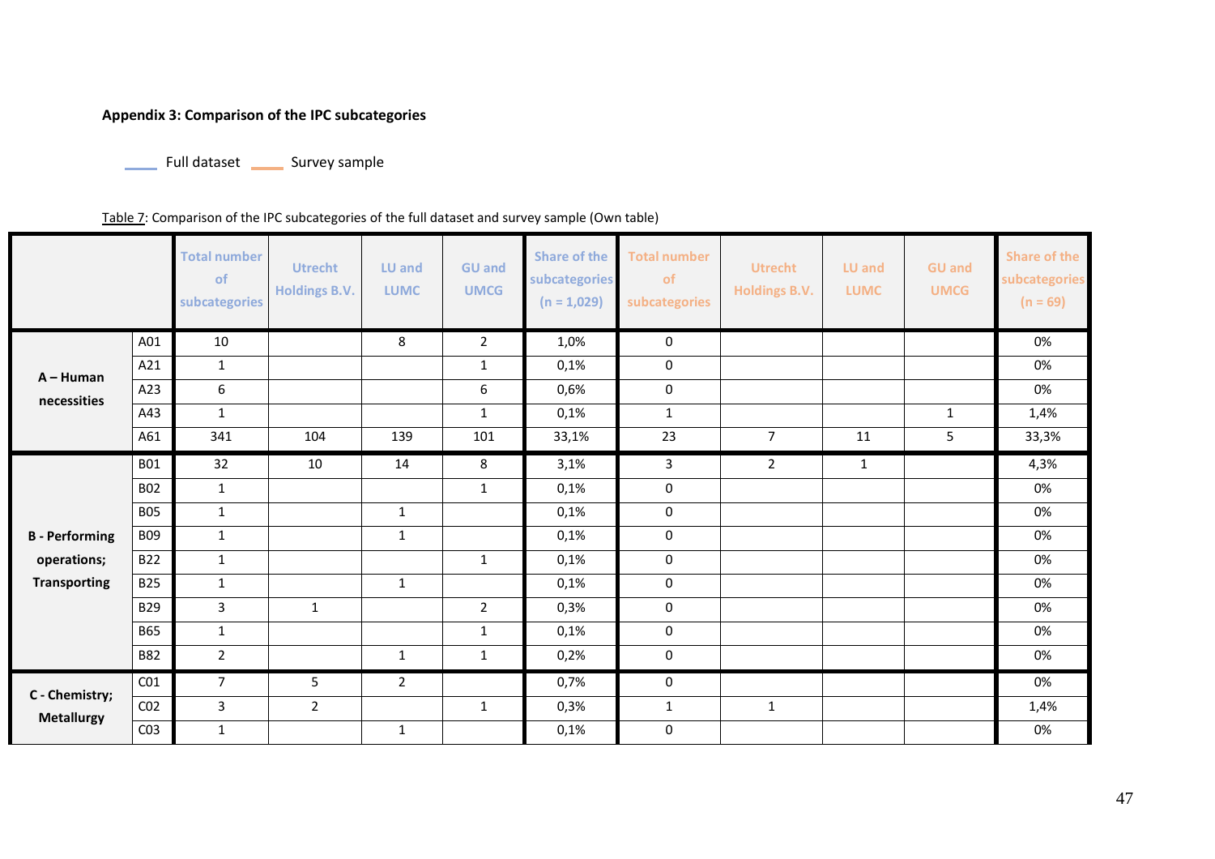**Appendix 3: Comparison of the IPC subcategories**

Full dataset   Survey sample

Table 7: Comparison of the IPC subcategories of the full dataset and survey sample (Own table)

| | | Total number of subcategories | Utrecht Holdings B.V. | LU and LUMC | GU and UMCG | Share of the subcategories (n = 1,029) | Total number of subcategories | Utrecht Holdings B.V. | LU and LUMC | GU and UMCG | Share of the subcategories (n = 69) |
|---|---|---|---|---|---|---|---|---|---|---|---|
| A – Human necessities | A01 | 10 | | 8 | 2 | 1,0% | 0 | | | | 0% |
| | A21 | 1 | | | 1 | 0,1% | 0 | | | | 0% |
| | A23 | 6 | | | 6 | 0,6% | 0 | | | | 0% |
| | A43 | 1 | | | 1 | 0,1% | 1 | | | 1 | 1,4% |
| | A61 | 341 | 104 | 139 | 101 | 33,1% | 23 | 7 | 11 | 5 | 33,3% |
| B - Performing operations; Transporting | B01 | 32 | 10 | 14 | 8 | 3,1% | 3 | 2 | 1 | | 4,3% |
| | B02 | 1 | | | 1 | 0,1% | 0 | | | | 0% |
| | B05 | 1 | | 1 | | 0,1% | 0 | | | | 0% |
| | B09 | 1 | | 1 | | 0,1% | 0 | | | | 0% |
| | B22 | 1 | | | 1 | 0,1% | 0 | | | | 0% |
| | B25 | 1 | | 1 | | 0,1% | 0 | | | | 0% |
| | B29 | 3 | 1 | | 2 | 0,3% | 0 | | | | 0% |
| | B65 | 1 | | | 1 | 0,1% | 0 | | | | 0% |
| | B82 | 2 | | 1 | 1 | 0,2% | 0 | | | | 0% |
| C - Chemistry; Metallurgy | C01 | 7 | 5 | 2 | | 0,7% | 0 | | | | 0% |
| | C02 | 3 | 2 | | 1 | 0,3% | 1 | 1 | | | 1,4% |
| | C03 | 1 | | 1 | | 0,1% | 0 | | | | 0% |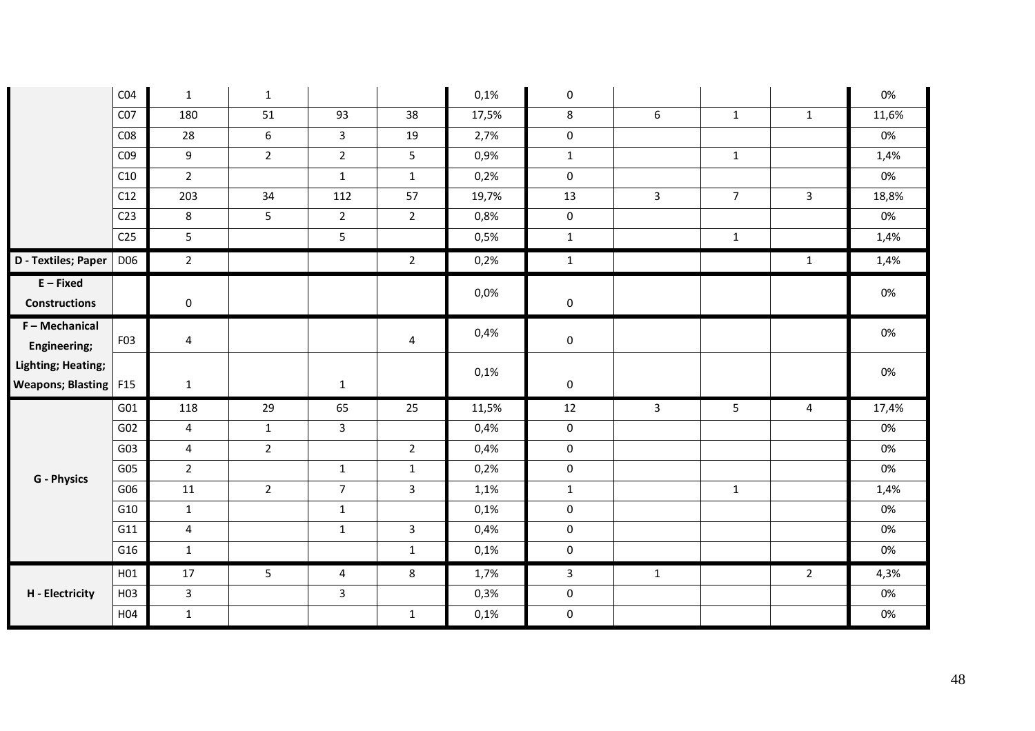| | | | | | | | | | | | |
|---|---|---|---|---|---|---|---|---|---|---|---|
| | C04 | 1 | 1 | | | 0,1% | 0 | | | | 0% |
| | C07 | 180 | 51 | 93 | 38 | 17,5% | 8 | 6 | 1 | 1 | 11,6% |
| | C08 | 28 | 6 | 3 | 19 | 2,7% | 0 | | | | 0% |
| | C09 | 9 | 2 | 2 | 5 | 0,9% | 1 | | 1 | | 1,4% |
| | C10 | 2 | | 1 | 1 | 0,2% | 0 | | | | 0% |
| | C12 | 203 | 34 | 112 | 57 | 19,7% | 13 | 3 | 7 | 3 | 18,8% |
| | C23 | 8 | 5 | 2 | 2 | 0,8% | 0 | | | | 0% |
| | C25 | 5 | | 5 | | 0,5% | 1 | | 1 | | 1,4% |
| **D - Textiles; Paper** | D06 | 2 | | | 2 | 0,2% | 1 | | | 1 | 1,4% |
| **E – Fixed Constructions** | | 0 | | | | 0,0% | 0 | | | | 0% |
| **F – Mechanical Engineering; Lighting; Heating; Weapons; Blasting** | F03 | 4 | | | 4 | 0,4% | 0 | | | | 0% |
| | F15 | 1 | | 1 | | 0,1% | 0 | | | | 0% |
| **G - Physics** | G01 | 118 | 29 | 65 | 25 | 11,5% | 12 | 3 | 5 | 4 | 17,4% |
| | G02 | 4 | 1 | 3 | | 0,4% | 0 | | | | 0% |
| | G03 | 4 | 2 | | 2 | 0,4% | 0 | | | | 0% |
| | G05 | 2 | | 1 | 1 | 0,2% | 0 | | | | 0% |
| | G06 | 11 | 2 | 7 | 3 | 1,1% | 1 | | 1 | | 1,4% |
| | G10 | 1 | | 1 | | 0,1% | 0 | | | | 0% |
| | G11 | 4 | | 1 | 3 | 0,4% | 0 | | | | 0% |
| | G16 | 1 | | | 1 | 0,1% | 0 | | | | 0% |
| **H - Electricity** | H01 | 17 | 5 | 4 | 8 | 1,7% | 3 | 1 | | 2 | 4,3% |
| | H03 | 3 | | 3 | | 0,3% | 0 | | | | 0% |
| | H04 | 1 | | | 1 | 0,1% | 0 | | | | 0% |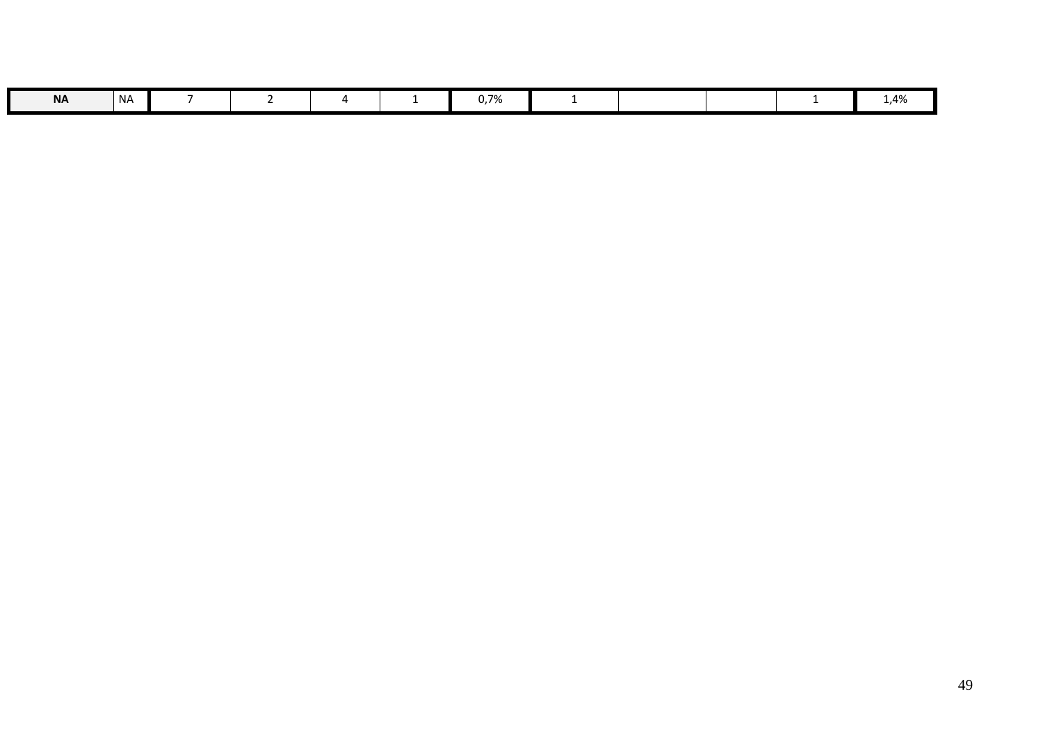| | | | | | | | | | | | |
|---|---|---|---|---|---|---|---|---|---|---|---|
| **NA** | NA | 7 | 2 | 4 | 1 | 0,7% | 1 | | | 1 | 1,4% |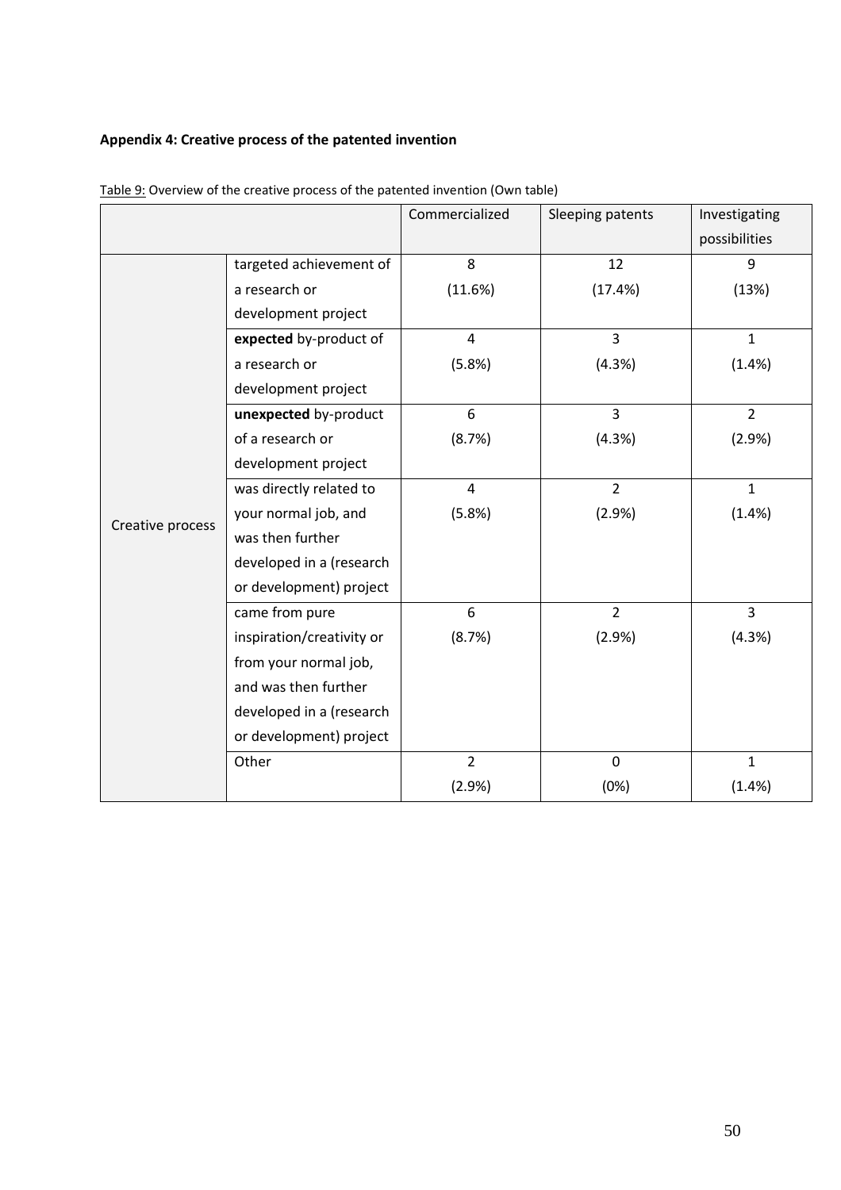## Appendix 4: Creative process of the patented invention

Table 9: Overview of the creative process of the patented invention (Own table)

| | | Commercialized | Sleeping patents | Investigating possibilities |
|---|---|---|---|---|
| Creative process | targeted achievement of a research or development project | 8 (11.6%) | 12 (17.4%) | 9 (13%) |
| | **expected** by-product of a research or development project | 4 (5.8%) | 3 (4.3%) | 1 (1.4%) |
| | **unexpected** by-product of a research or development project | 6 (8.7%) | 3 (4.3%) | 2 (2.9%) |
| | was directly related to your normal job, and was then further developed in a (research or development) project | 4 (5.8%) | 2 (2.9%) | 1 (1.4%) |
| | came from pure inspiration/creativity or from your normal job, and was then further developed in a (research or development) project | 6 (8.7%) | 2 (2.9%) | 3 (4.3%) |
| | Other | 2 (2.9%) | 0 (0%) | 1 (1.4%) |